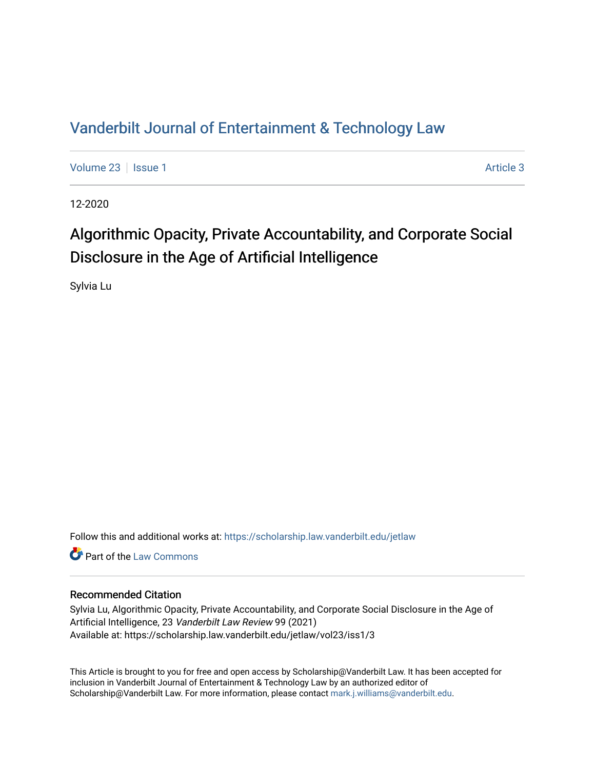# Vanderbilt Journal of Entertainment & Technology Law

Volume 23 | Issue 1 | Article 3

12-2020

## Algorithmic Opacity, Private Accountability, and Corporate Social Disclosure in the Age of Artificial Intelligence

Sylvia Lu

Follow this and additional works at: https://scholarship.law.vanderbilt.edu/jetlaw

Part of the Law Commons

### Recommended Citation

Sylvia Lu, Algorithmic Opacity, Private Accountability, and Corporate Social Disclosure in the Age of Artificial Intelligence, 23 *Vanderbilt Law Review* 99 (2021)
Available at: https://scholarship.law.vanderbilt.edu/jetlaw/vol23/iss1/3

This Article is brought to you for free and open access by Scholarship@Vanderbilt Law. It has been accepted for inclusion in Vanderbilt Journal of Entertainment & Technology Law by an authorized editor of Scholarship@Vanderbilt Law. For more information, please contact mark.j.williams@vanderbilt.edu.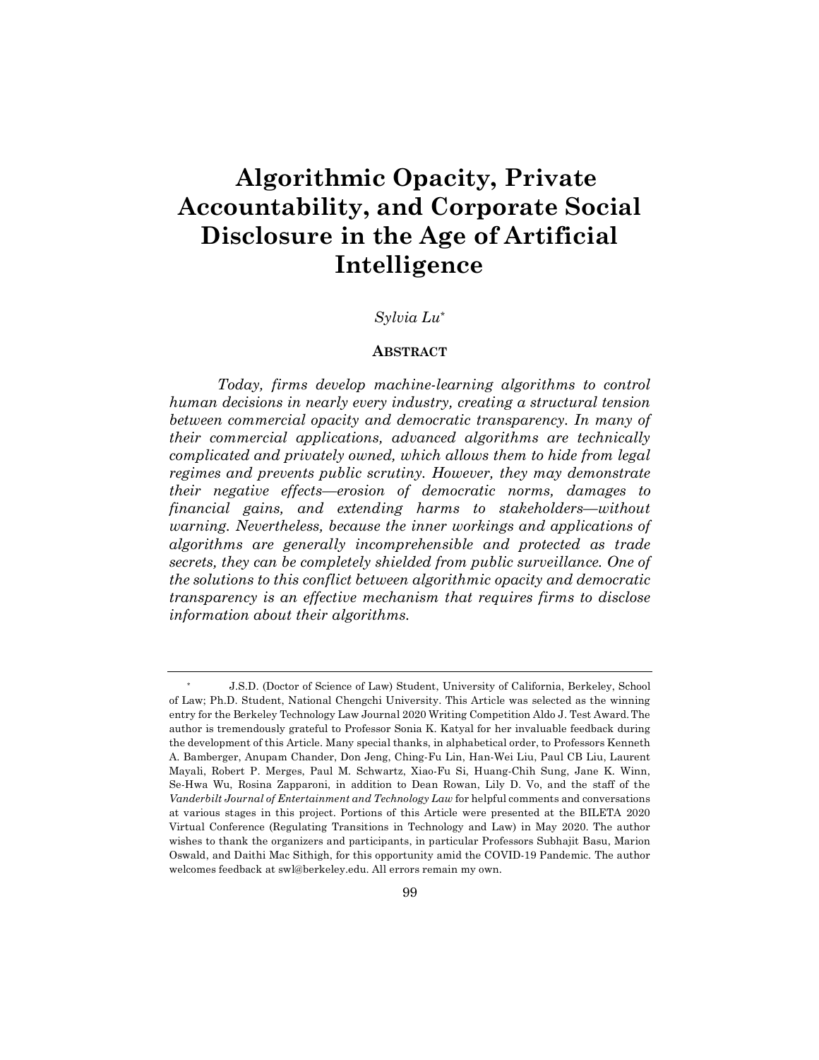# Algorithmic Opacity, Private Accountability, and Corporate Social Disclosure in the Age of Artificial Intelligence

*Sylvia Lu*\*

## ABSTRACT

*Today, firms develop machine-learning algorithms to control human decisions in nearly every industry, creating a structural tension between commercial opacity and democratic transparency. In many of their commercial applications, advanced algorithms are technically complicated and privately owned, which allows them to hide from legal regimes and prevents public scrutiny. However, they may demonstrate their negative effects—erosion of democratic norms, damages to financial gains, and extending harms to stakeholders—without warning. Nevertheless, because the inner workings and applications of algorithms are generally incomprehensible and protected as trade secrets, they can be completely shielded from public surveillance. One of the solutions to this conflict between algorithmic opacity and democratic transparency is an effective mechanism that requires firms to disclose information about their algorithms.*

---

\* J.S.D. (Doctor of Science of Law) Student, University of California, Berkeley, School of Law; Ph.D. Student, National Chengchi University. This Article was selected as the winning entry for the Berkeley Technology Law Journal 2020 Writing Competition Aldo J. Test Award. The author is tremendously grateful to Professor Sonia K. Katyal for her invaluable feedback during the development of this Article. Many special thanks, in alphabetical order, to Professors Kenneth A. Bamberger, Anupam Chander, Don Jeng, Ching-Fu Lin, Han-Wei Liu, Paul CB Liu, Laurent Mayali, Robert P. Merges, Paul M. Schwartz, Xiao-Fu Si, Huang-Chih Sung, Jane K. Winn, Se-Hwa Wu, Rosina Zapparoni, in addition to Dean Rowan, Lily D. Vo, and the staff of the *Vanderbilt Journal of Entertainment and Technology Law* for helpful comments and conversations at various stages in this project. Portions of this Article were presented at the BILETA 2020 Virtual Conference (Regulating Transitions in Technology and Law) in May 2020. The author wishes to thank the organizers and participants, in particular Professors Subhajit Basu, Marion Oswald, and Daithi Mac Sithigh, for this opportunity amid the COVID-19 Pandemic. The author welcomes feedback at swl@berkeley.edu. All errors remain my own.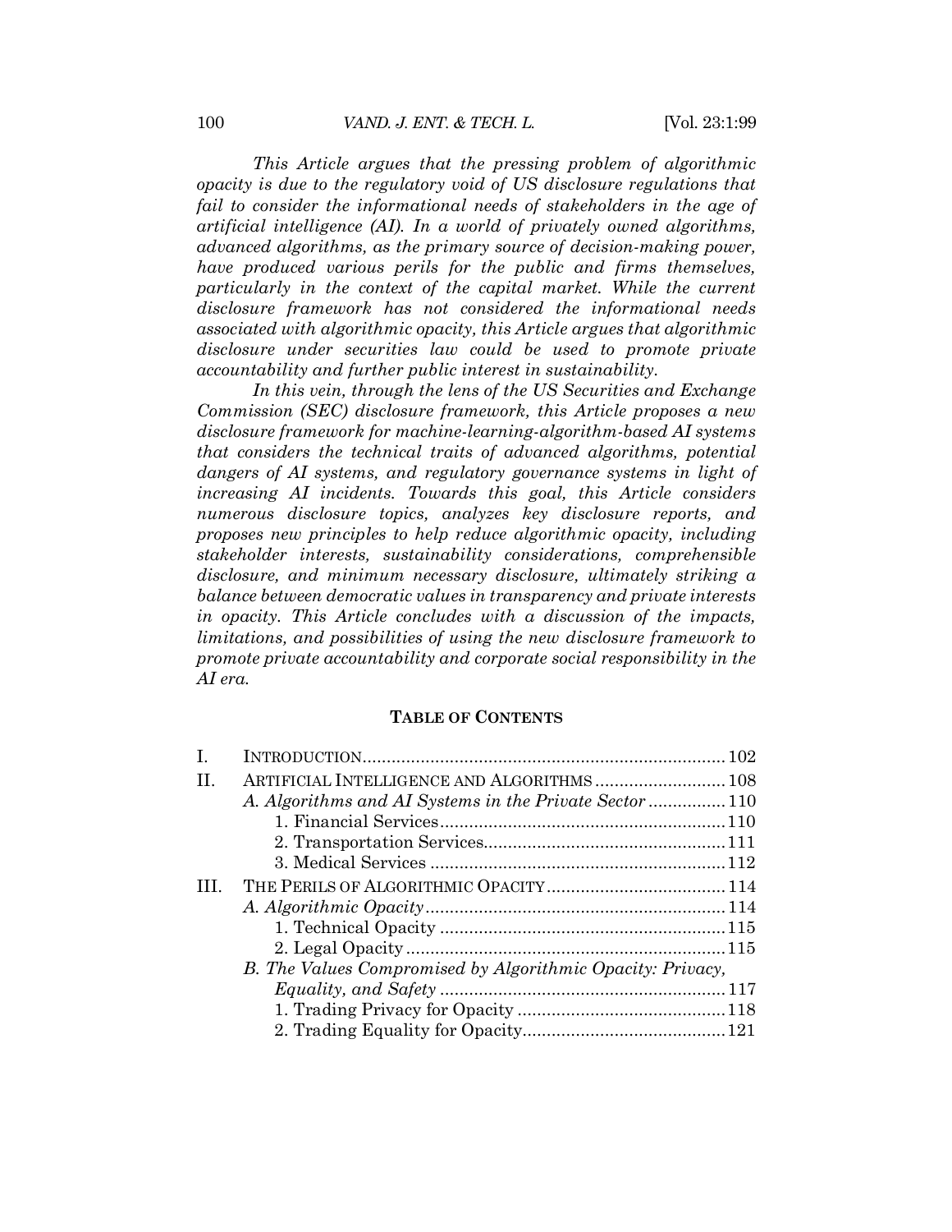*This Article argues that the pressing problem of algorithmic opacity is due to the regulatory void of US disclosure regulations that fail to consider the informational needs of stakeholders in the age of artificial intelligence (AI). In a world of privately owned algorithms, advanced algorithms, as the primary source of decision-making power, have produced various perils for the public and firms themselves, particularly in the context of the capital market. While the current disclosure framework has not considered the informational needs associated with algorithmic opacity, this Article argues that algorithmic disclosure under securities law could be used to promote private accountability and further public interest in sustainability.*

*In this vein, through the lens of the US Securities and Exchange Commission (SEC) disclosure framework, this Article proposes a new disclosure framework for machine-learning-algorithm-based AI systems that considers the technical traits of advanced algorithms, potential dangers of AI systems, and regulatory governance systems in light of increasing AI incidents. Towards this goal, this Article considers numerous disclosure topics, analyzes key disclosure reports, and proposes new principles to help reduce algorithmic opacity, including stakeholder interests, sustainability considerations, comprehensible disclosure, and minimum necessary disclosure, ultimately striking a balance between democratic values in transparency and private interests in opacity. This Article concludes with a discussion of the impacts, limitations, and possibilities of using the new disclosure framework to promote private accountability and corporate social responsibility in the AI era.*

## TABLE OF CONTENTS

I. INTRODUCTION .......... 102
II. ARTIFICIAL INTELLIGENCE AND ALGORITHMS .......... 108
  *A. Algorithms and AI Systems in the Private Sector* .......... 110
    1. Financial Services .......... 110
    2. Transportation Services .......... 111
    3. Medical Services .......... 112
III. THE PERILS OF ALGORITHMIC OPACITY .......... 114
  *A. Algorithmic Opacity* .......... 114
    1. Technical Opacity .......... 115
    2. Legal Opacity .......... 115
  *B. The Values Compromised by Algorithmic Opacity: Privacy, Equality, and Safety* .......... 117
    1. Trading Privacy for Opacity .......... 118
    2. Trading Equality for Opacity .......... 121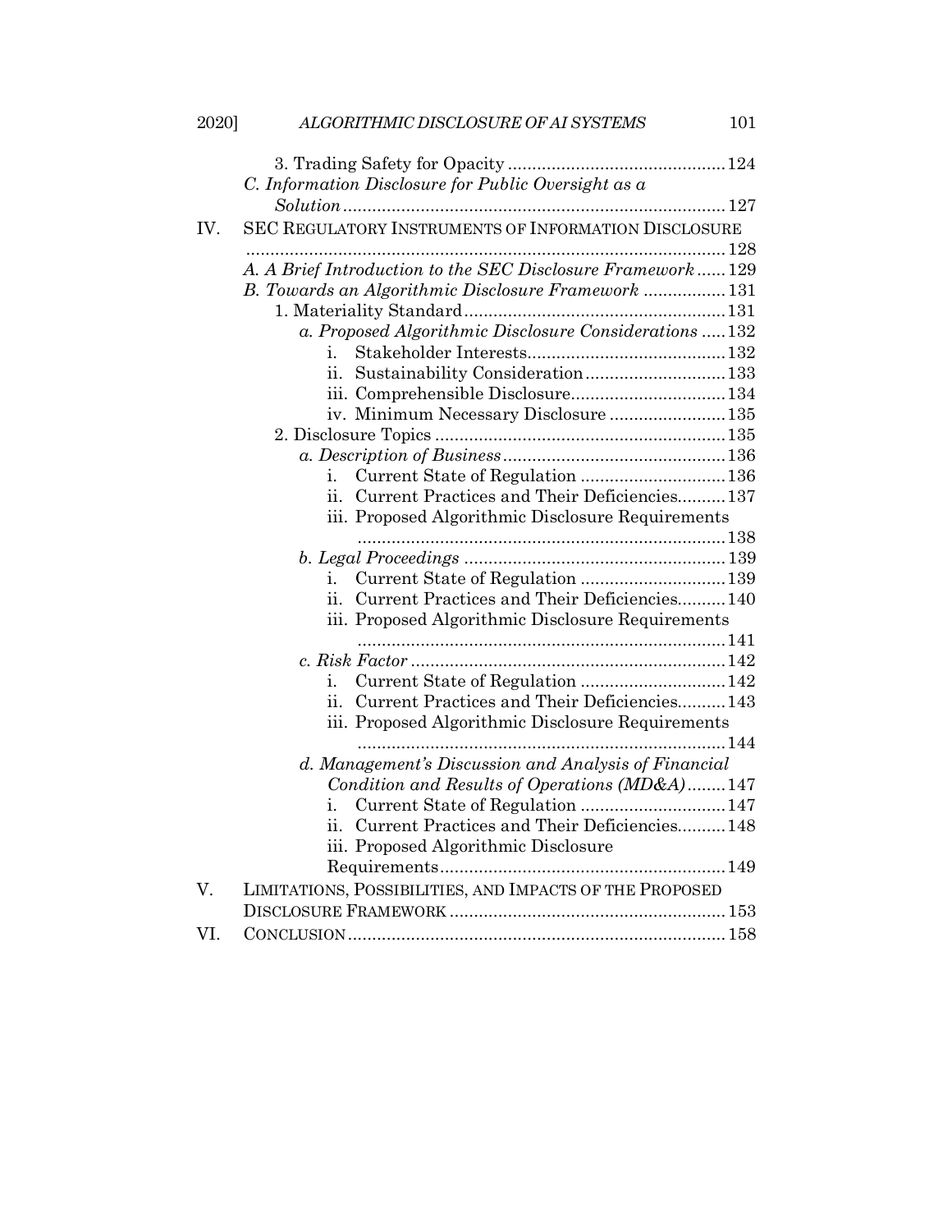3. Trading Safety for Opacity ........................................... 124

*C. Information Disclosure for Public Oversight as a Solution* ........................................................................... 127

IV. SEC REGULATORY INSTRUMENTS OF INFORMATION DISCLOSURE ................................................................................................. 128

*A. A Brief Introduction to the SEC Disclosure Framework* ...... 129

*B. Towards an Algorithmic Disclosure Framework* ................. 131

1. Materiality Standard ..................................................... 131

*a. Proposed Algorithmic Disclosure Considerations* ..... 132

i. Stakeholder Interests ......................................... 132

ii. Sustainability Consideration ............................. 133

iii. Comprehensible Disclosure ................................ 134

iv. Minimum Necessary Disclosure ........................ 135

2. Disclosure Topics ........................................................... 135

*a. Description of Business* ............................................. 136

i. Current State of Regulation .............................. 136

ii. Current Practices and Their Deficiencies .......... 137

iii. Proposed Algorithmic Disclosure Requirements ........................................................................... 138

*b. Legal Proceedings* ...................................................... 139

i. Current State of Regulation .............................. 139

ii. Current Practices and Their Deficiencies .......... 140

iii. Proposed Algorithmic Disclosure Requirements ........................................................................... 141

*c. Risk Factor* ................................................................ 142

i. Current State of Regulation .............................. 142

ii. Current Practices and Their Deficiencies .......... 143

iii. Proposed Algorithmic Disclosure Requirements ........................................................................... 144

*d. Management's Discussion and Analysis of Financial Condition and Results of Operations (MD&A)* ........ 147

i. Current State of Regulation .............................. 147

ii. Current Practices and Their Deficiencies .......... 148

iii. Proposed Algorithmic Disclosure Requirements ........................................................... 149

V. LIMITATIONS, POSSIBILITIES, AND IMPACTS OF THE PROPOSED DISCLOSURE FRAMEWORK ........................................................ 153

VI. CONCLUSION ............................................................................ 158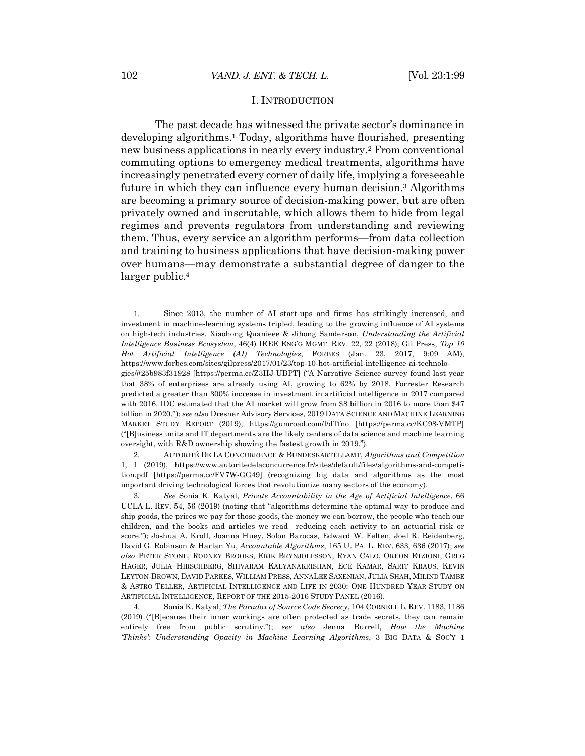## I. INTRODUCTION

The past decade has witnessed the private sector's dominance in developing algorithms.[1] Today, algorithms have flourished, presenting new business applications in nearly every industry.[2] From conventional commuting options to emergency medical treatments, algorithms have increasingly penetrated every corner of daily life, implying a foreseeable future in which they can influence every human decision.[3] Algorithms are becoming a primary source of decision-making power, but are often privately owned and inscrutable, which allows them to hide from legal regimes and prevents regulators from understanding and reviewing them. Thus, every service an algorithm performs—from data collection and training to business applications that have decision-making power over humans—may demonstrate a substantial degree of danger to the larger public.[4]

---

1. Since 2013, the number of AI start-ups and firms has strikingly increased, and investment in machine-learning systems tripled, leading to the growing influence of AI systems on high-tech industries. Xiaohong Quanieee & Jihong Sanderson, *Understanding the Artificial Intelligence Business Ecosystem*, 46(4) IEEE ENG'G MGMT. REV. 22, 22 (2018); Gil Press, *Top 10 Hot Artificial Intelligence (AI) Technologies*, FORBES (Jan. 23, 2017, 9:09 AM), https://www.forbes.com/sites/gilpress/2017/01/23/top-10-hot-artificial-intelligence-ai-technologies/#25b983f31928 [https://perma.cc/Z3HJ-UBPT] ("A Narrative Science survey found last year that 38% of enterprises are already using AI, growing to 62% by 2018. Forrester Research predicted a greater than 300% increase in investment in artificial intelligence in 2017 compared with 2016. IDC estimated that the AI market will grow from $8 billion in 2016 to more than $47 billion in 2020."); *see also* Dresner Advisory Services, 2019 DATA SCIENCE AND MACHINE LEARNING MARKET STUDY REPORT (2019), https://gumroad.com/l/dTfno [https://perma.cc/KC98-VMTP] ("[B]usiness units and IT departments are the likely centers of data science and machine learning oversight, with R&D ownership showing the fastest growth in 2019.").

2. AUTORITÉ DE LA CONCURRENCE & BUNDESKARTELLAMT, *Algorithms and Competition* 1, 1 (2019), https://www.autoritedelaconcurrence.fr/sites/default/files/algorithms-and-competition.pdf [https://perma.cc/FV7W-GG49] (recognizing big data and algorithms as the most important driving technological forces that revolutionize many sectors of the economy).

3. *See* Sonia K. Katyal, *Private Accountability in the Age of Artificial Intelligence*, 66 UCLA L. REV. 54, 56 (2019) (noting that "algorithms determine the optimal way to produce and ship goods, the prices we pay for those goods, the money we can borrow, the people who teach our children, and the books and articles we read—reducing each activity to an actuarial risk or score."); Joshua A. Kroll, Joanna Huey, Solon Barocas, Edward W. Felten, Joel R. Reidenberg, David G. Robinson & Harlan Yu, *Accountable Algorithms*, 165 U. PA. L. REV. 633, 636 (2017); *see also* PETER STONE, RODNEY BROOKS, ERIK BRYNJOLFSSON, RYAN CALO, OREON ETZIONI, GREG HAGER, JULIA HIRSCHBERG, SHIVARAM KALYANAKRISHAN, ECE KAMAR, SARIT KRAUS, KEVIN LEYTON-BROWN, DAVID PARKES, WILLIAM PRESS, ANNALEE SAXENIAN, JULIA SHAH, MILIND TAMBE & ASTRO TELLER, ARTIFICIAL INTELLIGENCE AND LIFE IN 2030: ONE HUNDRED YEAR STUDY ON ARTIFICIAL INTELLIGENCE, REPORT OF THE 2015-2016 STUDY PANEL (2016).

4. Sonia K. Katyal, *The Paradox of Source Code Secrecy*, 104 CORNELL L. REV. 1183, 1186 (2019) ("[B]ecause their inner workings are often protected as trade secrets, they can remain entirely free from public scrutiny."); *see also* Jenna Burrell, *How the Machine 'Thinks': Understanding Opacity in Machine Learning Algorithms*, 3 BIG DATA & SOC'Y 1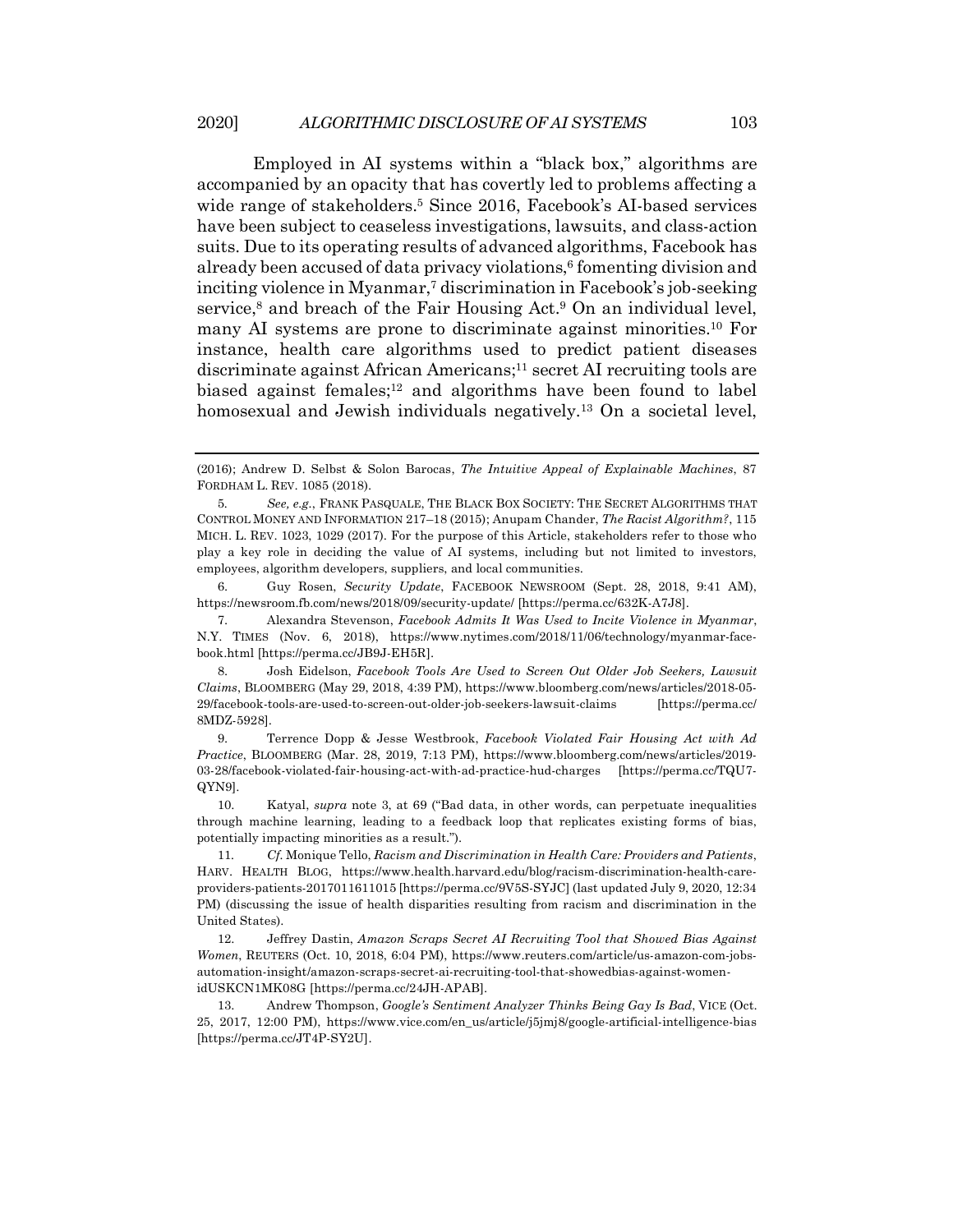Employed in AI systems within a "black box," algorithms are accompanied by an opacity that has covertly led to problems affecting a wide range of stakeholders.[5] Since 2016, Facebook's AI-based services have been subject to ceaseless investigations, lawsuits, and class-action suits. Due to its operating results of advanced algorithms, Facebook has already been accused of data privacy violations,[6] fomenting division and inciting violence in Myanmar,[7] discrimination in Facebook's job-seeking service,[8] and breach of the Fair Housing Act.[9] On an individual level, many AI systems are prone to discriminate against minorities.[10] For instance, health care algorithms used to predict patient diseases discriminate against African Americans;[11] secret AI recruiting tools are biased against females;[12] and algorithms have been found to label homosexual and Jewish individuals negatively.[13] On a societal level,

---

(2016); Andrew D. Selbst & Solon Barocas, *The Intuitive Appeal of Explainable Machines*, 87 FORDHAM L. REV. 1085 (2018).

5. *See, e.g.*, FRANK PASQUALE, THE BLACK BOX SOCIETY: THE SECRET ALGORITHMS THAT CONTROL MONEY AND INFORMATION 217–18 (2015); Anupam Chander, *The Racist Algorithm?*, 115 MICH. L. REV. 1023, 1029 (2017). For the purpose of this Article, stakeholders refer to those who play a key role in deciding the value of AI systems, including but not limited to investors, employees, algorithm developers, suppliers, and local communities.

6. Guy Rosen, *Security Update*, FACEBOOK NEWSROOM (Sept. 28, 2018, 9:41 AM), https://newsroom.fb.com/news/2018/09/security-update/ [https://perma.cc/632K-A7J8].

7. Alexandra Stevenson, *Facebook Admits It Was Used to Incite Violence in Myanmar*, N.Y. TIMES (Nov. 6, 2018), https://www.nytimes.com/2018/11/06/technology/myanmar-facebook.html [https://perma.cc/JB9J-EH5R].

8. Josh Eidelson, *Facebook Tools Are Used to Screen Out Older Job Seekers, Lawsuit Claims*, BLOOMBERG (May 29, 2018, 4:39 PM), https://www.bloomberg.com/news/articles/2018-05-29/facebook-tools-are-used-to-screen-out-older-job-seekers-lawsuit-claims [https://perma.cc/8MDZ-5928].

9. Terrence Dopp & Jesse Westbrook, *Facebook Violated Fair Housing Act with Ad Practice*, BLOOMBERG (Mar. 28, 2019, 7:13 PM), https://www.bloomberg.com/news/articles/2019-03-28/facebook-violated-fair-housing-act-with-ad-practice-hud-charges [https://perma.cc/TQU7-QYN9].

10. Katyal, *supra* note 3, at 69 ("Bad data, in other words, can perpetuate inequalities through machine learning, leading to a feedback loop that replicates existing forms of bias, potentially impacting minorities as a result.").

11. *Cf.* Monique Tello, *Racism and Discrimination in Health Care: Providers and Patients*, HARV. HEALTH BLOG, https://www.health.harvard.edu/blog/racism-discrimination-health-care-providers-patients-2017011611015 [https://perma.cc/9V5S-SYJC] (last updated July 9, 2020, 12:34 PM) (discussing the issue of health disparities resulting from racism and discrimination in the United States).

12. Jeffrey Dastin, *Amazon Scraps Secret AI Recruiting Tool that Showed Bias Against Women*, REUTERS (Oct. 10, 2018, 6:04 PM), https://www.reuters.com/article/us-amazon-com-jobs-automation-insight/amazon-scraps-secret-ai-recruiting-tool-that-showedbias-against-women-idUSKCN1MK08G [https://perma.cc/24JH-APAB].

13. Andrew Thompson, *Google's Sentiment Analyzer Thinks Being Gay Is Bad*, VICE (Oct. 25, 2017, 12:00 PM), https://www.vice.com/en_us/article/j5jmj8/google-artificial-intelligence-bias [https://perma.cc/JT4P-SY2U].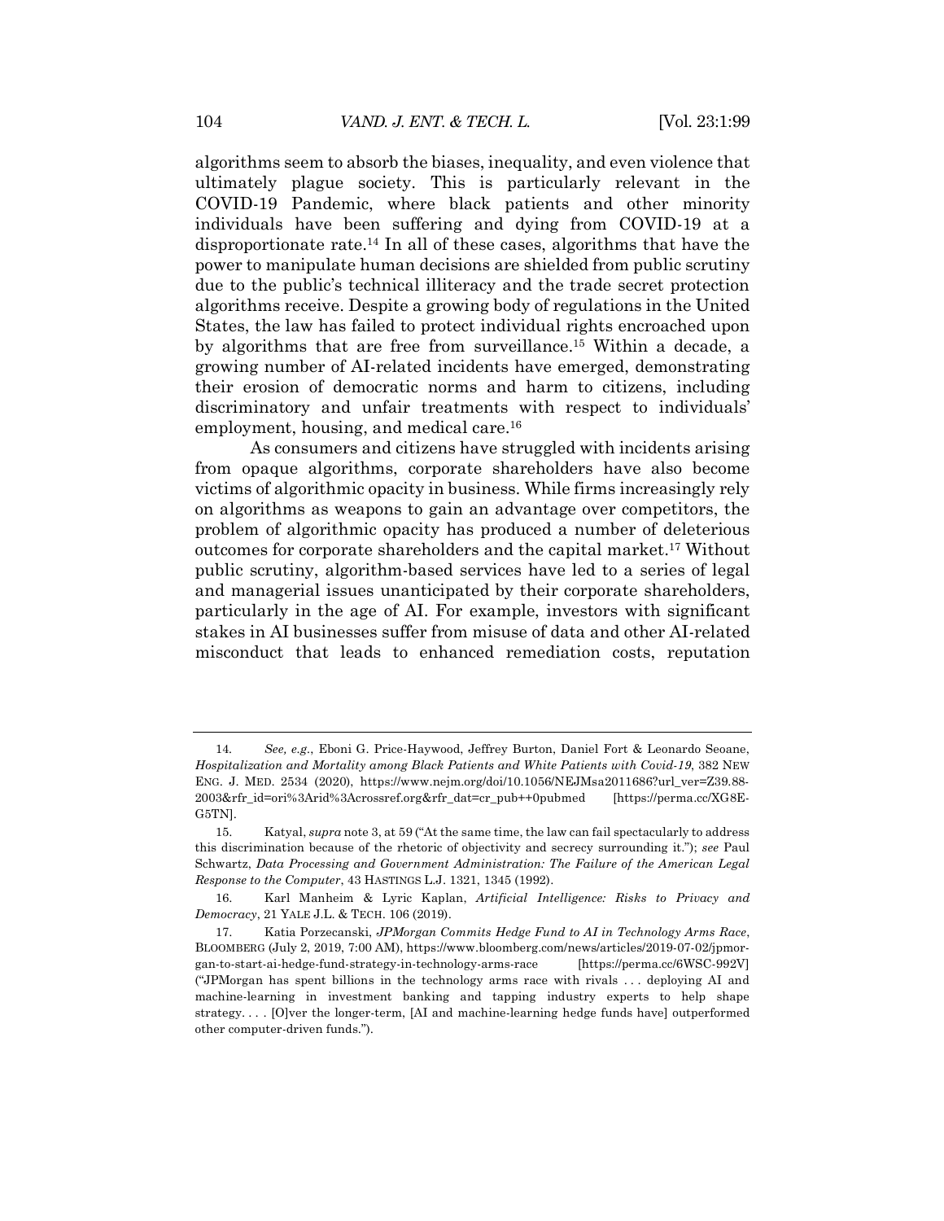algorithms seem to absorb the biases, inequality, and even violence that ultimately plague society. This is particularly relevant in the COVID-19 Pandemic, where black patients and other minority individuals have been suffering and dying from COVID-19 at a disproportionate rate.[14] In all of these cases, algorithms that have the power to manipulate human decisions are shielded from public scrutiny due to the public's technical illiteracy and the trade secret protection algorithms receive. Despite a growing body of regulations in the United States, the law has failed to protect individual rights encroached upon by algorithms that are free from surveillance.[15] Within a decade, a growing number of AI-related incidents have emerged, demonstrating their erosion of democratic norms and harm to citizens, including discriminatory and unfair treatments with respect to individuals' employment, housing, and medical care.[16]

As consumers and citizens have struggled with incidents arising from opaque algorithms, corporate shareholders have also become victims of algorithmic opacity in business. While firms increasingly rely on algorithms as weapons to gain an advantage over competitors, the problem of algorithmic opacity has produced a number of deleterious outcomes for corporate shareholders and the capital market.[17] Without public scrutiny, algorithm-based services have led to a series of legal and managerial issues unanticipated by their corporate shareholders, particularly in the age of AI. For example, investors with significant stakes in AI businesses suffer from misuse of data and other AI-related misconduct that leads to enhanced remediation costs, reputation

---

14. *See, e.g.*, Eboni G. Price-Haywood, Jeffrey Burton, Daniel Fort & Leonardo Seoane, *Hospitalization and Mortality among Black Patients and White Patients with Covid-19*, 382 NEW ENG. J. MED. 2534 (2020), https://www.nejm.org/doi/10.1056/NEJMsa2011686?url_ver=Z39.88-2003&rfr_id=ori%3Arid%3Acrossref.org&rfr_dat=cr_pub++0pubmed [https://perma.cc/XG8E-G5TN].

15. Katyal, *supra* note 3, at 59 ("At the same time, the law can fail spectacularly to address this discrimination because of the rhetoric of objectivity and secrecy surrounding it."); *see* Paul Schwartz, *Data Processing and Government Administration: The Failure of the American Legal Response to the Computer*, 43 HASTINGS L.J. 1321, 1345 (1992).

16. Karl Manheim & Lyric Kaplan, *Artificial Intelligence: Risks to Privacy and Democracy*, 21 YALE J.L. & TECH. 106 (2019).

17. Katia Porzecanski, *JPMorgan Commits Hedge Fund to AI in Technology Arms Race*, BLOOMBERG (July 2, 2019, 7:00 AM), https://www.bloomberg.com/news/articles/2019-07-02/jpmorgan-to-start-ai-hedge-fund-strategy-in-technology-arms-race [https://perma.cc/6WSC-992V] ("JPMorgan has spent billions in the technology arms race with rivals . . . deploying AI and machine-learning in investment banking and tapping industry experts to help shape strategy. . . . [O]ver the longer-term, [AI and machine-learning hedge funds have] outperformed other computer-driven funds.").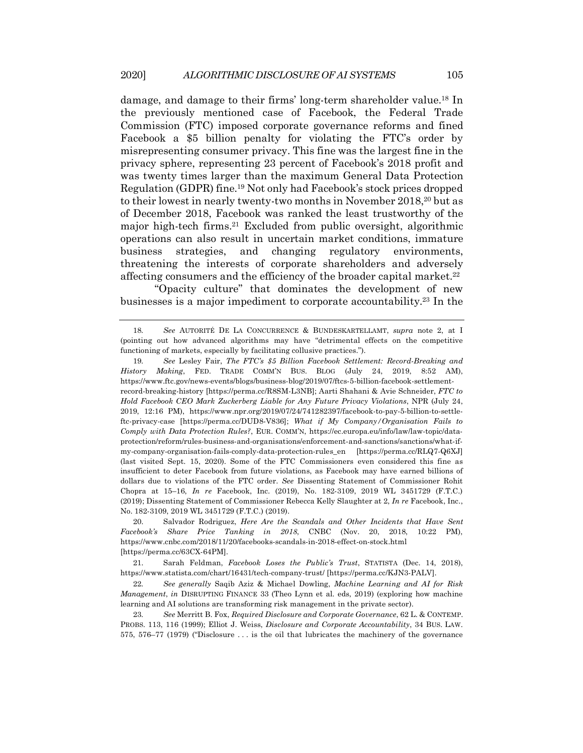damage, and damage to their firms' long-term shareholder value.[18] In the previously mentioned case of Facebook, the Federal Trade Commission (FTC) imposed corporate governance reforms and fined Facebook a $5 billion penalty for violating the FTC's order by misrepresenting consumer privacy. This fine was the largest fine in the privacy sphere, representing 23 percent of Facebook's 2018 profit and was twenty times larger than the maximum General Data Protection Regulation (GDPR) fine.[19] Not only had Facebook's stock prices dropped to their lowest in nearly twenty-two months in November 2018,[20] but as of December 2018, Facebook was ranked the least trustworthy of the major high-tech firms.[21] Excluded from public oversight, algorithmic operations can also result in uncertain market conditions, immature business strategies, and changing regulatory environments, threatening the interests of corporate shareholders and adversely affecting consumers and the efficiency of the broader capital market.[22]

"Opacity culture" that dominates the development of new businesses is a major impediment to corporate accountability.[23] In the

---

18. *See* AUTORITÉ DE LA CONCURRENCE & BUNDESKARTELLAMT, *supra* note 2, at I (pointing out how advanced algorithms may have "detrimental effects on the competitive functioning of markets, especially by facilitating collusive practices.").

19. *See* Lesley Fair, *The FTC's $5 Billion Facebook Settlement: Record-Breaking and History Making*, FED. TRADE COMM'N BUS. BLOG (July 24, 2019, 8:52 AM), https://www.ftc.gov/news-events/blogs/business-blog/2019/07/ftcs-5-billion-facebook-settlement-record-breaking-history [https://perma.cc/R8SM-L3NB]; Aarti Shahani & Avie Schneider, *FTC to Hold Facebook CEO Mark Zuckerberg Liable for Any Future Privacy Violations*, NPR (July 24, 2019, 12:16 PM), https://www.npr.org/2019/07/24/741282397/facebook-to-pay-5-billion-to-settle-ftc-privacy-case [https://perma.cc/DUD8-V836]; *What if My Company/Organisation Fails to Comply with Data Protection Rules?*, EUR. COMM'N, https://ec.europa.eu/info/law/law-topic/data-protection/reform/rules-business-and-organisations/enforcement-and-sanctions/sanctions/what-if-my-company-organisation-fails-comply-data-protection-rules_en [https://perma.cc/RLQ7-Q6XJ] (last visited Sept. 15, 2020). Some of the FTC Commissioners even considered this fine as insufficient to deter Facebook from future violations, as Facebook may have earned billions of dollars due to violations of the FTC order. *See* Dissenting Statement of Commissioner Rohit Chopra at 15–16, *In re* Facebook, Inc. (2019), No. 182-3109, 2019 WL 3451729 (F.T.C.) (2019); Dissenting Statement of Commissioner Rebecca Kelly Slaughter at 2, *In re* Facebook, Inc., No. 182-3109, 2019 WL 3451729 (F.T.C.) (2019).

20. Salvador Rodriguez, *Here Are the Scandals and Other Incidents that Have Sent Facebook's Share Price Tanking in 2018*, CNBC (Nov. 20, 2018, 10:22 PM), https://www.cnbc.com/2018/11/20/facebooks-scandals-in-2018-effect-on-stock.html [https://perma.cc/63CX-64PM].

21. Sarah Feldman, *Facebook Loses the Public's Trust*, STATISTA (Dec. 14, 2018), https://www.statista.com/chart/16431/tech-company-trust/ [https://perma.cc/KJN3-PALV].

22. *See generally* Saqib Aziz & Michael Dowling, *Machine Learning and AI for Risk Management*, *in* DISRUPTING FINANCE 33 (Theo Lynn et al. eds, 2019) (exploring how machine learning and AI solutions are transforming risk management in the private sector).

23. *See* Merritt B. Fox, *Required Disclosure and Corporate Governance*, 62 L. & CONTEMP. PROBS. 113, 116 (1999); Elliot J. Weiss, *Disclosure and Corporate Accountability*, 34 BUS. LAW. 575, 576–77 (1979) ("Disclosure . . . is the oil that lubricates the machinery of the governance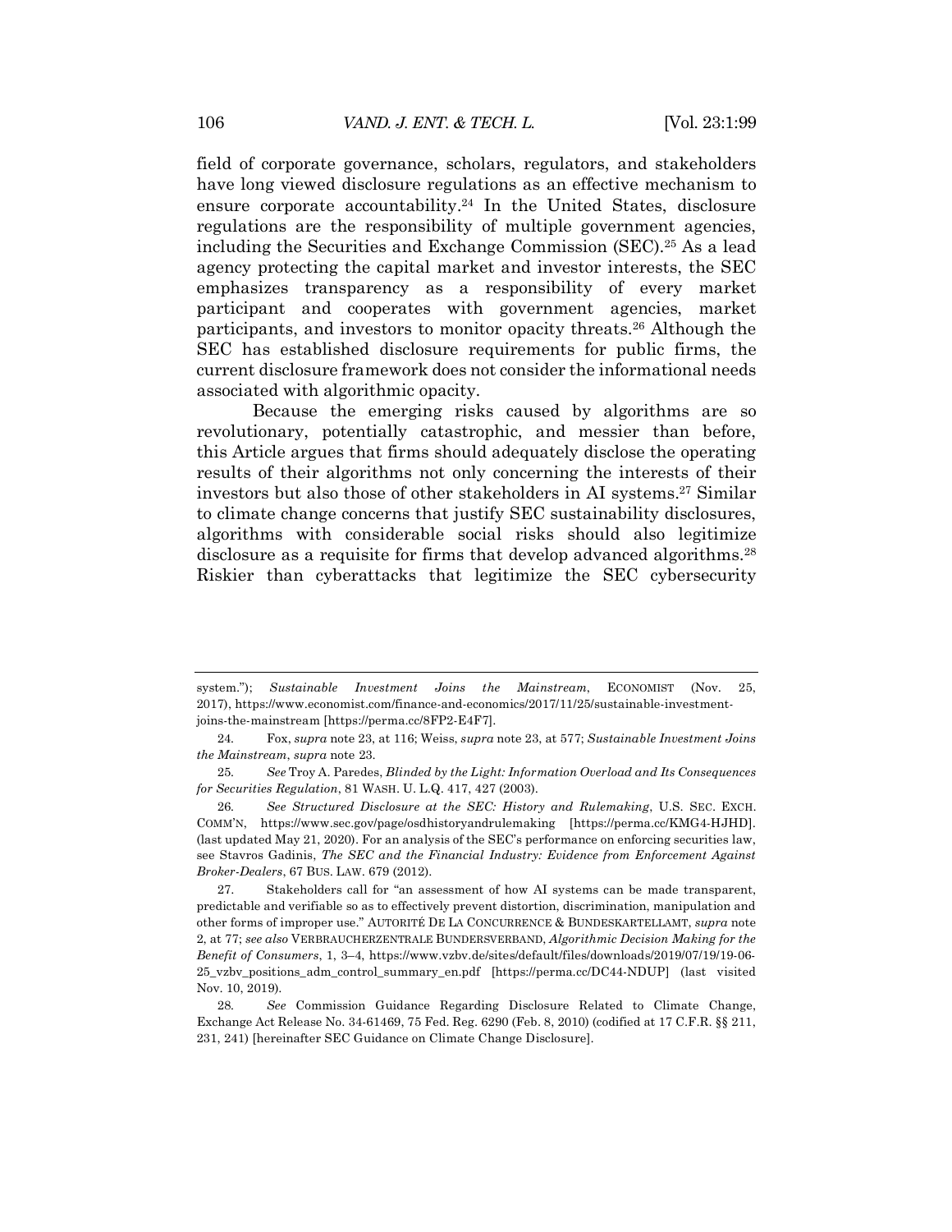field of corporate governance, scholars, regulators, and stakeholders have long viewed disclosure regulations as an effective mechanism to ensure corporate accountability.[24] In the United States, disclosure regulations are the responsibility of multiple government agencies, including the Securities and Exchange Commission (SEC).[25] As a lead agency protecting the capital market and investor interests, the SEC emphasizes transparency as a responsibility of every market participant and cooperates with government agencies, market participants, and investors to monitor opacity threats.[26] Although the SEC has established disclosure requirements for public firms, the current disclosure framework does not consider the informational needs associated with algorithmic opacity.

Because the emerging risks caused by algorithms are so revolutionary, potentially catastrophic, and messier than before, this Article argues that firms should adequately disclose the operating results of their algorithms not only concerning the interests of their investors but also those of other stakeholders in AI systems.[27] Similar to climate change concerns that justify SEC sustainability disclosures, algorithms with considerable social risks should also legitimize disclosure as a requisite for firms that develop advanced algorithms.[28] Riskier than cyberattacks that legitimize the SEC cybersecurity

---

system."); *Sustainable Investment Joins the Mainstream*, ECONOMIST (Nov. 25, 2017), https://www.economist.com/finance-and-economics/2017/11/25/sustainable-investment-joins-the-mainstream [https://perma.cc/8FP2-E4F7].

24. Fox, *supra* note 23, at 116; Weiss, *supra* note 23, at 577; *Sustainable Investment Joins the Mainstream*, *supra* note 23.

25. *See* Troy A. Paredes, *Blinded by the Light: Information Overload and Its Consequences for Securities Regulation*, 81 WASH. U. L.Q. 417, 427 (2003).

26. *See Structured Disclosure at the SEC: History and Rulemaking*, U.S. SEC. EXCH. COMM'N, https://www.sec.gov/page/osdhistoryandrulemaking [https://perma.cc/KMG4-HJHD]. (last updated May 21, 2020). For an analysis of the SEC's performance on enforcing securities law, see Stavros Gadinis, *The SEC and the Financial Industry: Evidence from Enforcement Against Broker-Dealers*, 67 BUS. LAW. 679 (2012).

27. Stakeholders call for "an assessment of how AI systems can be made transparent, predictable and verifiable so as to effectively prevent distortion, discrimination, manipulation and other forms of improper use." AUTORITÉ DE LA CONCURRENCE & BUNDESKARTELLAMT, *supra* note 2, at 77; *see also* VERBRAUCHERZENTRALE BUNDERSVERBAND, *Algorithmic Decision Making for the Benefit of Consumers*, 1, 3–4, https://www.vzbv.de/sites/default/files/downloads/2019/07/19/19-06-25_vzbv_positions_adm_control_summary_en.pdf [https://perma.cc/DC44-NDUP] (last visited Nov. 10, 2019).

28. *See* Commission Guidance Regarding Disclosure Related to Climate Change, Exchange Act Release No. 34-61469, 75 Fed. Reg. 6290 (Feb. 8, 2010) (codified at 17 C.F.R. §§ 211, 231, 241) [hereinafter SEC Guidance on Climate Change Disclosure].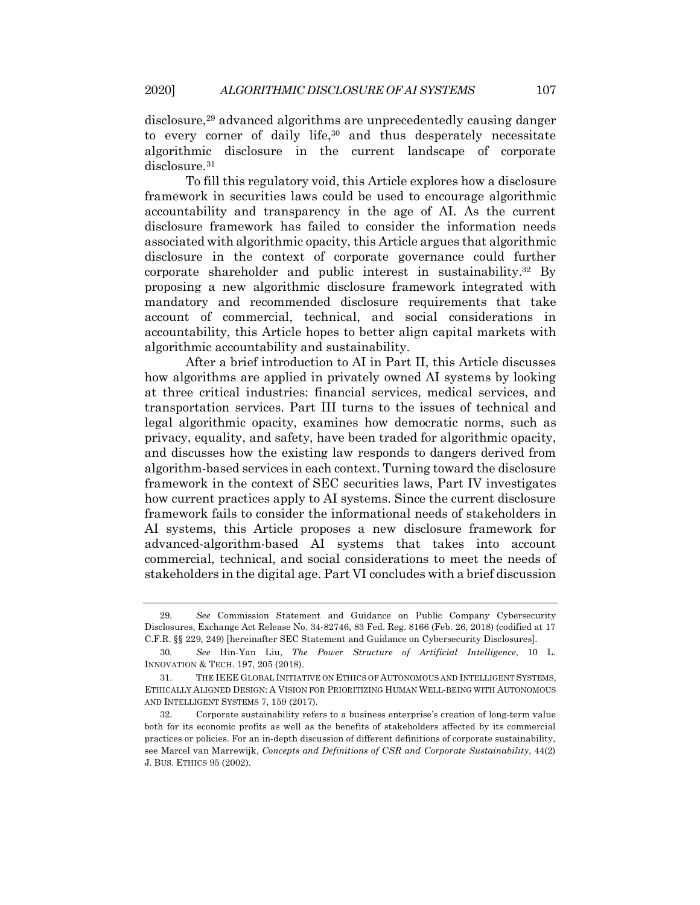disclosure,[29] advanced algorithms are unprecedentedly causing danger to every corner of daily life,[30] and thus desperately necessitate algorithmic disclosure in the current landscape of corporate disclosure.[31]

To fill this regulatory void, this Article explores how a disclosure framework in securities laws could be used to encourage algorithmic accountability and transparency in the age of AI. As the current disclosure framework has failed to consider the information needs associated with algorithmic opacity, this Article argues that algorithmic disclosure in the context of corporate governance could further corporate shareholder and public interest in sustainability.[32] By proposing a new algorithmic disclosure framework integrated with mandatory and recommended disclosure requirements that take account of commercial, technical, and social considerations in accountability, this Article hopes to better align capital markets with algorithmic accountability and sustainability.

After a brief introduction to AI in Part II, this Article discusses how algorithms are applied in privately owned AI systems by looking at three critical industries: financial services, medical services, and transportation services. Part III turns to the issues of technical and legal algorithmic opacity, examines how democratic norms, such as privacy, equality, and safety, have been traded for algorithmic opacity, and discusses how the existing law responds to dangers derived from algorithm-based services in each context. Turning toward the disclosure framework in the context of SEC securities laws, Part IV investigates how current practices apply to AI systems. Since the current disclosure framework fails to consider the informational needs of stakeholders in AI systems, this Article proposes a new disclosure framework for advanced-algorithm-based AI systems that takes into account commercial, technical, and social considerations to meet the needs of stakeholders in the digital age. Part VI concludes with a brief discussion

---

29. *See* Commission Statement and Guidance on Public Company Cybersecurity Disclosures, Exchange Act Release No. 34-82746, 83 Fed. Reg. 8166 (Feb. 26, 2018) (codified at 17 C.F.R. §§ 229, 249) [hereinafter SEC Statement and Guidance on Cybersecurity Disclosures].

30. *See* Hin-Yan Liu, *The Power Structure of Artificial Intelligence*, 10 L. INNOVATION & TECH. 197, 205 (2018).

31. THE IEEE GLOBAL INITIATIVE ON ETHICS OF AUTONOMOUS AND INTELLIGENT SYSTEMS, ETHICALLY ALIGNED DESIGN: A VISION FOR PRIORITIZING HUMAN WELL-BEING WITH AUTONOMOUS AND INTELLIGENT SYSTEMS 7, 159 (2017).

32. Corporate sustainability refers to a business enterprise's creation of long-term value both for its economic profits as well as the benefits of stakeholders affected by its commercial practices or policies. For an in-depth discussion of different definitions of corporate sustainability, see Marcel van Marrewijk, *Concepts and Definitions of CSR and Corporate Sustainability*, 44(2) J. BUS. ETHICS 95 (2002).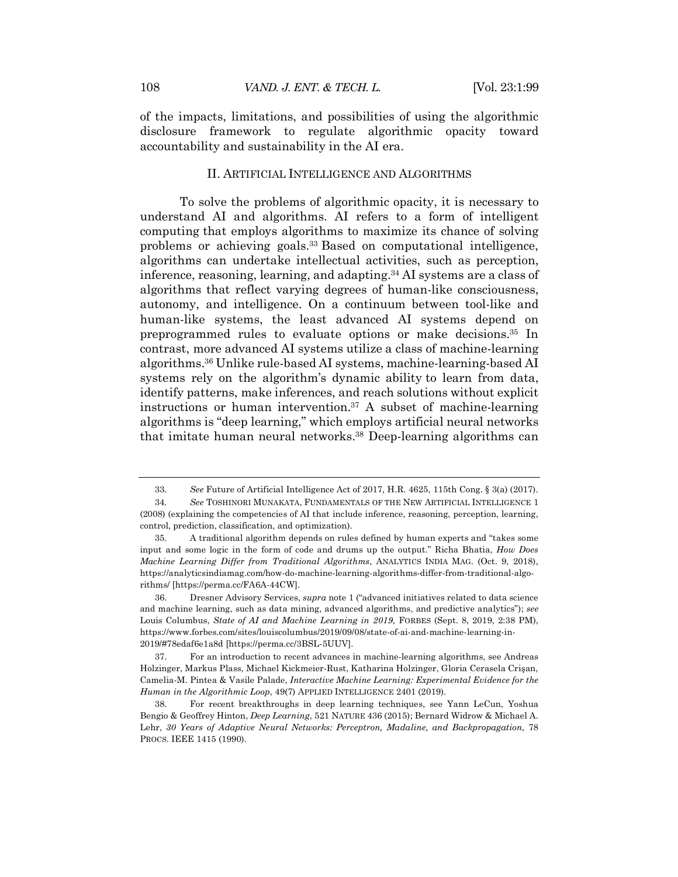of the impacts, limitations, and possibilities of using the algorithmic disclosure framework to regulate algorithmic opacity toward accountability and sustainability in the AI era.

## II. ARTIFICIAL INTELLIGENCE AND ALGORITHMS

To solve the problems of algorithmic opacity, it is necessary to understand AI and algorithms. AI refers to a form of intelligent computing that employs algorithms to maximize its chance of solving problems or achieving goals.[33] Based on computational intelligence, algorithms can undertake intellectual activities, such as perception, inference, reasoning, learning, and adapting.[34] AI systems are a class of algorithms that reflect varying degrees of human-like consciousness, autonomy, and intelligence. On a continuum between tool-like and human-like systems, the least advanced AI systems depend on preprogrammed rules to evaluate options or make decisions.[35] In contrast, more advanced AI systems utilize a class of machine-learning algorithms.[36] Unlike rule-based AI systems, machine-learning-based AI systems rely on the algorithm's dynamic ability to learn from data, identify patterns, make inferences, and reach solutions without explicit instructions or human intervention.[37] A subset of machine-learning algorithms is "deep learning," which employs artificial neural networks that imitate human neural networks.[38] Deep-learning algorithms can

---

33. *See* Future of Artificial Intelligence Act of 2017, H.R. 4625, 115th Cong. § 3(a) (2017).

34. *See* TOSHINORI MUNAKATA, FUNDAMENTALS OF THE NEW ARTIFICIAL INTELLIGENCE 1 (2008) (explaining the competencies of AI that include inference, reasoning, perception, learning, control, prediction, classification, and optimization).

35. A traditional algorithm depends on rules defined by human experts and "takes some input and some logic in the form of code and drums up the output." Richa Bhatia, *How Does Machine Learning Differ from Traditional Algorithms*, ANALYTICS INDIA MAG. (Oct. 9, 2018), https://analyticsindiamag.com/how-do-machine-learning-algorithms-differ-from-traditional-algorithms/ [https://perma.cc/FA6A-44CW].

36. Dresner Advisory Services, *supra* note 1 ("advanced initiatives related to data science and machine learning, such as data mining, advanced algorithms, and predictive analytics"); *see* Louis Columbus, *State of AI and Machine Learning in 2019*, FORBES (Sept. 8, 2019, 2:38 PM), https://www.forbes.com/sites/louiscolumbus/2019/09/08/state-of-ai-and-machine-learning-in-2019/#78edaf6e1a8d [https://perma.cc/3BSL-5UUV].

37. For an introduction to recent advances in machine-learning algorithms, see Andreas Holzinger, Markus Plass, Michael Kickmeier-Rust, Katharina Holzinger, Gloria Cerasela Crişan, Camelia-M. Pintea & Vasile Palade, *Interactive Machine Learning: Experimental Evidence for the Human in the Algorithmic Loop*, 49(7) APPLIED INTELLIGENCE 2401 (2019).

38. For recent breakthroughs in deep learning techniques, see Yann LeCun, Yoshua Bengio & Geoffrey Hinton, *Deep Learning*, 521 NATURE 436 (2015); Bernard Widrow & Michael A. Lehr, *30 Years of Adaptive Neural Networks: Perceptron, Madaline, and Backpropagation*, 78 PROCS. IEEE 1415 (1990).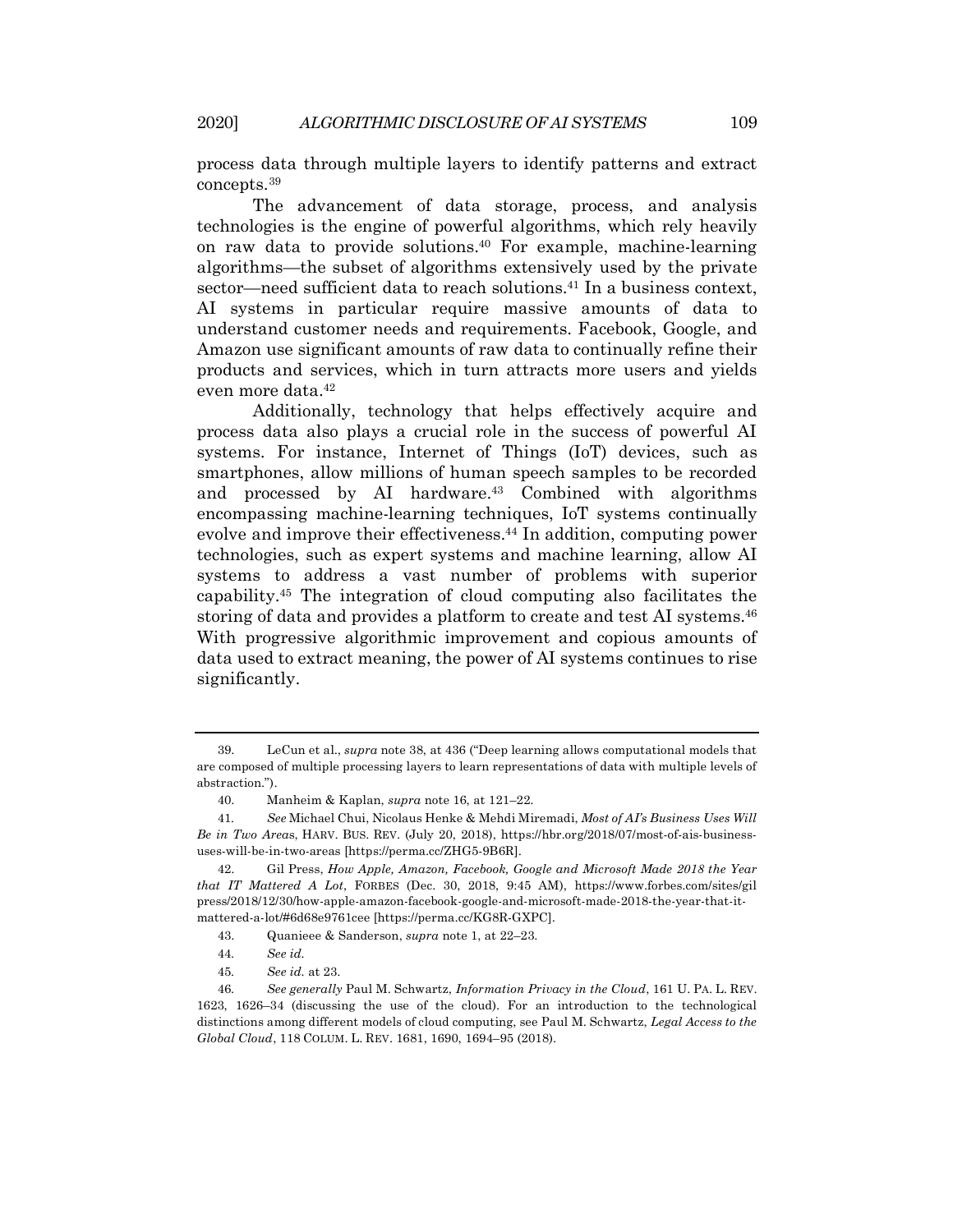process data through multiple layers to identify patterns and extract concepts.[39]

The advancement of data storage, process, and analysis technologies is the engine of powerful algorithms, which rely heavily on raw data to provide solutions.[40] For example, machine-learning algorithms—the subset of algorithms extensively used by the private sector—need sufficient data to reach solutions.[41] In a business context, AI systems in particular require massive amounts of data to understand customer needs and requirements. Facebook, Google, and Amazon use significant amounts of raw data to continually refine their products and services, which in turn attracts more users and yields even more data.[42]

Additionally, technology that helps effectively acquire and process data also plays a crucial role in the success of powerful AI systems. For instance, Internet of Things (IoT) devices, such as smartphones, allow millions of human speech samples to be recorded and processed by AI hardware.[43] Combined with algorithms encompassing machine-learning techniques, IoT systems continually evolve and improve their effectiveness.[44] In addition, computing power technologies, such as expert systems and machine learning, allow AI systems to address a vast number of problems with superior capability.[45] The integration of cloud computing also facilitates the storing of data and provides a platform to create and test AI systems.[46] With progressive algorithmic improvement and copious amounts of data used to extract meaning, the power of AI systems continues to rise significantly.

---

39. LeCun et al., *supra* note 38, at 436 ("Deep learning allows computational models that are composed of multiple processing layers to learn representations of data with multiple levels of abstraction.").

40. Manheim & Kaplan, *supra* note 16, at 121–22.

41. *See* Michael Chui, Nicolaus Henke & Mehdi Miremadi, *Most of AI's Business Uses Will Be in Two Areas*, HARV. BUS. REV. (July 20, 2018), https://hbr.org/2018/07/most-of-ais-business-uses-will-be-in-two-areas [https://perma.cc/ZHG5-9B6R].

42. Gil Press, *How Apple, Amazon, Facebook, Google and Microsoft Made 2018 the Year that IT Mattered A Lot*, FORBES (Dec. 30, 2018, 9:45 AM), https://www.forbes.com/sites/gilpress/2018/12/30/how-apple-amazon-facebook-google-and-microsoft-made-2018-the-year-that-it-mattered-a-lot/#6d68e9761cee [https://perma.cc/KG8R-GXPC].

43. Quanieee & Sanderson, *supra* note 1, at 22–23.

44. *See id.*

45. *See id.* at 23.

46. *See generally* Paul M. Schwartz, *Information Privacy in the Cloud*, 161 U. PA. L. REV. 1623, 1626–34 (discussing the use of the cloud). For an introduction to the technological distinctions among different models of cloud computing, see Paul M. Schwartz, *Legal Access to the Global Cloud*, 118 COLUM. L. REV. 1681, 1690, 1694–95 (2018).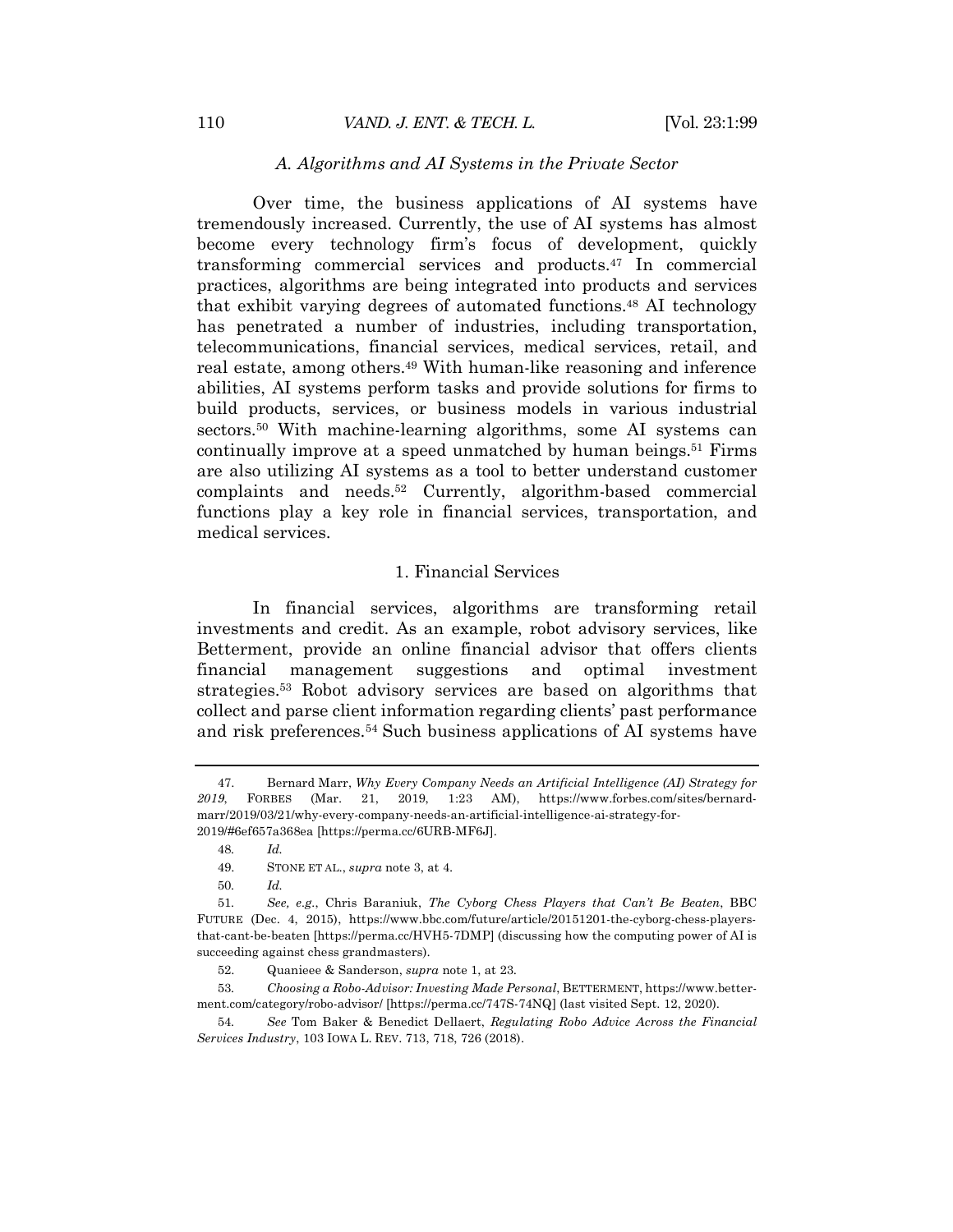### *A. Algorithms and AI Systems in the Private Sector*

Over time, the business applications of AI systems have tremendously increased. Currently, the use of AI systems has almost become every technology firm's focus of development, quickly transforming commercial services and products.[47] In commercial practices, algorithms are being integrated into products and services that exhibit varying degrees of automated functions.[48] AI technology has penetrated a number of industries, including transportation, telecommunications, financial services, medical services, retail, and real estate, among others.[49] With human-like reasoning and inference abilities, AI systems perform tasks and provide solutions for firms to build products, services, or business models in various industrial sectors.[50] With machine-learning algorithms, some AI systems can continually improve at a speed unmatched by human beings.[51] Firms are also utilizing AI systems as a tool to better understand customer complaints and needs.[52] Currently, algorithm-based commercial functions play a key role in financial services, transportation, and medical services.

#### 1. Financial Services

In financial services, algorithms are transforming retail investments and credit. As an example, robot advisory services, like Betterment, provide an online financial advisor that offers clients financial management suggestions and optimal investment strategies.[53] Robot advisory services are based on algorithms that collect and parse client information regarding clients' past performance and risk preferences.[54] Such business applications of AI systems have

---

47. Bernard Marr, *Why Every Company Needs an Artificial Intelligence (AI) Strategy for 2019*, FORBES (Mar. 21, 2019, 1:23 AM), https://www.forbes.com/sites/bernardmarr/2019/03/21/why-every-company-needs-an-artificial-intelligence-ai-strategy-for-2019/#6ef657a368ea [https://perma.cc/6URB-MF6J].

48. *Id.*

49. STONE ET AL., *supra* note 3, at 4.

50. *Id.*

51. *See, e.g.*, Chris Baraniuk, *The Cyborg Chess Players that Can't Be Beaten*, BBC FUTURE (Dec. 4, 2015), https://www.bbc.com/future/article/20151201-the-cyborg-chess-players-that-cant-be-beaten [https://perma.cc/HVH5-7DMP] (discussing how the computing power of AI is succeeding against chess grandmasters).

52. Quanieee & Sanderson, *supra* note 1, at 23.

53. *Choosing a Robo-Advisor: Investing Made Personal*, BETTERMENT, https://www.betterment.com/category/robo-advisor/ [https://perma.cc/747S-74NQ] (last visited Sept. 12, 2020).

54. *See* Tom Baker & Benedict Dellaert, *Regulating Robo Advice Across the Financial Services Industry*, 103 IOWA L. REV. 713, 718, 726 (2018).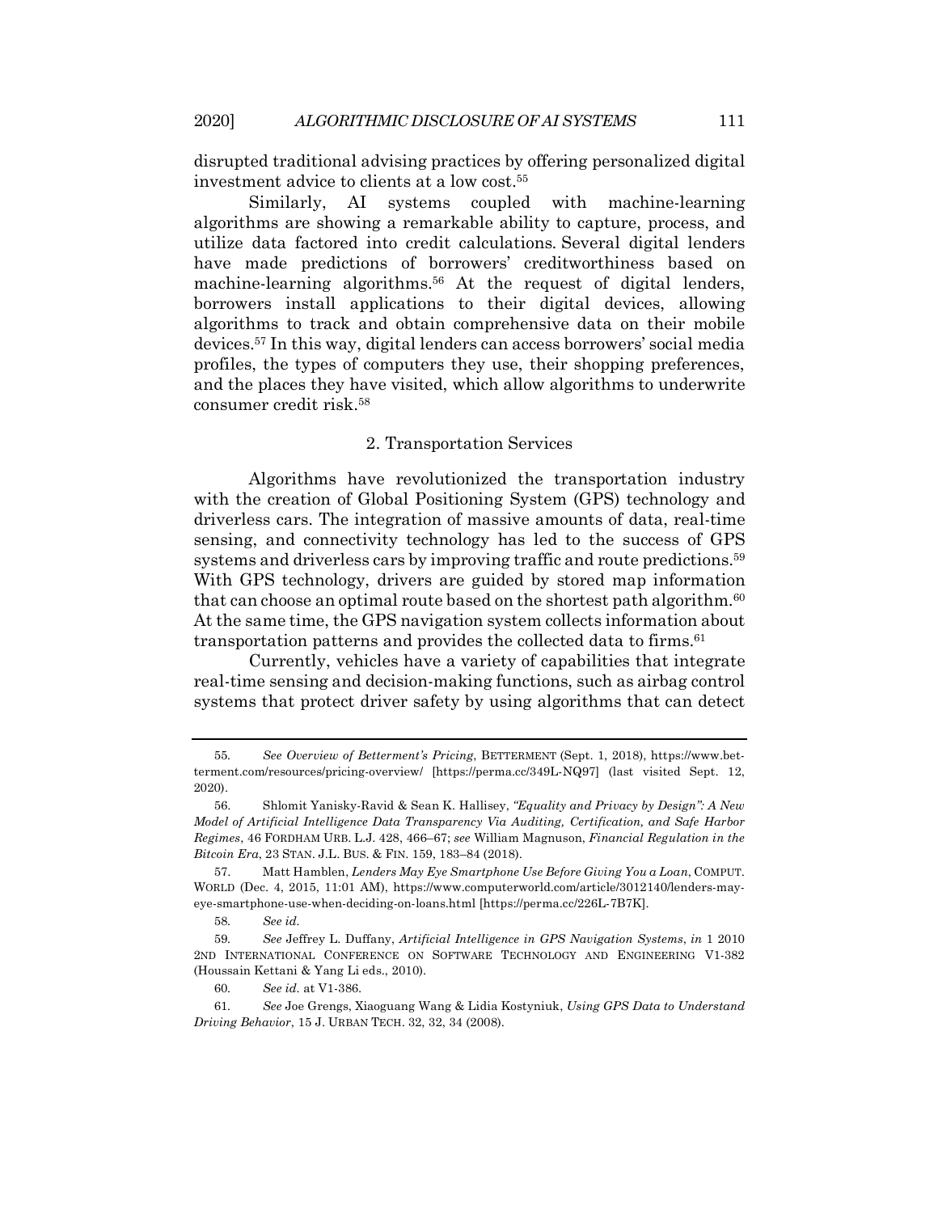disrupted traditional advising practices by offering personalized digital investment advice to clients at a low cost.[55]

Similarly, AI systems coupled with machine-learning algorithms are showing a remarkable ability to capture, process, and utilize data factored into credit calculations. Several digital lenders have made predictions of borrowers' creditworthiness based on machine-learning algorithms.[56] At the request of digital lenders, borrowers install applications to their digital devices, allowing algorithms to track and obtain comprehensive data on their mobile devices.[57] In this way, digital lenders can access borrowers' social media profiles, the types of computers they use, their shopping preferences, and the places they have visited, which allow algorithms to underwrite consumer credit risk.[58]

### 2. Transportation Services

Algorithms have revolutionized the transportation industry with the creation of Global Positioning System (GPS) technology and driverless cars. The integration of massive amounts of data, real-time sensing, and connectivity technology has led to the success of GPS systems and driverless cars by improving traffic and route predictions.[59] With GPS technology, drivers are guided by stored map information that can choose an optimal route based on the shortest path algorithm.[60] At the same time, the GPS navigation system collects information about transportation patterns and provides the collected data to firms.[61]

Currently, vehicles have a variety of capabilities that integrate real-time sensing and decision-making functions, such as airbag control systems that protect driver safety by using algorithms that can detect

---

55. *See Overview of Betterment's Pricing*, BETTERMENT (Sept. 1, 2018), https://www.betterment.com/resources/pricing-overview/ [https://perma.cc/349L-NQ97] (last visited Sept. 12, 2020).

56. Shlomit Yanisky-Ravid & Sean K. Hallisey, *"Equality and Privacy by Design": A New Model of Artificial Intelligence Data Transparency Via Auditing, Certification, and Safe Harbor Regimes*, 46 FORDHAM URB. L.J. 428, 466–67; *see* William Magnuson, *Financial Regulation in the Bitcoin Era*, 23 STAN. J.L. BUS. & FIN. 159, 183–84 (2018).

57. Matt Hamblen, *Lenders May Eye Smartphone Use Before Giving You a Loan*, COMPUT. WORLD (Dec. 4, 2015, 11:01 AM), https://www.computerworld.com/article/3012140/lenders-may-eye-smartphone-use-when-deciding-on-loans.html [https://perma.cc/226L-7B7K].

58. *See id.*

59. *See* Jeffrey L. Duffany, *Artificial Intelligence in GPS Navigation Systems*, *in* 1 2010 2ND INTERNATIONAL CONFERENCE ON SOFTWARE TECHNOLOGY AND ENGINEERING V1-382 (Houssain Kettani & Yang Li eds., 2010).

60. *See id.* at V1-386.

61. *See* Joe Grengs, Xiaoguang Wang & Lidia Kostyniuk, *Using GPS Data to Understand Driving Behavior*, 15 J. URBAN TECH. 32, 32, 34 (2008).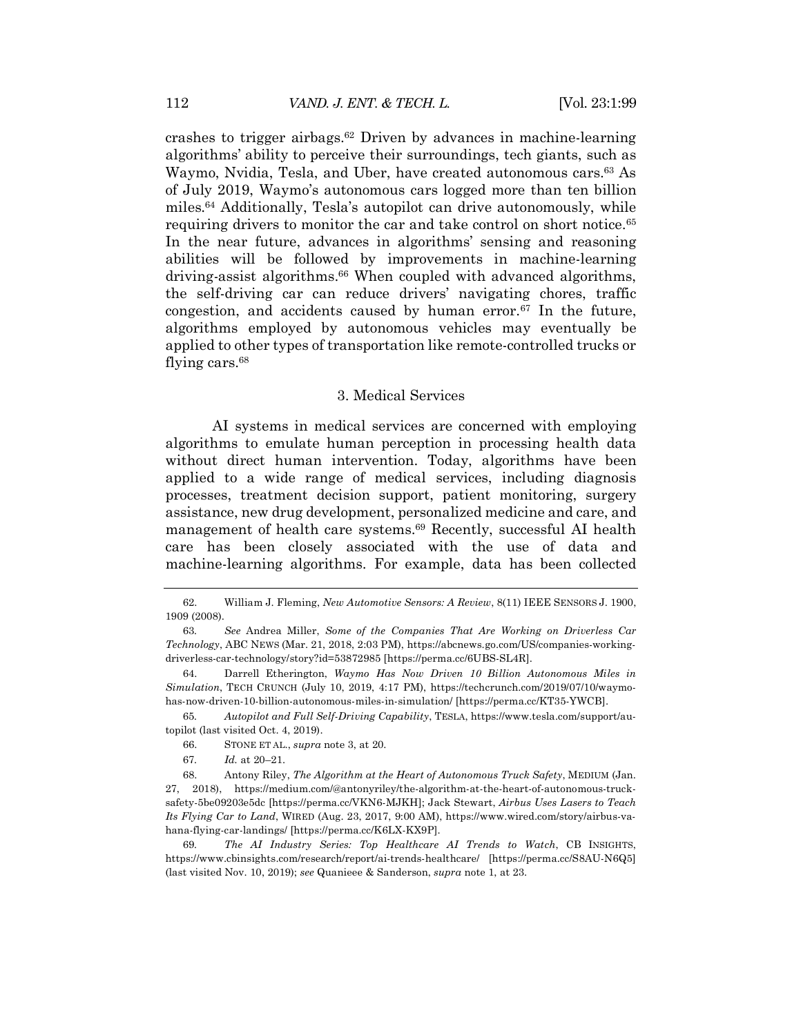crashes to trigger airbags.[62] Driven by advances in machine-learning algorithms' ability to perceive their surroundings, tech giants, such as Waymo, Nvidia, Tesla, and Uber, have created autonomous cars.[63] As of July 2019, Waymo's autonomous cars logged more than ten billion miles.[64] Additionally, Tesla's autopilot can drive autonomously, while requiring drivers to monitor the car and take control on short notice.[65] In the near future, advances in algorithms' sensing and reasoning abilities will be followed by improvements in machine-learning driving-assist algorithms.[66] When coupled with advanced algorithms, the self-driving car can reduce drivers' navigating chores, traffic congestion, and accidents caused by human error.[67] In the future, algorithms employed by autonomous vehicles may eventually be applied to other types of transportation like remote-controlled trucks or flying cars.[68]

### 3. Medical Services

AI systems in medical services are concerned with employing algorithms to emulate human perception in processing health data without direct human intervention. Today, algorithms have been applied to a wide range of medical services, including diagnosis processes, treatment decision support, patient monitoring, surgery assistance, new drug development, personalized medicine and care, and management of health care systems.[69] Recently, successful AI health care has been closely associated with the use of data and machine-learning algorithms. For example, data has been collected

---

62. William J. Fleming, *New Automotive Sensors: A Review*, 8(11) IEEE SENSORS J. 1900, 1909 (2008).

63. *See* Andrea Miller, *Some of the Companies That Are Working on Driverless Car Technology*, ABC NEWS (Mar. 21, 2018, 2:03 PM), https://abcnews.go.com/US/companies-working-driverless-car-technology/story?id=53872985 [https://perma.cc/6UBS-SL4R].

64. Darrell Etherington, *Waymo Has Now Driven 10 Billion Autonomous Miles in Simulation*, TECH CRUNCH (July 10, 2019, 4:17 PM), https://techcrunch.com/2019/07/10/waymo-has-now-driven-10-billion-autonomous-miles-in-simulation/ [https://perma.cc/KT35-YWCB].

65. *Autopilot and Full Self-Driving Capability*, TESLA, https://www.tesla.com/support/autopilot (last visited Oct. 4, 2019).

66. STONE ET AL., *supra* note 3, at 20.

67. *Id.* at 20–21.

68. Antony Riley, *The Algorithm at the Heart of Autonomous Truck Safety*, MEDIUM (Jan. 27, 2018), https://medium.com/@antonyriley/the-algorithm-at-the-heart-of-autonomous-truck-safety-5be09203e5dc [https://perma.cc/VKN6-MJKH]; Jack Stewart, *Airbus Uses Lasers to Teach Its Flying Car to Land*, WIRED (Aug. 23, 2017, 9:00 AM), https://www.wired.com/story/airbus-vahana-flying-car-landings/ [https://perma.cc/K6LX-KX9P].

69. *The AI Industry Series: Top Healthcare AI Trends to Watch*, CB INSIGHTS, https://www.cbinsights.com/research/report/ai-trends-healthcare/ [https://perma.cc/S8AU-N6Q5] (last visited Nov. 10, 2019); *see* Quanieee & Sanderson, *supra* note 1, at 23.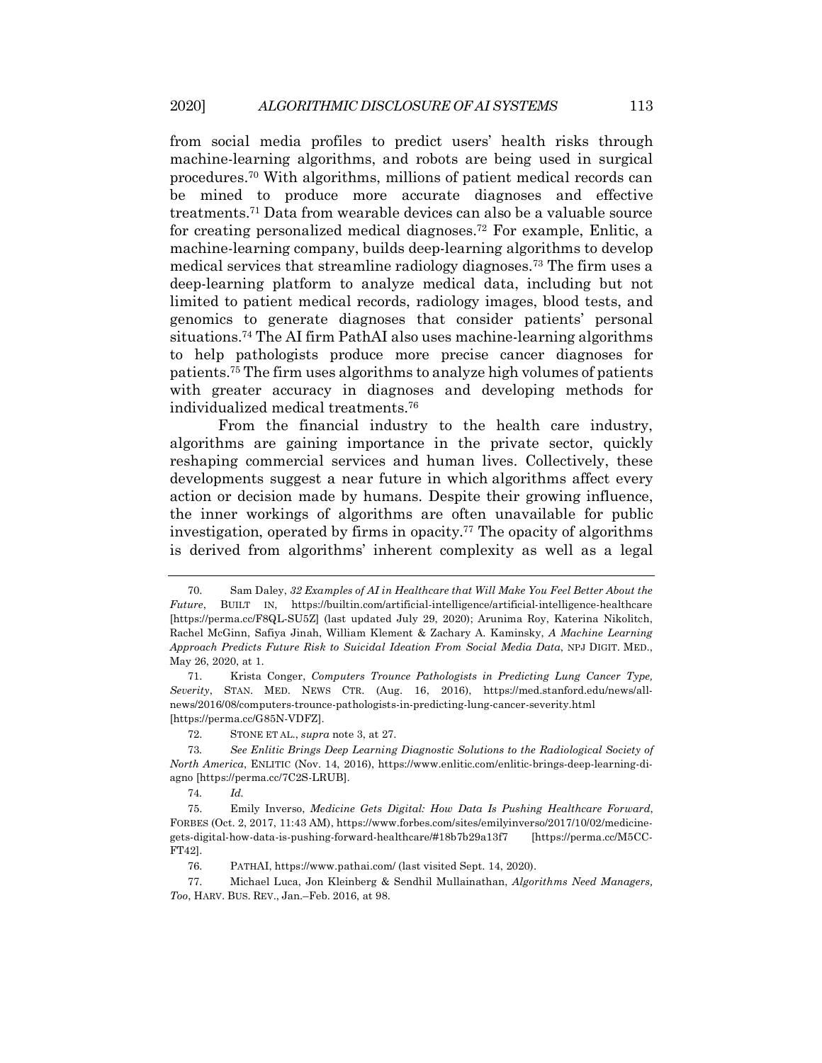from social media profiles to predict users' health risks through machine-learning algorithms, and robots are being used in surgical procedures.[70] With algorithms, millions of patient medical records can be mined to produce more accurate diagnoses and effective treatments.[71] Data from wearable devices can also be a valuable source for creating personalized medical diagnoses.[72] For example, Enlitic, a machine-learning company, builds deep-learning algorithms to develop medical services that streamline radiology diagnoses.[73] The firm uses a deep-learning platform to analyze medical data, including but not limited to patient medical records, radiology images, blood tests, and genomics to generate diagnoses that consider patients' personal situations.[74] The AI firm PathAI also uses machine-learning algorithms to help pathologists produce more precise cancer diagnoses for patients.[75] The firm uses algorithms to analyze high volumes of patients with greater accuracy in diagnoses and developing methods for individualized medical treatments.[76]

From the financial industry to the health care industry, algorithms are gaining importance in the private sector, quickly reshaping commercial services and human lives. Collectively, these developments suggest a near future in which algorithms affect every action or decision made by humans. Despite their growing influence, the inner workings of algorithms are often unavailable for public investigation, operated by firms in opacity.[77] The opacity of algorithms is derived from algorithms' inherent complexity as well as a legal

---

70. Sam Daley, *32 Examples of AI in Healthcare that Will Make You Feel Better About the Future*, BUILT IN, https://builtin.com/artificial-intelligence/artificial-intelligence-healthcare [https://perma.cc/F8QL-SU5Z] (last updated July 29, 2020); Arunima Roy, Katerina Nikolitch, Rachel McGinn, Safiya Jinah, William Klement & Zachary A. Kaminsky, *A Machine Learning Approach Predicts Future Risk to Suicidal Ideation From Social Media Data*, NPJ DIGIT. MED., May 26, 2020, at 1.

71. Krista Conger, *Computers Trounce Pathologists in Predicting Lung Cancer Type, Severity*, STAN. MED. NEWS CTR. (Aug. 16, 2016), https://med.stanford.edu/news/all-news/2016/08/computers-trounce-pathologists-in-predicting-lung-cancer-severity.html [https://perma.cc/G85N-VDFZ].

72. STONE ET AL., *supra* note 3, at 27.

73. *See Enlitic Brings Deep Learning Diagnostic Solutions to the Radiological Society of North America*, ENLITIC (Nov. 14, 2016), https://www.enlitic.com/enlitic-brings-deep-learning-diagno [https://perma.cc/7C2S-LRUB].

74. *Id.*

75. Emily Inverso, *Medicine Gets Digital: How Data Is Pushing Healthcare Forward*, FORBES (Oct. 2, 2017, 11:43 AM), https://www.forbes.com/sites/emilyinverso/2017/10/02/medicine-gets-digital-how-data-is-pushing-forward-healthcare/#18b7b29a13f7 [https://perma.cc/M5CC-FT42].

76. PATHAI, https://www.pathai.com/ (last visited Sept. 14, 2020).

77. Michael Luca, Jon Kleinberg & Sendhil Mullainathan, *Algorithms Need Managers, Too*, HARV. BUS. REV., Jan.–Feb. 2016, at 98.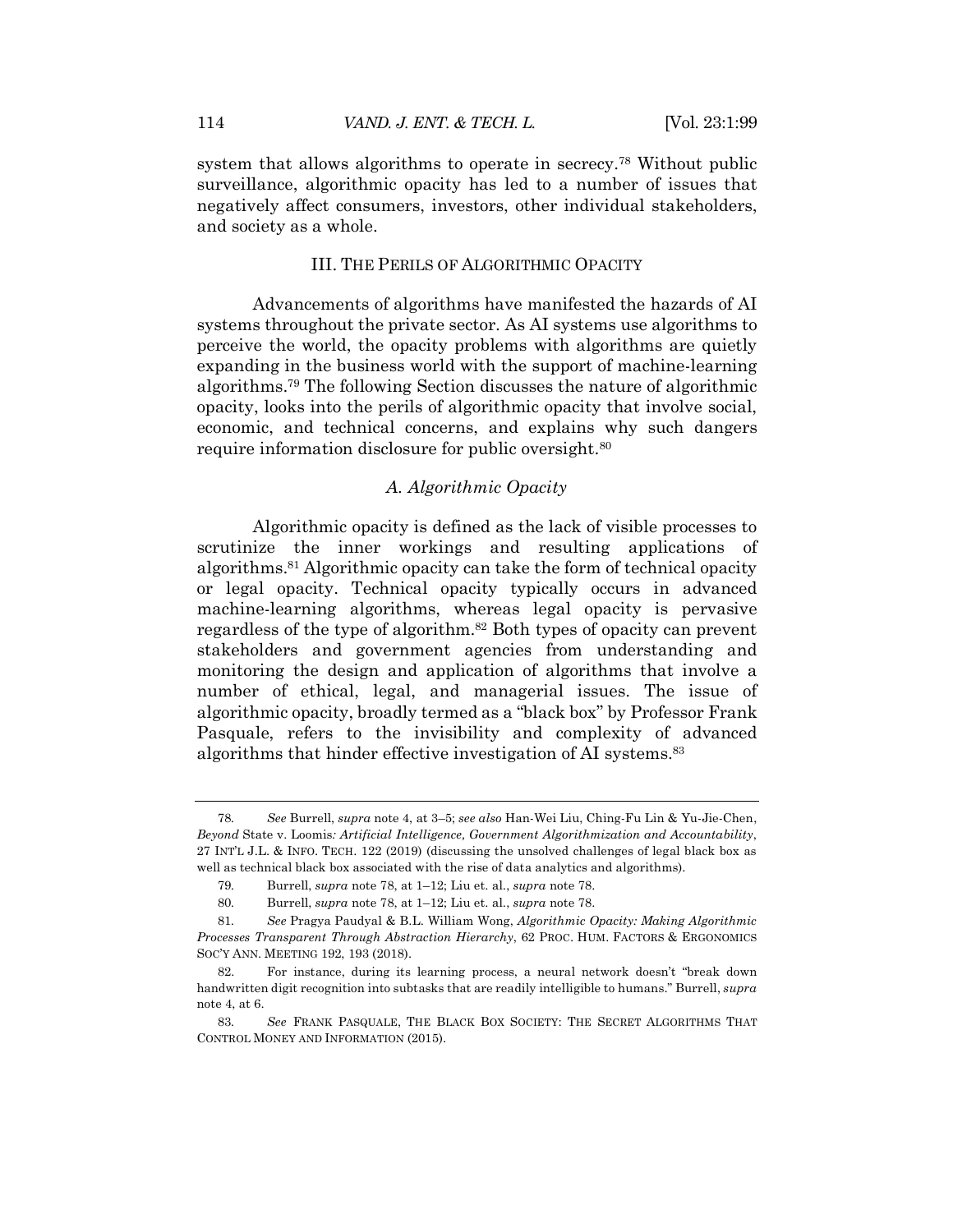system that allows algorithms to operate in secrecy.[78] Without public surveillance, algorithmic opacity has led to a number of issues that negatively affect consumers, investors, other individual stakeholders, and society as a whole.

## III. THE PERILS OF ALGORITHMIC OPACITY

Advancements of algorithms have manifested the hazards of AI systems throughout the private sector. As AI systems use algorithms to perceive the world, the opacity problems with algorithms are quietly expanding in the business world with the support of machine-learning algorithms.[79] The following Section discusses the nature of algorithmic opacity, looks into the perils of algorithmic opacity that involve social, economic, and technical concerns, and explains why such dangers require information disclosure for public oversight.[80]

### *A. Algorithmic Opacity*

Algorithmic opacity is defined as the lack of visible processes to scrutinize the inner workings and resulting applications of algorithms.[81] Algorithmic opacity can take the form of technical opacity or legal opacity. Technical opacity typically occurs in advanced machine-learning algorithms, whereas legal opacity is pervasive regardless of the type of algorithm.[82] Both types of opacity can prevent stakeholders and government agencies from understanding and monitoring the design and application of algorithms that involve a number of ethical, legal, and managerial issues. The issue of algorithmic opacity, broadly termed as a "black box" by Professor Frank Pasquale, refers to the invisibility and complexity of advanced algorithms that hinder effective investigation of AI systems.[83]

---

78. *See* Burrell, *supra* note 4, at 3–5; *see also* Han-Wei Liu, Ching-Fu Lin & Yu-Jie-Chen, *Beyond* State v. Loomis*: Artificial Intelligence, Government Algorithmization and Accountability*, 27 INT'L J.L. & INFO. TECH. 122 (2019) (discussing the unsolved challenges of legal black box as well as technical black box associated with the rise of data analytics and algorithms).

79. Burrell, *supra* note 78, at 1–12; Liu et. al., *supra* note 78.

80. Burrell, *supra* note 78, at 1–12; Liu et. al., *supra* note 78.

81. *See* Pragya Paudyal & B.L. William Wong, *Algorithmic Opacity: Making Algorithmic Processes Transparent Through Abstraction Hierarchy*, 62 PROC. HUM. FACTORS & ERGONOMICS SOC'Y ANN. MEETING 192, 193 (2018).

82. For instance, during its learning process, a neural network doesn't "break down handwritten digit recognition into subtasks that are readily intelligible to humans." Burrell, *supra* note 4, at 6.

83. *See* FRANK PASQUALE, THE BLACK BOX SOCIETY: THE SECRET ALGORITHMS THAT CONTROL MONEY AND INFORMATION (2015).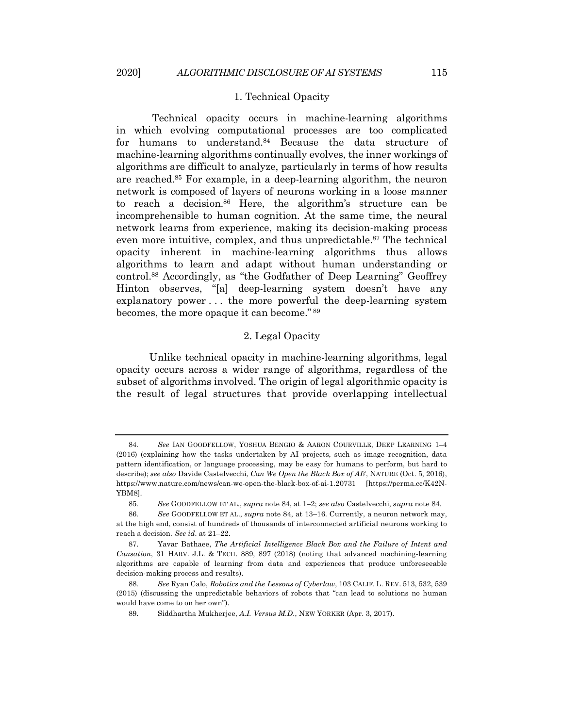### 1. Technical Opacity

Technical opacity occurs in machine-learning algorithms in which evolving computational processes are too complicated for humans to understand.[84] Because the data structure of machine-learning algorithms continually evolves, the inner workings of algorithms are difficult to analyze, particularly in terms of how results are reached.[85] For example, in a deep-learning algorithm, the neuron network is composed of layers of neurons working in a loose manner to reach a decision.[86] Here, the algorithm's structure can be incomprehensible to human cognition. At the same time, the neural network learns from experience, making its decision-making process even more intuitive, complex, and thus unpredictable.[87] The technical opacity inherent in machine-learning algorithms thus allows algorithms to learn and adapt without human understanding or control.[88] Accordingly, as "the Godfather of Deep Learning" Geoffrey Hinton observes, "[a] deep-learning system doesn't have any explanatory power . . . the more powerful the deep-learning system becomes, the more opaque it can become."[89]

### 2. Legal Opacity

Unlike technical opacity in machine-learning algorithms, legal opacity occurs across a wider range of algorithms, regardless of the subset of algorithms involved. The origin of legal algorithmic opacity is the result of legal structures that provide overlapping intellectual

---

84. *See* IAN GOODFELLOW, YOSHUA BENGIO & AARON COURVILLE, DEEP LEARNING 1–4 (2016) (explaining how the tasks undertaken by AI projects, such as image recognition, data pattern identification, or language processing, may be easy for humans to perform, but hard to describe); *see also* Davide Castelvecchi, *Can We Open the Black Box of AI?*, NATURE (Oct. 5, 2016), https://www.nature.com/news/can-we-open-the-black-box-of-ai-1.20731 [https://perma.cc/K42N-YBM8].

85. *See* GOODFELLOW ET AL., *supra* note 84, at 1–2; *see also* Castelvecchi, *supra* note 84.

86. *See* GOODFELLOW ET AL., *supra* note 84, at 13–16. Currently, a neuron network may, at the high end, consist of hundreds of thousands of interconnected artificial neurons working to reach a decision. *See id*. at 21–22.

87. Yavar Bathaee, *The Artificial Intelligence Black Box and the Failure of Intent and Causation*, 31 HARV. J.L. & TECH. 889, 897 (2018) (noting that advanced machining-learning algorithms are capable of learning from data and experiences that produce unforeseeable decision-making process and results).

88. *See* Ryan Calo, *Robotics and the Lessons of Cyberlaw*, 103 CALIF. L. REV. 513, 532, 539 (2015) (discussing the unpredictable behaviors of robots that "can lead to solutions no human would have come to on her own").

89. Siddhartha Mukherjee, *A.I. Versus M.D.*, NEW YORKER (Apr. 3, 2017).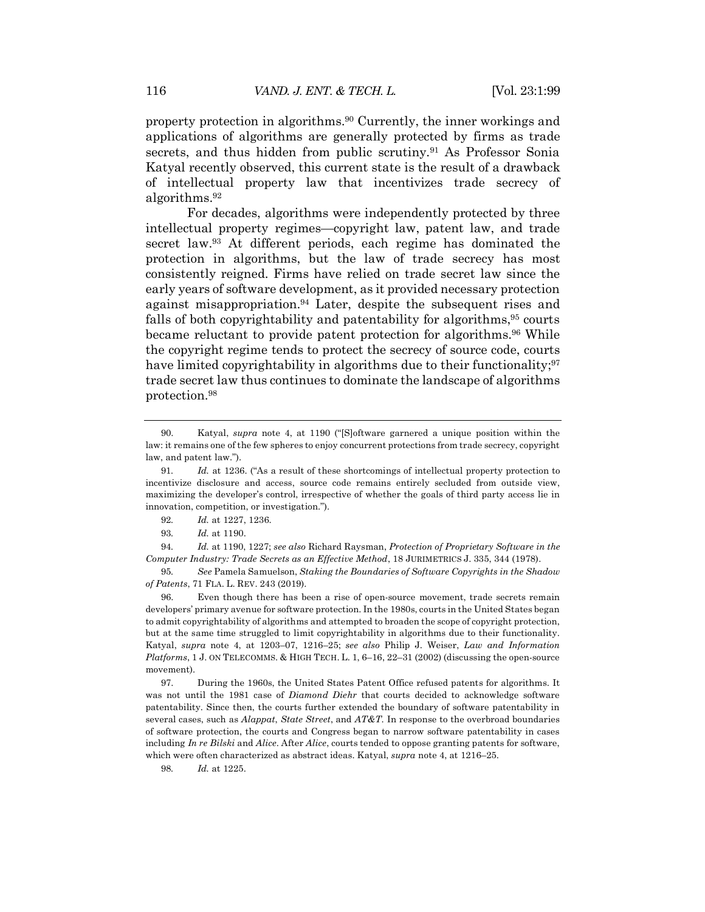property protection in algorithms.[90] Currently, the inner workings and applications of algorithms are generally protected by firms as trade secrets, and thus hidden from public scrutiny.[91] As Professor Sonia Katyal recently observed, this current state is the result of a drawback of intellectual property law that incentivizes trade secrecy of algorithms.[92]

For decades, algorithms were independently protected by three intellectual property regimes—copyright law, patent law, and trade secret law.[93] At different periods, each regime has dominated the protection in algorithms, but the law of trade secrecy has most consistently reigned. Firms have relied on trade secret law since the early years of software development, as it provided necessary protection against misappropriation.[94] Later, despite the subsequent rises and falls of both copyrightability and patentability for algorithms,[95] courts became reluctant to provide patent protection for algorithms.[96] While the copyright regime tends to protect the secrecy of source code, courts have limited copyrightability in algorithms due to their functionality;[97] trade secret law thus continues to dominate the landscape of algorithms protection.[98]

---

90. Katyal, *supra* note 4, at 1190 ("[S]oftware garnered a unique position within the law: it remains one of the few spheres to enjoy concurrent protections from trade secrecy, copyright law, and patent law.").

91. *Id.* at 1236. ("As a result of these shortcomings of intellectual property protection to incentivize disclosure and access, source code remains entirely secluded from outside view, maximizing the developer's control, irrespective of whether the goals of third party access lie in innovation, competition, or investigation.").

92. *Id.* at 1227, 1236.

93. *Id.* at 1190.

94. *Id.* at 1190, 1227; *see also* Richard Raysman, *Protection of Proprietary Software in the Computer Industry: Trade Secrets as an Effective Method*, 18 JURIMETRICS J. 335, 344 (1978).

95. *See* Pamela Samuelson, *Staking the Boundaries of Software Copyrights in the Shadow of Patents*, 71 FLA. L. REV. 243 (2019).

96. Even though there has been a rise of open-source movement, trade secrets remain developers' primary avenue for software protection. In the 1980s, courts in the United States began to admit copyrightability of algorithms and attempted to broaden the scope of copyright protection, but at the same time struggled to limit copyrightability in algorithms due to their functionality. Katyal, *supra* note 4, at 1203–07, 1216–25; *see also* Philip J. Weiser, *Law and Information Platforms*, 1 J. ON TELECOMMS. & HIGH TECH. L. 1, 6–16, 22–31 (2002) (discussing the open-source movement).

97. During the 1960s, the United States Patent Office refused patents for algorithms. It was not until the 1981 case of *Diamond Diehr* that courts decided to acknowledge software patentability. Since then, the courts further extended the boundary of software patentability in several cases, such as *Alappat*, *State Street*, and *AT&T*. In response to the overbroad boundaries of software protection, the courts and Congress began to narrow software patentability in cases including *In re Bilski* and *Alice*. After *Alice*, courts tended to oppose granting patents for software, which were often characterized as abstract ideas. Katyal, *supra* note 4, at 1216–25.

98. *Id.* at 1225.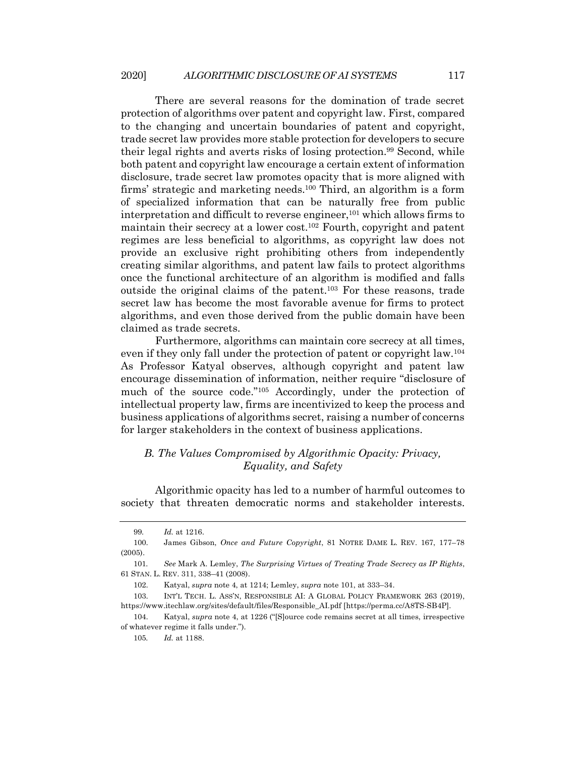There are several reasons for the domination of trade secret protection of algorithms over patent and copyright law. First, compared to the changing and uncertain boundaries of patent and copyright, trade secret law provides more stable protection for developers to secure their legal rights and averts risks of losing protection.[99] Second, while both patent and copyright law encourage a certain extent of information disclosure, trade secret law promotes opacity that is more aligned with firms' strategic and marketing needs.[100] Third, an algorithm is a form of specialized information that can be naturally free from public interpretation and difficult to reverse engineer,[101] which allows firms to maintain their secrecy at a lower cost.[102] Fourth, copyright and patent regimes are less beneficial to algorithms, as copyright law does not provide an exclusive right prohibiting others from independently creating similar algorithms, and patent law fails to protect algorithms once the functional architecture of an algorithm is modified and falls outside the original claims of the patent.[103] For these reasons, trade secret law has become the most favorable avenue for firms to protect algorithms, and even those derived from the public domain have been claimed as trade secrets.

Furthermore, algorithms can maintain core secrecy at all times, even if they only fall under the protection of patent or copyright law.[104] As Professor Katyal observes, although copyright and patent law encourage dissemination of information, neither require "disclosure of much of the source code."[105] Accordingly, under the protection of intellectual property law, firms are incentivized to keep the process and business applications of algorithms secret, raising a number of concerns for larger stakeholders in the context of business applications.

### *B. The Values Compromised by Algorithmic Opacity: Privacy, Equality, and Safety*

Algorithmic opacity has led to a number of harmful outcomes to society that threaten democratic norms and stakeholder interests.

---

99. *Id.* at 1216.

100. James Gibson, *Once and Future Copyright*, 81 NOTRE DAME L. REV. 167, 177–78 (2005).

101. *See* Mark A. Lemley, *The Surprising Virtues of Treating Trade Secrecy as IP Rights*, 61 STAN. L. REV. 311, 338–41 (2008).

102. Katyal, *supra* note 4, at 1214; Lemley, *supra* note 101, at 333–34.

103. INT'L TECH. L. ASS'N, RESPONSIBLE AI: A GLOBAL POLICY FRAMEWORK 263 (2019), https://www.itechlaw.org/sites/default/files/Responsible_AI.pdf [https://perma.cc/A8TS-SB4P].

104. Katyal, *supra* note 4, at 1226 ("[S]ource code remains secret at all times, irrespective of whatever regime it falls under.").

105. *Id.* at 1188.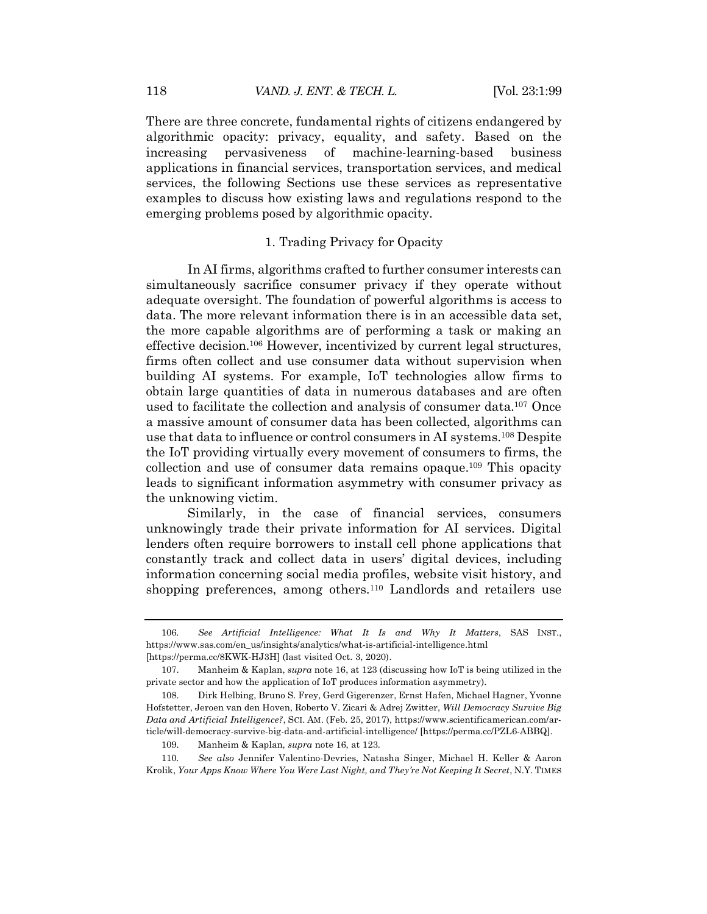There are three concrete, fundamental rights of citizens endangered by algorithmic opacity: privacy, equality, and safety. Based on the increasing pervasiveness of machine-learning-based business applications in financial services, transportation services, and medical services, the following Sections use these services as representative examples to discuss how existing laws and regulations respond to the emerging problems posed by algorithmic opacity.

### 1. Trading Privacy for Opacity

In AI firms, algorithms crafted to further consumer interests can simultaneously sacrifice consumer privacy if they operate without adequate oversight. The foundation of powerful algorithms is access to data. The more relevant information there is in an accessible data set, the more capable algorithms are of performing a task or making an effective decision.[106] However, incentivized by current legal structures, firms often collect and use consumer data without supervision when building AI systems. For example, IoT technologies allow firms to obtain large quantities of data in numerous databases and are often used to facilitate the collection and analysis of consumer data.[107] Once a massive amount of consumer data has been collected, algorithms can use that data to influence or control consumers in AI systems.[108] Despite the IoT providing virtually every movement of consumers to firms, the collection and use of consumer data remains opaque.[109] This opacity leads to significant information asymmetry with consumer privacy as the unknowing victim.

Similarly, in the case of financial services, consumers unknowingly trade their private information for AI services. Digital lenders often require borrowers to install cell phone applications that constantly track and collect data in users' digital devices, including information concerning social media profiles, website visit history, and shopping preferences, among others.[110] Landlords and retailers use

---

106. *See Artificial Intelligence: What It Is and Why It Matters*, SAS INST., https://www.sas.com/en_us/insights/analytics/what-is-artificial-intelligence.html [https://perma.cc/8KWK-HJ3H] (last visited Oct. 3, 2020).

107. Manheim & Kaplan, *supra* note 16, at 123 (discussing how IoT is being utilized in the private sector and how the application of IoT produces information asymmetry).

108. Dirk Helbing, Bruno S. Frey, Gerd Gigerenzer, Ernst Hafen, Michael Hagner, Yvonne Hofstetter, Jeroen van den Hoven, Roberto V. Zicari & Adrej Zwitter, *Will Democracy Survive Big Data and Artificial Intelligence?*, SCI. AM. (Feb. 25, 2017), https://www.scientificamerican.com/article/will-democracy-survive-big-data-and-artificial-intelligence/ [https://perma.cc/PZL6-ABBQ].

109. Manheim & Kaplan, *supra* note 16, at 123.

110. *See also* Jennifer Valentino-Devries, Natasha Singer, Michael H. Keller & Aaron Krolik, *Your Apps Know Where You Were Last Night, and They're Not Keeping It Secret*, N.Y. TIMES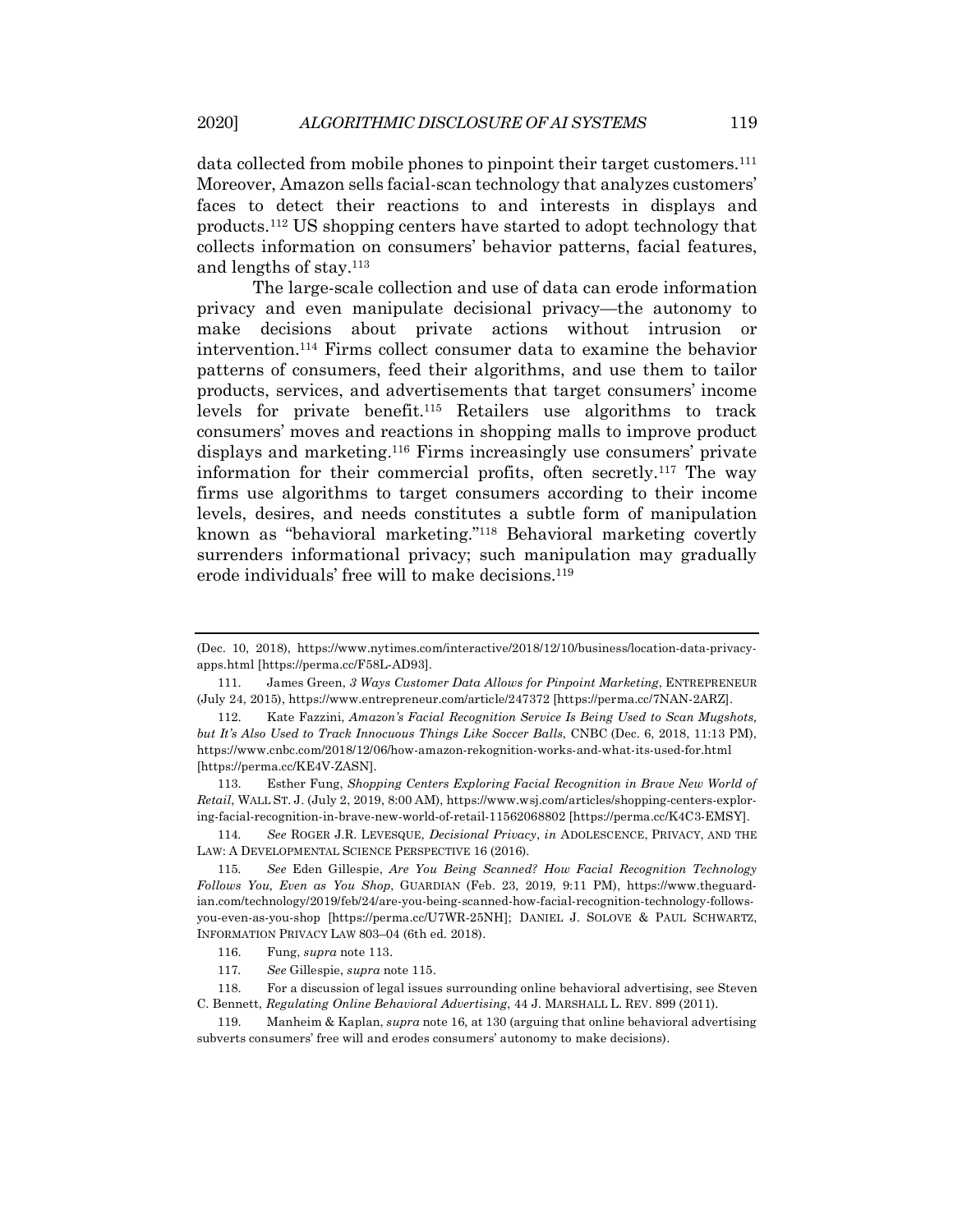data collected from mobile phones to pinpoint their target customers.[111] Moreover, Amazon sells facial-scan technology that analyzes customers' faces to detect their reactions to and interests in displays and products.[112] US shopping centers have started to adopt technology that collects information on consumers' behavior patterns, facial features, and lengths of stay.[113]

The large-scale collection and use of data can erode information privacy and even manipulate decisional privacy—the autonomy to make decisions about private actions without intrusion or intervention.[114] Firms collect consumer data to examine the behavior patterns of consumers, feed their algorithms, and use them to tailor products, services, and advertisements that target consumers' income levels for private benefit.[115] Retailers use algorithms to track consumers' moves and reactions in shopping malls to improve product displays and marketing.[116] Firms increasingly use consumers' private information for their commercial profits, often secretly.[117] The way firms use algorithms to target consumers according to their income levels, desires, and needs constitutes a subtle form of manipulation known as "behavioral marketing."[118] Behavioral marketing covertly surrenders informational privacy; such manipulation may gradually erode individuals' free will to make decisions.[119]

---

(Dec. 10, 2018), https://www.nytimes.com/interactive/2018/12/10/business/location-data-privacy-apps.html [https://perma.cc/F58L-AD93].

111. James Green, *3 Ways Customer Data Allows for Pinpoint Marketing*, ENTREPRENEUR (July 24, 2015), https://www.entrepreneur.com/article/247372 [https://perma.cc/7NAN-2ARZ].

112. Kate Fazzini, *Amazon's Facial Recognition Service Is Being Used to Scan Mugshots, but It's Also Used to Track Innocuous Things Like Soccer Balls*, CNBC (Dec. 6, 2018, 11:13 PM), https://www.cnbc.com/2018/12/06/how-amazon-rekognition-works-and-what-its-used-for.html [https://perma.cc/KE4V-ZASN].

113. Esther Fung, *Shopping Centers Exploring Facial Recognition in Brave New World of Retail*, WALL ST. J. (July 2, 2019, 8:00 AM), https://www.wsj.com/articles/shopping-centers-exploring-facial-recognition-in-brave-new-world-of-retail-11562068802 [https://perma.cc/K4C3-EMSY].

114. *See* ROGER J.R. LEVESQUE, *Decisional Privacy*, *in* ADOLESCENCE, PRIVACY, AND THE LAW: A DEVELOPMENTAL SCIENCE PERSPECTIVE 16 (2016).

115. *See* Eden Gillespie, *Are You Being Scanned? How Facial Recognition Technology Follows You, Even as You Shop*, GUARDIAN (Feb. 23, 2019, 9:11 PM), https://www.theguardian.com/technology/2019/feb/24/are-you-being-scanned-how-facial-recognition-technology-follows-you-even-as-you-shop [https://perma.cc/U7WR-25NH]; DANIEL J. SOLOVE & PAUL SCHWARTZ, INFORMATION PRIVACY LAW 803–04 (6th ed. 2018).

116. Fung, *supra* note 113.

117. *See* Gillespie, *supra* note 115.

118. For a discussion of legal issues surrounding online behavioral advertising, see Steven C. Bennett, *Regulating Online Behavioral Advertising*, 44 J. MARSHALL L. REV. 899 (2011).

119. Manheim & Kaplan, *supra* note 16, at 130 (arguing that online behavioral advertising subverts consumers' free will and erodes consumers' autonomy to make decisions).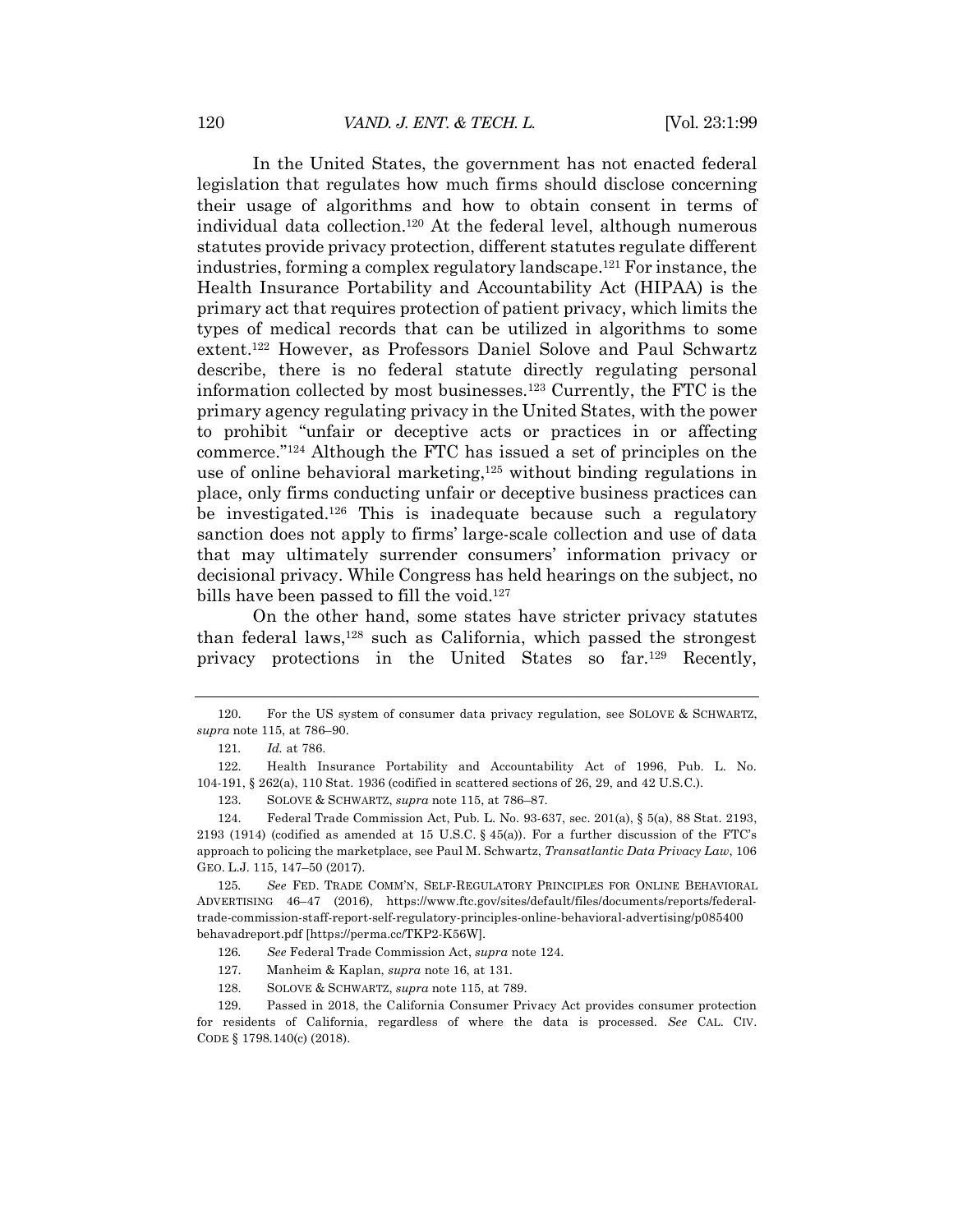In the United States, the government has not enacted federal legislation that regulates how much firms should disclose concerning their usage of algorithms and how to obtain consent in terms of individual data collection.[120] At the federal level, although numerous statutes provide privacy protection, different statutes regulate different industries, forming a complex regulatory landscape.[121] For instance, the Health Insurance Portability and Accountability Act (HIPAA) is the primary act that requires protection of patient privacy, which limits the types of medical records that can be utilized in algorithms to some extent.[122] However, as Professors Daniel Solove and Paul Schwartz describe, there is no federal statute directly regulating personal information collected by most businesses.[123] Currently, the FTC is the primary agency regulating privacy in the United States, with the power to prohibit "unfair or deceptive acts or practices in or affecting commerce."[124] Although the FTC has issued a set of principles on the use of online behavioral marketing,[125] without binding regulations in place, only firms conducting unfair or deceptive business practices can be investigated.[126] This is inadequate because such a regulatory sanction does not apply to firms' large-scale collection and use of data that may ultimately surrender consumers' information privacy or decisional privacy. While Congress has held hearings on the subject, no bills have been passed to fill the void.[127]

On the other hand, some states have stricter privacy statutes than federal laws,[128] such as California, which passed the strongest privacy protections in the United States so far.[129] Recently,

---

120. For the US system of consumer data privacy regulation, see SOLOVE & SCHWARTZ, *supra* note 115, at 786–90.

121. *Id.* at 786.

122. Health Insurance Portability and Accountability Act of 1996, Pub. L. No. 104-191, § 262(a), 110 Stat. 1936 (codified in scattered sections of 26, 29, and 42 U.S.C.).

123. SOLOVE & SCHWARTZ, *supra* note 115, at 786–87.

124. Federal Trade Commission Act, Pub. L. No. 93-637, sec. 201(a), § 5(a), 88 Stat. 2193, 2193 (1914) (codified as amended at 15 U.S.C. § 45(a)). For a further discussion of the FTC's approach to policing the marketplace, see Paul M. Schwartz, *Transatlantic Data Privacy Law*, 106 GEO. L.J. 115, 147–50 (2017).

125. *See* FED. TRADE COMM'N, SELF-REGULATORY PRINCIPLES FOR ONLINE BEHAVIORAL ADVERTISING 46–47 (2016), https://www.ftc.gov/sites/default/files/documents/reports/federal-trade-commission-staff-report-self-regulatory-principles-online-behavioral-advertising/p085400behavadreport.pdf [https://perma.cc/TKP2-K56W].

126. *See* Federal Trade Commission Act, *supra* note 124.

127. Manheim & Kaplan, *supra* note 16, at 131.

128. SOLOVE & SCHWARTZ, *supra* note 115, at 789.

129. Passed in 2018, the California Consumer Privacy Act provides consumer protection for residents of California, regardless of where the data is processed. *See* CAL. CIV. CODE § 1798.140(c) (2018).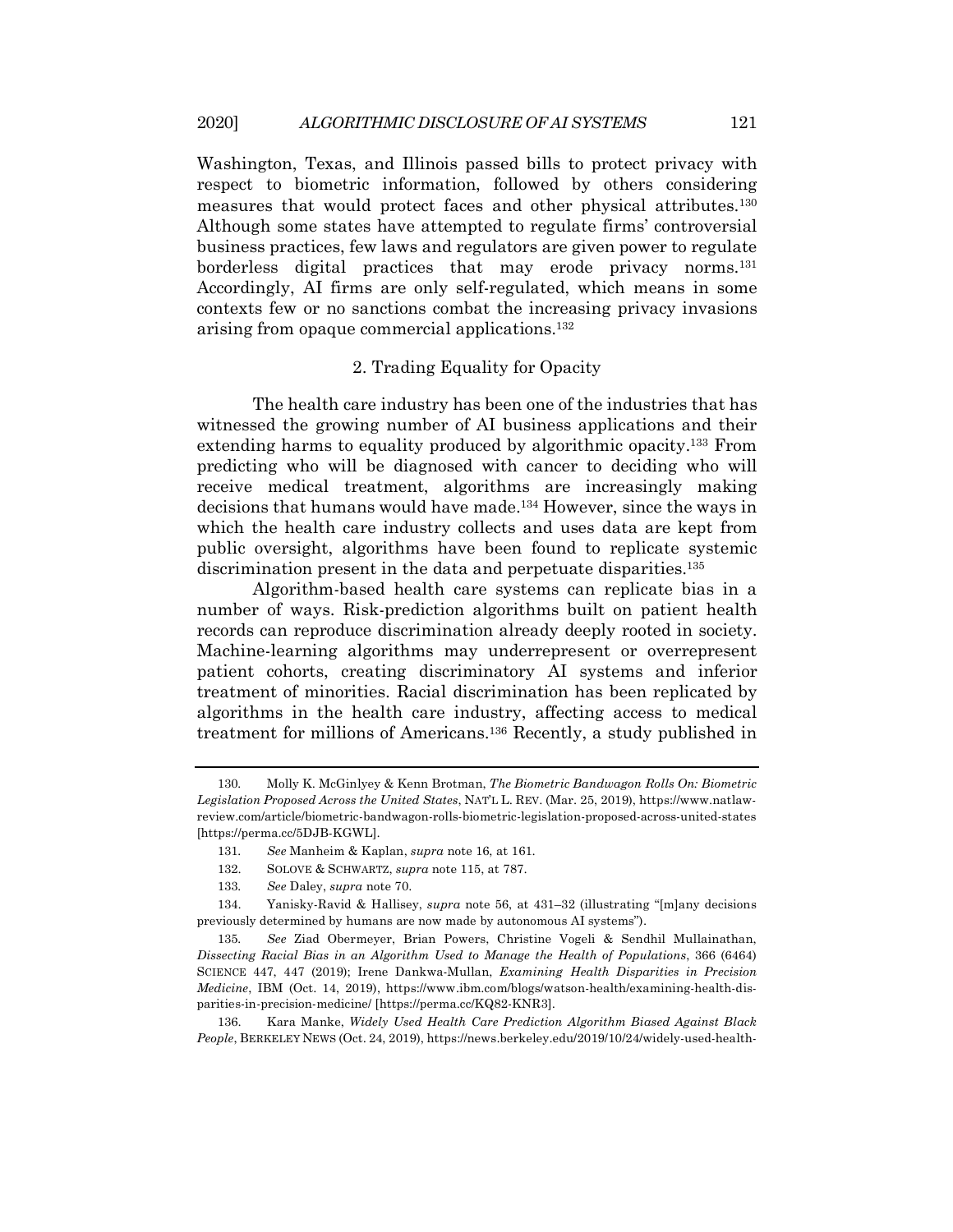Washington, Texas, and Illinois passed bills to protect privacy with respect to biometric information, followed by others considering measures that would protect faces and other physical attributes.[130] Although some states have attempted to regulate firms' controversial business practices, few laws and regulators are given power to regulate borderless digital practices that may erode privacy norms.[131] Accordingly, AI firms are only self-regulated, which means in some contexts few or no sanctions combat the increasing privacy invasions arising from opaque commercial applications.[132]

### 2. Trading Equality for Opacity

The health care industry has been one of the industries that has witnessed the growing number of AI business applications and their extending harms to equality produced by algorithmic opacity.[133] From predicting who will be diagnosed with cancer to deciding who will receive medical treatment, algorithms are increasingly making decisions that humans would have made.[134] However, since the ways in which the health care industry collects and uses data are kept from public oversight, algorithms have been found to replicate systemic discrimination present in the data and perpetuate disparities.[135]

Algorithm-based health care systems can replicate bias in a number of ways. Risk-prediction algorithms built on patient health records can reproduce discrimination already deeply rooted in society. Machine-learning algorithms may underrepresent or overrepresent patient cohorts, creating discriminatory AI systems and inferior treatment of minorities. Racial discrimination has been replicated by algorithms in the health care industry, affecting access to medical treatment for millions of Americans.[136] Recently, a study published in

---

130. Molly K. McGinlyey & Kenn Brotman, *The Biometric Bandwagon Rolls On: Biometric Legislation Proposed Across the United States*, NAT'L L. REV. (Mar. 25, 2019), https://www.natlawreview.com/article/biometric-bandwagon-rolls-biometric-legislation-proposed-across-united-states [https://perma.cc/5DJB-KGWL].

131. *See* Manheim & Kaplan, *supra* note 16, at 161.

132. SOLOVE & SCHWARTZ, *supra* note 115, at 787.

133. *See* Daley, *supra* note 70.

134. Yanisky-Ravid & Hallisey, *supra* note 56, at 431–32 (illustrating "[m]any decisions previously determined by humans are now made by autonomous AI systems").

135. *See* Ziad Obermeyer, Brian Powers, Christine Vogeli & Sendhil Mullainathan, *Dissecting Racial Bias in an Algorithm Used to Manage the Health of Populations*, 366 (6464) SCIENCE 447, 447 (2019); Irene Dankwa-Mullan, *Examining Health Disparities in Precision Medicine*, IBM (Oct. 14, 2019), https://www.ibm.com/blogs/watson-health/examining-health-disparities-in-precision-medicine/ [https://perma.cc/KQ82-KNR3].

136. Kara Manke, *Widely Used Health Care Prediction Algorithm Biased Against Black People*, BERKELEY NEWS (Oct. 24, 2019), https://news.berkeley.edu/2019/10/24/widely-used-health-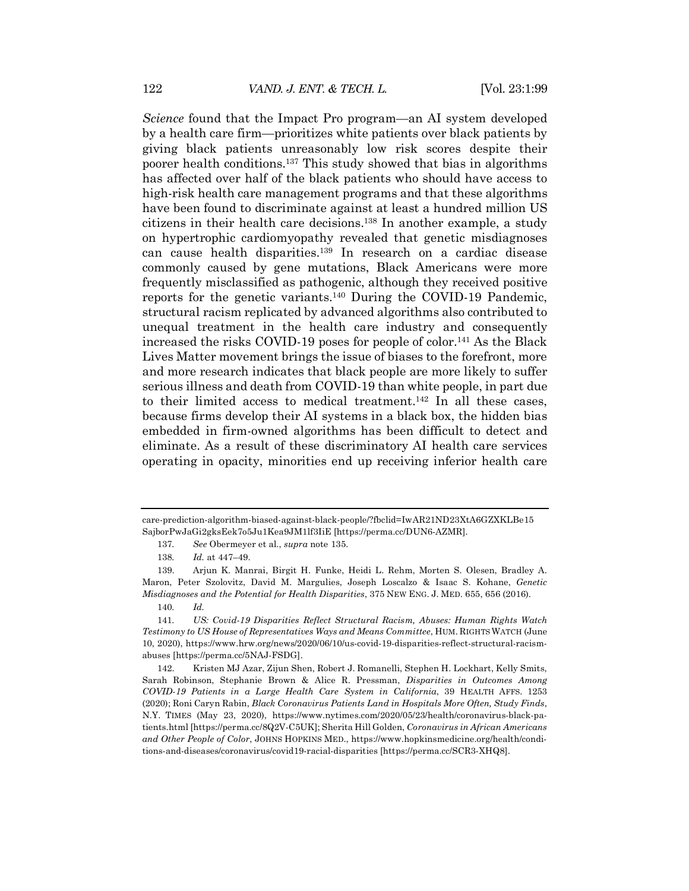*Science* found that the Impact Pro program—an AI system developed by a health care firm—prioritizes white patients over black patients by giving black patients unreasonably low risk scores despite their poorer health conditions.[137] This study showed that bias in algorithms has affected over half of the black patients who should have access to high-risk health care management programs and that these algorithms have been found to discriminate against at least a hundred million US citizens in their health care decisions.[138] In another example, a study on hypertrophic cardiomyopathy revealed that genetic misdiagnoses can cause health disparities.[139] In research on a cardiac disease commonly caused by gene mutations, Black Americans were more frequently misclassified as pathogenic, although they received positive reports for the genetic variants.[140] During the COVID-19 Pandemic, structural racism replicated by advanced algorithms also contributed to unequal treatment in the health care industry and consequently increased the risks COVID-19 poses for people of color.[141] As the Black Lives Matter movement brings the issue of biases to the forefront, more and more research indicates that black people are more likely to suffer serious illness and death from COVID-19 than white people, in part due to their limited access to medical treatment.[142] In all these cases, because firms develop their AI systems in a black box, the hidden bias embedded in firm-owned algorithms has been difficult to detect and eliminate. As a result of these discriminatory AI health care services operating in opacity, minorities end up receiving inferior health care

---

care-prediction-algorithm-biased-against-black-people/?fbclid=IwAR21ND23XtA6GZXKLBe15SajborPwJaGi2gksEek7o5Ju1Kea9JM1lf3IiE [https://perma.cc/DUN6-AZMR].

137. *See* Obermeyer et al., *supra* note 135.

138. *Id.* at 447–49.

139. Arjun K. Manrai, Birgit H. Funke, Heidi L. Rehm, Morten S. Olesen, Bradley A. Maron, Peter Szolovitz, David M. Margulies, Joseph Loscalzo & Isaac S. Kohane, *Genetic Misdiagnoses and the Potential for Health Disparities*, 375 NEW ENG. J. MED. 655, 656 (2016).

140. *Id.*

141. *US: Covid-19 Disparities Reflect Structural Racism, Abuses: Human Rights Watch Testimony to US House of Representatives Ways and Means Committee*, HUM. RIGHTS WATCH (June 10, 2020), https://www.hrw.org/news/2020/06/10/us-covid-19-disparities-reflect-structural-racism-abuses [https://perma.cc/5NAJ-FSDG].

142. Kristen MJ Azar, Zijun Shen, Robert J. Romanelli, Stephen H. Lockhart, Kelly Smits, Sarah Robinson, Stephanie Brown & Alice R. Pressman, *Disparities in Outcomes Among COVID-19 Patients in a Large Health Care System in California*, 39 HEALTH AFFS. 1253 (2020); Roni Caryn Rabin, *Black Coronavirus Patients Land in Hospitals More Often, Study Finds*, N.Y. TIMES (May 23, 2020), https://www.nytimes.com/2020/05/23/health/coronavirus-black-patients.html [https://perma.cc/8Q2V-C5UK]; Sherita Hill Golden, *Coronavirus in African Americans and Other People of Color*, JOHNS HOPKINS MED., https://www.hopkinsmedicine.org/health/conditions-and-diseases/coronavirus/covid19-racial-disparities [https://perma.cc/SCR3-XHQ8].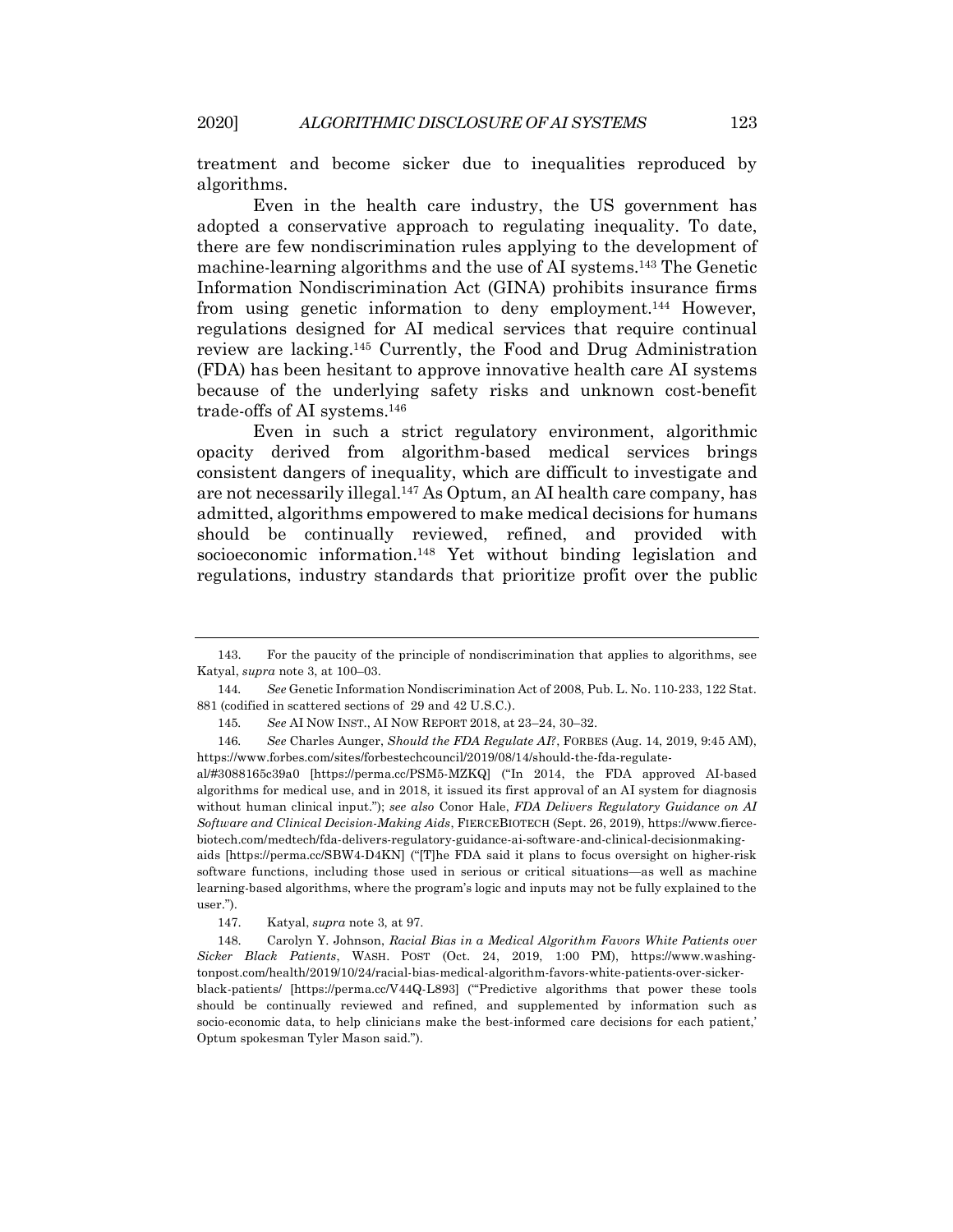treatment and become sicker due to inequalities reproduced by algorithms.

Even in the health care industry, the US government has adopted a conservative approach to regulating inequality. To date, there are few nondiscrimination rules applying to the development of machine-learning algorithms and the use of AI systems.[143] The Genetic Information Nondiscrimination Act (GINA) prohibits insurance firms from using genetic information to deny employment.[144] However, regulations designed for AI medical services that require continual review are lacking.[145] Currently, the Food and Drug Administration (FDA) has been hesitant to approve innovative health care AI systems because of the underlying safety risks and unknown cost-benefit trade-offs of AI systems.[146]

Even in such a strict regulatory environment, algorithmic opacity derived from algorithm-based medical services brings consistent dangers of inequality, which are difficult to investigate and are not necessarily illegal.[147] As Optum, an AI health care company, has admitted, algorithms empowered to make medical decisions for humans should be continually reviewed, refined, and provided with socioeconomic information.[148] Yet without binding legislation and regulations, industry standards that prioritize profit over the public

---

143. For the paucity of the principle of nondiscrimination that applies to algorithms, see Katyal, *supra* note 3, at 100–03.

144. *See* Genetic Information Nondiscrimination Act of 2008, Pub. L. No. 110-233, 122 Stat. 881 (codified in scattered sections of 29 and 42 U.S.C.).

145. *See* AI NOW INST., AI NOW REPORT 2018, at 23–24, 30–32.

146. *See* Charles Aunger, *Should the FDA Regulate AI?*, FORBES (Aug. 14, 2019, 9:45 AM), https://www.forbes.com/sites/forbestechcouncil/2019/08/14/should-the-fda-regulate-al/#3088165c39a0 [https://perma.cc/PSM5-MZKQ] ("In 2014, the FDA approved AI-based algorithms for medical use, and in 2018, it issued its first approval of an AI system for diagnosis without human clinical input."); *see also* Conor Hale, *FDA Delivers Regulatory Guidance on AI Software and Clinical Decision-Making Aids*, FIERCEBIOTECH (Sept. 26, 2019), https://www.fierce-biotech.com/medtech/fda-delivers-regulatory-guidance-ai-software-and-clinical-decisionmaking-aids [https://perma.cc/SBW4-D4KN] ("[T]he FDA said it plans to focus oversight on higher-risk software functions, including those used in serious or critical situations—as well as machine learning-based algorithms, where the program's logic and inputs may not be fully explained to the user.").

147. Katyal, *supra* note 3, at 97.

148. Carolyn Y. Johnson, *Racial Bias in a Medical Algorithm Favors White Patients over Sicker Black Patients*, WASH. POST (Oct. 24, 2019, 1:00 PM), https://www.washingtonpost.com/health/2019/10/24/racial-bias-medical-algorithm-favors-white-patients-over-sicker-black-patients/ [https://perma.cc/V44Q-L893] ("'Predictive algorithms that power these tools should be continually reviewed and refined, and supplemented by information such as socio-economic data, to help clinicians make the best-informed care decisions for each patient,' Optum spokesman Tyler Mason said.").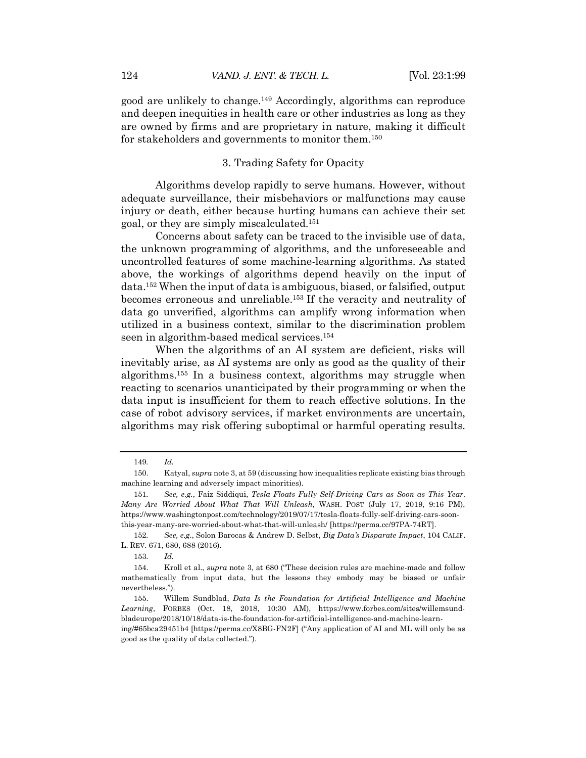good are unlikely to change.[149] Accordingly, algorithms can reproduce and deepen inequities in health care or other industries as long as they are owned by firms and are proprietary in nature, making it difficult for stakeholders and governments to monitor them.[150]

### 3. Trading Safety for Opacity

Algorithms develop rapidly to serve humans. However, without adequate surveillance, their misbehaviors or malfunctions may cause injury or death, either because hurting humans can achieve their set goal, or they are simply miscalculated.[151]

Concerns about safety can be traced to the invisible use of data, the unknown programming of algorithms, and the unforeseeable and uncontrolled features of some machine-learning algorithms. As stated above, the workings of algorithms depend heavily on the input of data.[152] When the input of data is ambiguous, biased, or falsified, output becomes erroneous and unreliable.[153] If the veracity and neutrality of data go unverified, algorithms can amplify wrong information when utilized in a business context, similar to the discrimination problem seen in algorithm-based medical services.[154]

When the algorithms of an AI system are deficient, risks will inevitably arise, as AI systems are only as good as the quality of their algorithms.[155] In a business context, algorithms may struggle when reacting to scenarios unanticipated by their programming or when the data input is insufficient for them to reach effective solutions. In the case of robot advisory services, if market environments are uncertain, algorithms may risk offering suboptimal or harmful operating results.

---

149. *Id.*

150. Katyal, *supra* note 3, at 59 (discussing how inequalities replicate existing bias through machine learning and adversely impact minorities).

151. *See, e.g.*, Faiz Siddiqui, *Tesla Floats Fully Self-Driving Cars as Soon as This Year. Many Are Worried About What That Will Unleash*, WASH. POST (July 17, 2019, 9:16 PM), https://www.washingtonpost.com/technology/2019/07/17/tesla-floats-fully-self-driving-cars-soon-this-year-many-are-worried-about-what-that-will-unleash/ [https://perma.cc/97PA-74RT].

152. *See, e.g.*, Solon Barocas & Andrew D. Selbst, *Big Data's Disparate Impact*, 104 CALIF. L. REV. 671, 680, 688 (2016).

153. *Id.*

154. Kroll et al., *supra* note 3, at 680 ("These decision rules are machine-made and follow mathematically from input data, but the lessons they embody may be biased or unfair nevertheless.").

155. Willem Sundblad, *Data Is the Foundation for Artificial Intelligence and Machine Learning*, FORBES (Oct. 18, 2018, 10:30 AM), https://www.forbes.com/sites/willemsundbladeurope/2018/10/18/data-is-the-foundation-for-artificial-intelligence-and-machine-learning/#65bca29451b4 [https://perma.cc/X8BG-FN2F] ("Any application of AI and ML will only be as good as the quality of data collected.").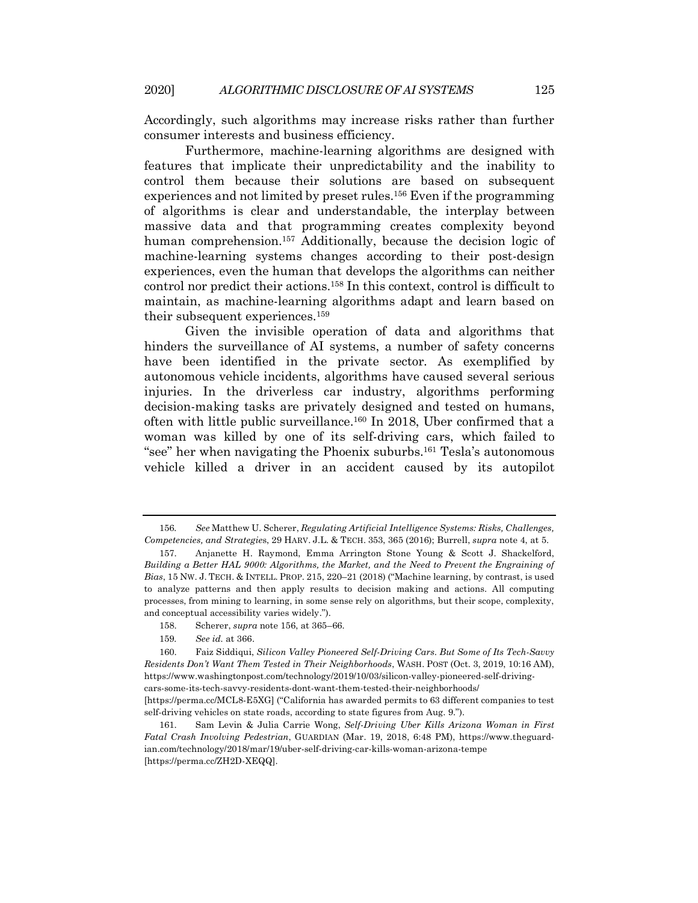Accordingly, such algorithms may increase risks rather than further consumer interests and business efficiency.

Furthermore, machine-learning algorithms are designed with features that implicate their unpredictability and the inability to control them because their solutions are based on subsequent experiences and not limited by preset rules.[156] Even if the programming of algorithms is clear and understandable, the interplay between massive data and that programming creates complexity beyond human comprehension.[157] Additionally, because the decision logic of machine-learning systems changes according to their post-design experiences, even the human that develops the algorithms can neither control nor predict their actions.[158] In this context, control is difficult to maintain, as machine-learning algorithms adapt and learn based on their subsequent experiences.[159]

Given the invisible operation of data and algorithms that hinders the surveillance of AI systems, a number of safety concerns have been identified in the private sector. As exemplified by autonomous vehicle incidents, algorithms have caused several serious injuries. In the driverless car industry, algorithms performing decision-making tasks are privately designed and tested on humans, often with little public surveillance.[160] In 2018, Uber confirmed that a woman was killed by one of its self-driving cars, which failed to "see" her when navigating the Phoenix suburbs.[161] Tesla's autonomous vehicle killed a driver in an accident caused by its autopilot

---

156. *See* Matthew U. Scherer, *Regulating Artificial Intelligence Systems: Risks, Challenges, Competencies, and Strategies*, 29 HARV. J.L. & TECH. 353, 365 (2016); Burrell, *supra* note 4, at 5.

157. Anjanette H. Raymond, Emma Arrington Stone Young & Scott J. Shackelford, *Building a Better HAL 9000: Algorithms, the Market, and the Need to Prevent the Engraining of Bias*, 15 NW. J. TECH. & INTELL. PROP. 215, 220–21 (2018) ("Machine learning, by contrast, is used to analyze patterns and then apply results to decision making and actions. All computing processes, from mining to learning, in some sense rely on algorithms, but their scope, complexity, and conceptual accessibility varies widely.").

158. Scherer, *supra* note 156, at 365–66.

159. *See id.* at 366.

160. Faiz Siddiqui, *Silicon Valley Pioneered Self-Driving Cars. But Some of Its Tech-Savvy Residents Don't Want Them Tested in Their Neighborhoods*, WASH. POST (Oct. 3, 2019, 10:16 AM), https://www.washingtonpost.com/technology/2019/10/03/silicon-valley-pioneered-self-driving-cars-some-its-tech-savvy-residents-dont-want-them-tested-their-neighborhoods/ [https://perma.cc/MCL8-E5XG] ("California has awarded permits to 63 different companies to test self-driving vehicles on state roads, according to state figures from Aug. 9.").

161. Sam Levin & Julia Carrie Wong, *Self-Driving Uber Kills Arizona Woman in First Fatal Crash Involving Pedestrian*, GUARDIAN (Mar. 19, 2018, 6:48 PM), https://www.theguardian.com/technology/2018/mar/19/uber-self-driving-car-kills-woman-arizona-tempe [https://perma.cc/ZH2D-XEQQ].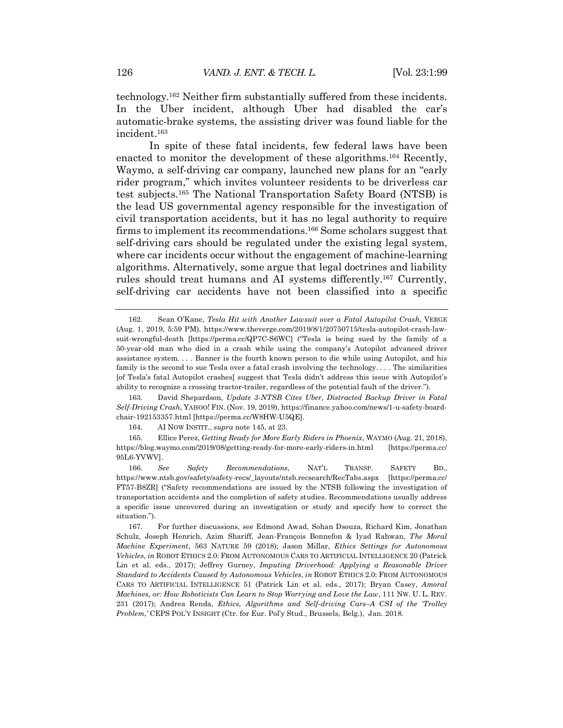technology.[162] Neither firm substantially suffered from these incidents. In the Uber incident, although Uber had disabled the car's automatic-brake systems, the assisting driver was found liable for the incident.[163]

In spite of these fatal incidents, few federal laws have been enacted to monitor the development of these algorithms.[164] Recently, Waymo, a self-driving car company, launched new plans for an "early rider program," which invites volunteer residents to be driverless car test subjects.[165] The National Transportation Safety Board (NTSB) is the lead US governmental agency responsible for the investigation of civil transportation accidents, but it has no legal authority to require firms to implement its recommendations.[166] Some scholars suggest that self-driving cars should be regulated under the existing legal system, where car incidents occur without the engagement of machine-learning algorithms. Alternatively, some argue that legal doctrines and liability rules should treat humans and AI systems differently.[167] Currently, self-driving car accidents have not been classified into a specific

---

162. Sean O'Kane, *Tesla Hit with Another Lawsuit over a Fatal Autopilot Crash*, VERGE (Aug. 1, 2019, 5:59 PM), https://www.theverge.com/2019/8/1/20750715/tesla-autopilot-crash-lawsuit-wrongful-death [https://perma.cc/QP7C-S6WC] ("Tesla is being sued by the family of a 50-year-old man who died in a crash while using the company's Autopilot advanced driver assistance system. . . . Banner is the fourth known person to die while using Autopilot, and his family is the second to sue Tesla over a fatal crash involving the technology. . . . The similarities [of Tesla's fatal Autopilot crashes] suggest that Tesla didn't address this issue with Autopilot's ability to recognize a crossing tractor-trailer, regardless of the potential fault of the driver.").

163. David Shepardson, *Update 3-NTSB Cites Uber, Distracted Backup Driver in Fatal Self-Driving Crash*, YAHOO! FIN. (Nov. 19, 2019), https://finance.yahoo.com/news/1-u-safety-board-chair-192153357.html [https://perma.cc/W8HW-U5QE].

164. AI NOW INSTIT., *supra* note 145, at 23.

165. Ellice Perez, *Getting Ready for More Early Riders in Phoenix*, WAYMO (Aug. 21, 2018), https://blog.waymo.com/2019/08/getting-ready-for-more-early-riders-in.html [https://perma.cc/95L6-YVWV].

166. *See Safety Recommendations*, NAT'L TRANSP. SAFETY BD., https://www.ntsb.gov/safety/safety-recs/_layouts/ntsb.recsearch/RecTabs.aspx [https://perma.cc/FT57-B8ZR] ("Safety recommendations are issued by the NTSB following the investigation of transportation accidents and the completion of safety studies. Recommendations usually address a specific issue uncovered during an investigation or study and specify how to correct the situation.").

167. For further discussions, see Edmond Awad, Sohan Dsouza, Richard Kim, Jonathan Schulz, Joseph Henrich, Azim Shariff, Jean-François Bonnefon & Iyad Rahwan, *The Moral Machine Experiment*, 563 NATURE 59 (2018); Jason Millar, *Ethics Settings for Autonomous Vehicles*, *in* ROBOT ETHICS 2.0: FROM AUTONOMOUS CARS TO ARTIFICIAL INTELLIGENCE 20 (Patrick Lin et al. eds., 2017); Jeffrey Gurney, *Imputing Driverhood: Applying a Reasonable Driver Standard to Accidents Caused by Autonomous Vehicles*, *in* ROBOT ETHICS 2.0: FROM AUTONOMOUS CARS TO ARTIFICIAL INTELLIGENCE 51 (Patrick Lin et al. eds., 2017); Bryan Casey, *Amoral Machines, or: How Roboticists Can Learn to Stop Worrying and Love the Law*, 111 NW. U. L. REV. 231 (2017); Andrea Renda, *Ethics, Algorithms and Self-driving Cars–A CSI of the 'Trolley Problem,'* CEPS POL'Y INSIGHT (Ctr. for Eur. Pol'y Stud., Brussels, Belg.), Jan. 2018.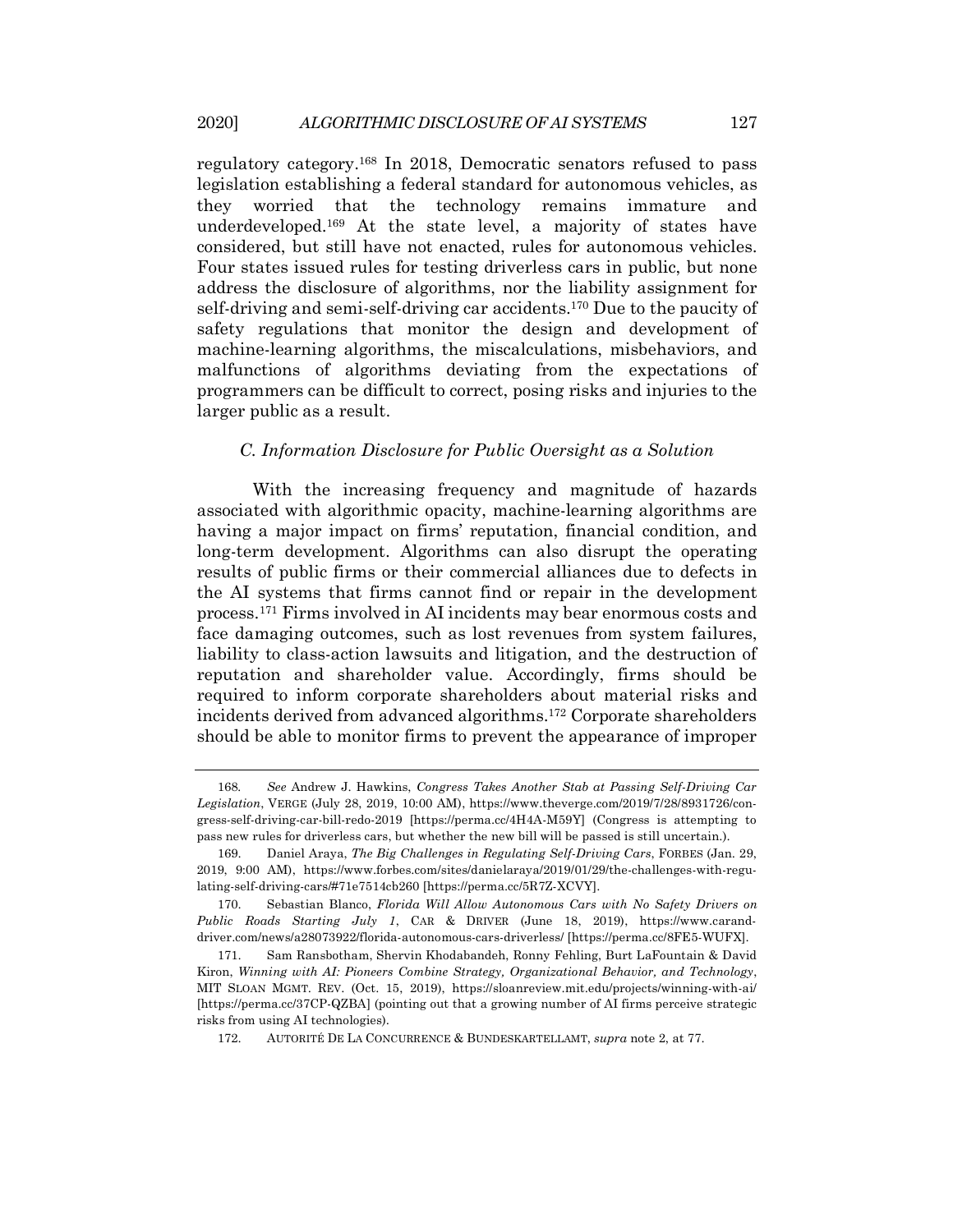regulatory category.[168] In 2018, Democratic senators refused to pass legislation establishing a federal standard for autonomous vehicles, as they worried that the technology remains immature and underdeveloped.[169] At the state level, a majority of states have considered, but still have not enacted, rules for autonomous vehicles. Four states issued rules for testing driverless cars in public, but none address the disclosure of algorithms, nor the liability assignment for self-driving and semi-self-driving car accidents.[170] Due to the paucity of safety regulations that monitor the design and development of machine-learning algorithms, the miscalculations, misbehaviors, and malfunctions of algorithms deviating from the expectations of programmers can be difficult to correct, posing risks and injuries to the larger public as a result.

### *C. Information Disclosure for Public Oversight as a Solution*

With the increasing frequency and magnitude of hazards associated with algorithmic opacity, machine-learning algorithms are having a major impact on firms' reputation, financial condition, and long-term development. Algorithms can also disrupt the operating results of public firms or their commercial alliances due to defects in the AI systems that firms cannot find or repair in the development process.[171] Firms involved in AI incidents may bear enormous costs and face damaging outcomes, such as lost revenues from system failures, liability to class-action lawsuits and litigation, and the destruction of reputation and shareholder value. Accordingly, firms should be required to inform corporate shareholders about material risks and incidents derived from advanced algorithms.[172] Corporate shareholders should be able to monitor firms to prevent the appearance of improper

---

168. *See* Andrew J. Hawkins, *Congress Takes Another Stab at Passing Self-Driving Car Legislation*, VERGE (July 28, 2019, 10:00 AM), https://www.theverge.com/2019/7/28/8931726/congress-self-driving-car-bill-redo-2019 [https://perma.cc/4H4A-M59Y] (Congress is attempting to pass new rules for driverless cars, but whether the new bill will be passed is still uncertain.).

169. Daniel Araya, *The Big Challenges in Regulating Self-Driving Cars*, FORBES (Jan. 29, 2019, 9:00 AM), https://www.forbes.com/sites/danielaraya/2019/01/29/the-challenges-with-regulating-self-driving-cars/#71e7514cb260 [https://perma.cc/5R7Z-XCVY].

170. Sebastian Blanco, *Florida Will Allow Autonomous Cars with No Safety Drivers on Public Roads Starting July 1*, CAR & DRIVER (June 18, 2019), https://www.caranddriver.com/news/a28073922/florida-autonomous-cars-driverless/ [https://perma.cc/8FE5-WUFX].

171. Sam Ransbotham, Shervin Khodabandeh, Ronny Fehling, Burt LaFountain & David Kiron, *Winning with AI: Pioneers Combine Strategy, Organizational Behavior, and Technology*, MIT SLOAN MGMT. REV. (Oct. 15, 2019), https://sloanreview.mit.edu/projects/winning-with-ai/ [https://perma.cc/37CP-QZBA] (pointing out that a growing number of AI firms perceive strategic risks from using AI technologies).

172. AUTORITÉ DE LA CONCURRENCE & BUNDESKARTELLAMT, *supra* note 2, at 77.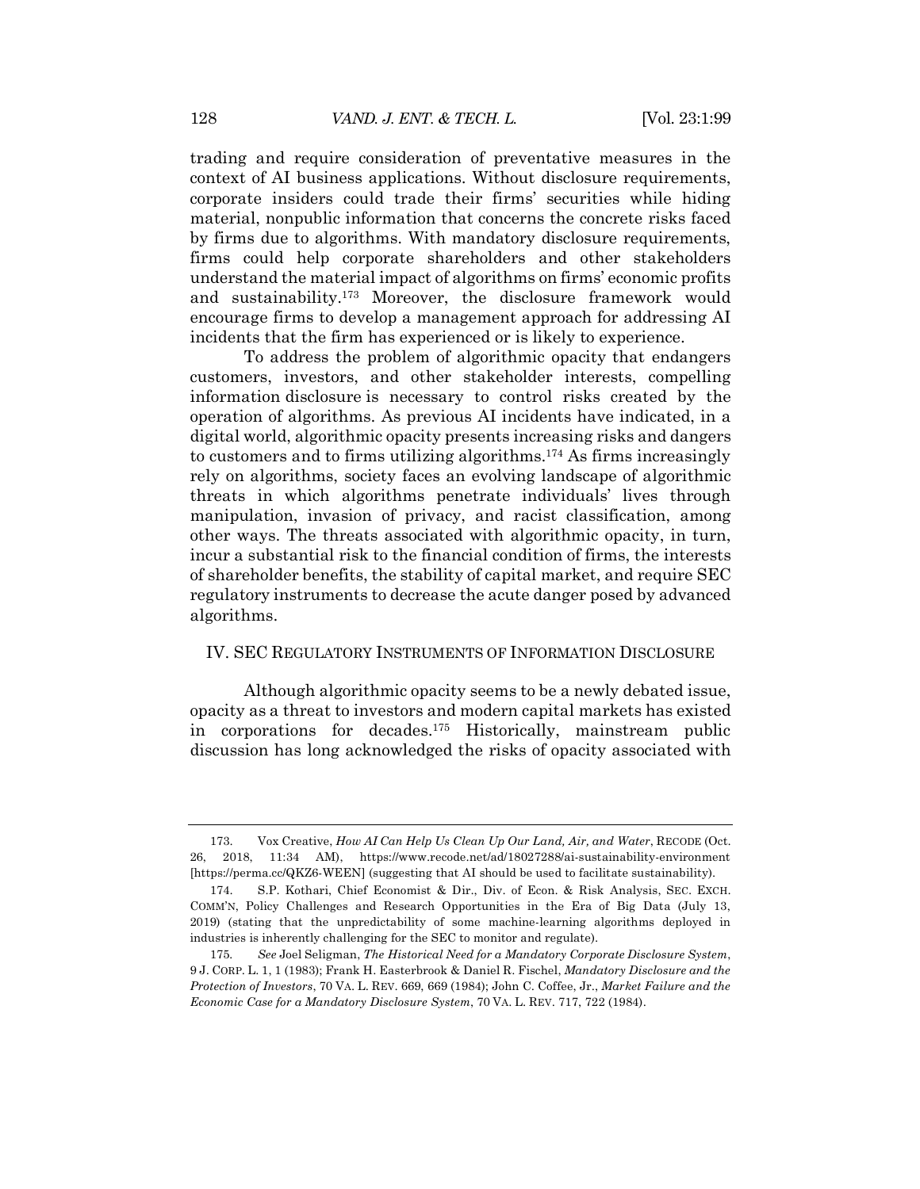trading and require consideration of preventative measures in the context of AI business applications. Without disclosure requirements, corporate insiders could trade their firms' securities while hiding material, nonpublic information that concerns the concrete risks faced by firms due to algorithms. With mandatory disclosure requirements, firms could help corporate shareholders and other stakeholders understand the material impact of algorithms on firms' economic profits and sustainability.[173] Moreover, the disclosure framework would encourage firms to develop a management approach for addressing AI incidents that the firm has experienced or is likely to experience.

To address the problem of algorithmic opacity that endangers customers, investors, and other stakeholder interests, compelling information disclosure is necessary to control risks created by the operation of algorithms. As previous AI incidents have indicated, in a digital world, algorithmic opacity presents increasing risks and dangers to customers and to firms utilizing algorithms.[174] As firms increasingly rely on algorithms, society faces an evolving landscape of algorithmic threats in which algorithms penetrate individuals' lives through manipulation, invasion of privacy, and racist classification, among other ways. The threats associated with algorithmic opacity, in turn, incur a substantial risk to the financial condition of firms, the interests of shareholder benefits, the stability of capital market, and require SEC regulatory instruments to decrease the acute danger posed by advanced algorithms.

## IV. SEC Regulatory Instruments of Information Disclosure

Although algorithmic opacity seems to be a newly debated issue, opacity as a threat to investors and modern capital markets has existed in corporations for decades.[175] Historically, mainstream public discussion has long acknowledged the risks of opacity associated with

---

173. Vox Creative, *How AI Can Help Us Clean Up Our Land, Air, and Water*, RECODE (Oct. 26, 2018, 11:34 AM), https://www.recode.net/ad/18027288/ai-sustainability-environment [https://perma.cc/QKZ6-WEEN] (suggesting that AI should be used to facilitate sustainability).

174. S.P. Kothari, Chief Economist & Dir., Div. of Econ. & Risk Analysis, SEC. EXCH. COMM'N, Policy Challenges and Research Opportunities in the Era of Big Data (July 13, 2019) (stating that the unpredictability of some machine-learning algorithms deployed in industries is inherently challenging for the SEC to monitor and regulate).

175. *See* Joel Seligman, *The Historical Need for a Mandatory Corporate Disclosure System*, 9 J. CORP. L. 1, 1 (1983); Frank H. Easterbrook & Daniel R. Fischel, *Mandatory Disclosure and the Protection of Investors*, 70 VA. L. REV. 669, 669 (1984); John C. Coffee, Jr., *Market Failure and the Economic Case for a Mandatory Disclosure System*, 70 VA. L. REV. 717, 722 (1984).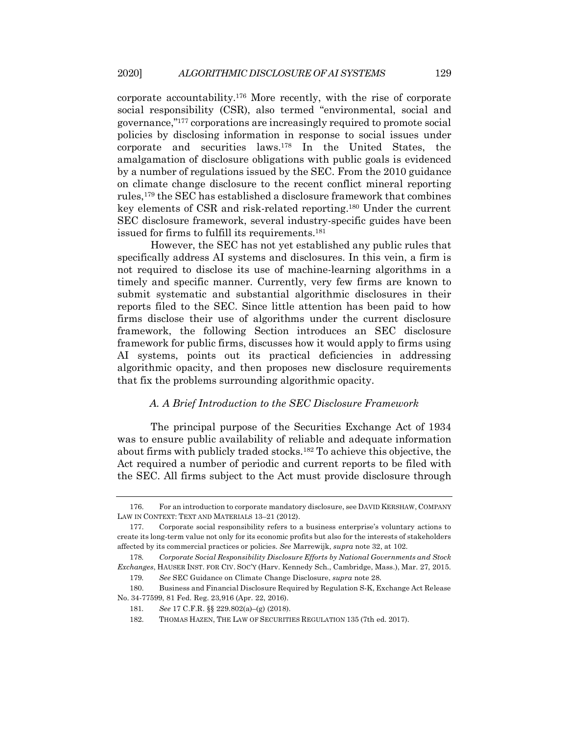corporate accountability.[176] More recently, with the rise of corporate social responsibility (CSR), also termed "environmental, social and governance,"[177] corporations are increasingly required to promote social policies by disclosing information in response to social issues under corporate and securities laws.[178] In the United States, the amalgamation of disclosure obligations with public goals is evidenced by a number of regulations issued by the SEC. From the 2010 guidance on climate change disclosure to the recent conflict mineral reporting rules,[179] the SEC has established a disclosure framework that combines key elements of CSR and risk-related reporting.[180] Under the current SEC disclosure framework, several industry-specific guides have been issued for firms to fulfill its requirements.[181]

However, the SEC has not yet established any public rules that specifically address AI systems and disclosures. In this vein, a firm is not required to disclose its use of machine-learning algorithms in a timely and specific manner. Currently, very few firms are known to submit systematic and substantial algorithmic disclosures in their reports filed to the SEC. Since little attention has been paid to how firms disclose their use of algorithms under the current disclosure framework, the following Section introduces an SEC disclosure framework for public firms, discusses how it would apply to firms using AI systems, points out its practical deficiencies in addressing algorithmic opacity, and then proposes new disclosure requirements that fix the problems surrounding algorithmic opacity.

### *A. A Brief Introduction to the SEC Disclosure Framework*

The principal purpose of the Securities Exchange Act of 1934 was to ensure public availability of reliable and adequate information about firms with publicly traded stocks.[182] To achieve this objective, the Act required a number of periodic and current reports to be filed with the SEC. All firms subject to the Act must provide disclosure through

---

176. For an introduction to corporate mandatory disclosure, see DAVID KERSHAW, COMPANY LAW IN CONTEXT: TEXT AND MATERIALS 13–21 (2012).

177. Corporate social responsibility refers to a business enterprise's voluntary actions to create its long-term value not only for its economic profits but also for the interests of stakeholders affected by its commercial practices or policies. *See* Marrewijk, *supra* note 32, at 102.

178. *Corporate Social Responsibility Disclosure Efforts by National Governments and Stock Exchanges*, HAUSER INST. FOR CIV. SOC'Y (Harv. Kennedy Sch., Cambridge, Mass.), Mar. 27, 2015.

179. *See* SEC Guidance on Climate Change Disclosure, *supra* note 28.

180. Business and Financial Disclosure Required by Regulation S-K, Exchange Act Release No. 34-77599, 81 Fed. Reg. 23,916 (Apr. 22, 2016).

181. *See* 17 C.F.R. §§ 229.802(a)–(g) (2018).

182. THOMAS HAZEN, THE LAW OF SECURITIES REGULATION 135 (7th ed. 2017).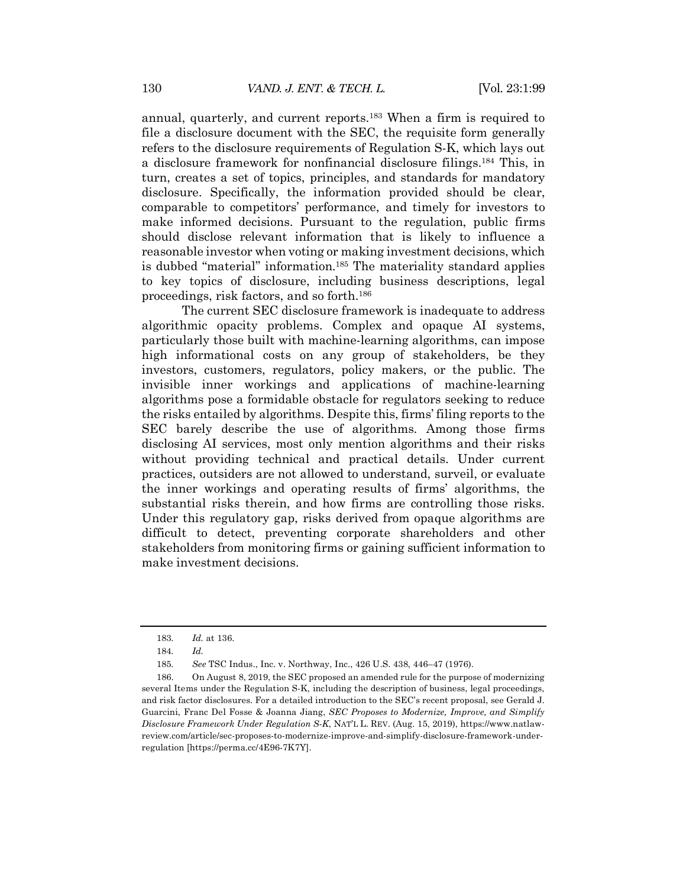annual, quarterly, and current reports.[183] When a firm is required to file a disclosure document with the SEC, the requisite form generally refers to the disclosure requirements of Regulation S-K, which lays out a disclosure framework for nonfinancial disclosure filings.[184] This, in turn, creates a set of topics, principles, and standards for mandatory disclosure. Specifically, the information provided should be clear, comparable to competitors' performance, and timely for investors to make informed decisions. Pursuant to the regulation, public firms should disclose relevant information that is likely to influence a reasonable investor when voting or making investment decisions, which is dubbed "material" information.[185] The materiality standard applies to key topics of disclosure, including business descriptions, legal proceedings, risk factors, and so forth.[186]

The current SEC disclosure framework is inadequate to address algorithmic opacity problems. Complex and opaque AI systems, particularly those built with machine-learning algorithms, can impose high informational costs on any group of stakeholders, be they investors, customers, regulators, policy makers, or the public. The invisible inner workings and applications of machine-learning algorithms pose a formidable obstacle for regulators seeking to reduce the risks entailed by algorithms. Despite this, firms' filing reports to the SEC barely describe the use of algorithms. Among those firms disclosing AI services, most only mention algorithms and their risks without providing technical and practical details. Under current practices, outsiders are not allowed to understand, surveil, or evaluate the inner workings and operating results of firms' algorithms, the substantial risks therein, and how firms are controlling those risks. Under this regulatory gap, risks derived from opaque algorithms are difficult to detect, preventing corporate shareholders and other stakeholders from monitoring firms or gaining sufficient information to make investment decisions.

---

183. *Id.* at 136.

184. *Id.*

185. *See* TSC Indus., Inc. v. Northway, Inc., 426 U.S. 438, 446–47 (1976).

186. On August 8, 2019, the SEC proposed an amended rule for the purpose of modernizing several Items under the Regulation S-K, including the description of business, legal proceedings, and risk factor disclosures. For a detailed introduction to the SEC's recent proposal, see Gerald J. Guarcini, Franc Del Fosse & Joanna Jiang, *SEC Proposes to Modernize, Improve, and Simplify Disclosure Framework Under Regulation S-K*, NAT'L L. REV. (Aug. 15, 2019), https://www.natlawreview.com/article/sec-proposes-to-modernize-improve-and-simplify-disclosure-framework-under-regulation [https://perma.cc/4E96-7K7Y].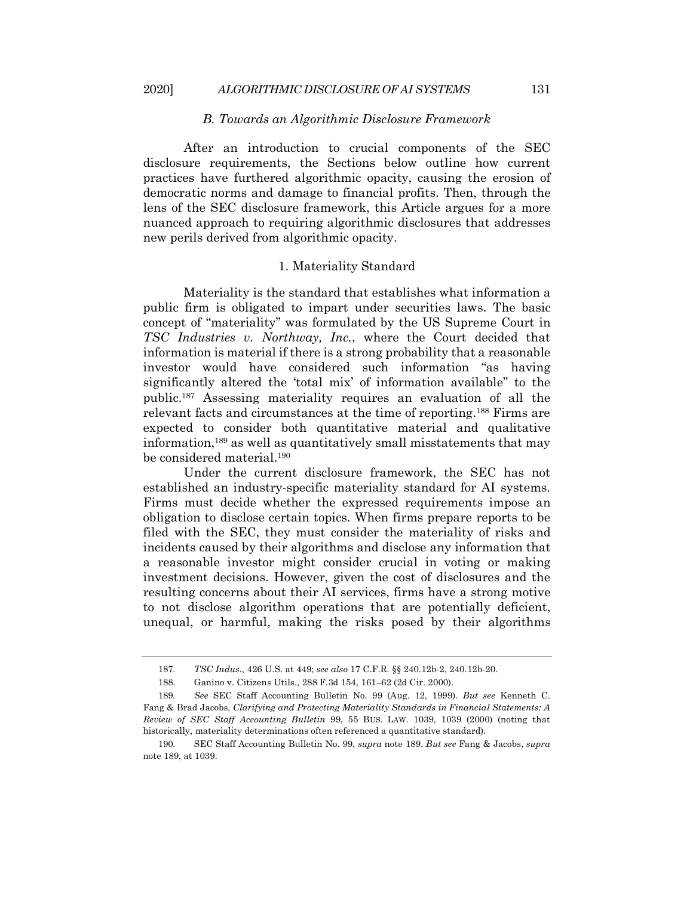### *B. Towards an Algorithmic Disclosure Framework*

After an introduction to crucial components of the SEC disclosure requirements, the Sections below outline how current practices have furthered algorithmic opacity, causing the erosion of democratic norms and damage to financial profits. Then, through the lens of the SEC disclosure framework, this Article argues for a more nuanced approach to requiring algorithmic disclosures that addresses new perils derived from algorithmic opacity.

#### 1. Materiality Standard

Materiality is the standard that establishes what information a public firm is obligated to impart under securities laws. The basic concept of "materiality" was formulated by the US Supreme Court in *TSC Industries v. Northway, Inc.*, where the Court decided that information is material if there is a strong probability that a reasonable investor would have considered such information "as having significantly altered the 'total mix' of information available" to the public.[187] Assessing materiality requires an evaluation of all the relevant facts and circumstances at the time of reporting.[188] Firms are expected to consider both quantitative material and qualitative information,[189] as well as quantitatively small misstatements that may be considered material.[190]

Under the current disclosure framework, the SEC has not established an industry-specific materiality standard for AI systems. Firms must decide whether the expressed requirements impose an obligation to disclose certain topics. When firms prepare reports to be filed with the SEC, they must consider the materiality of risks and incidents caused by their algorithms and disclose any information that a reasonable investor might consider crucial in voting or making investment decisions. However, given the cost of disclosures and the resulting concerns about their AI services, firms have a strong motive to not disclose algorithm operations that are potentially deficient, unequal, or harmful, making the risks posed by their algorithms

---

187. *TSC Indus.*, 426 U.S. at 449; *see also* 17 C.F.R. §§ 240.12b-2, 240.12b-20.

188. Ganino v. Citizens Utils., 288 F.3d 154, 161–62 (2d Cir. 2000).

189. *See* SEC Staff Accounting Bulletin No. 99 (Aug. 12, 1999). *But see* Kenneth C. Fang & Brad Jacobs, *Clarifying and Protecting Materiality Standards in Financial Statements: A Review of SEC Staff Accounting Bulletin* 99, 55 BUS. LAW. 1039, 1039 (2000) (noting that historically, materiality determinations often referenced a quantitative standard).

190. SEC Staff Accounting Bulletin No. 99, *supra* note 189. *But see* Fang & Jacobs, *supra* note 189, at 1039.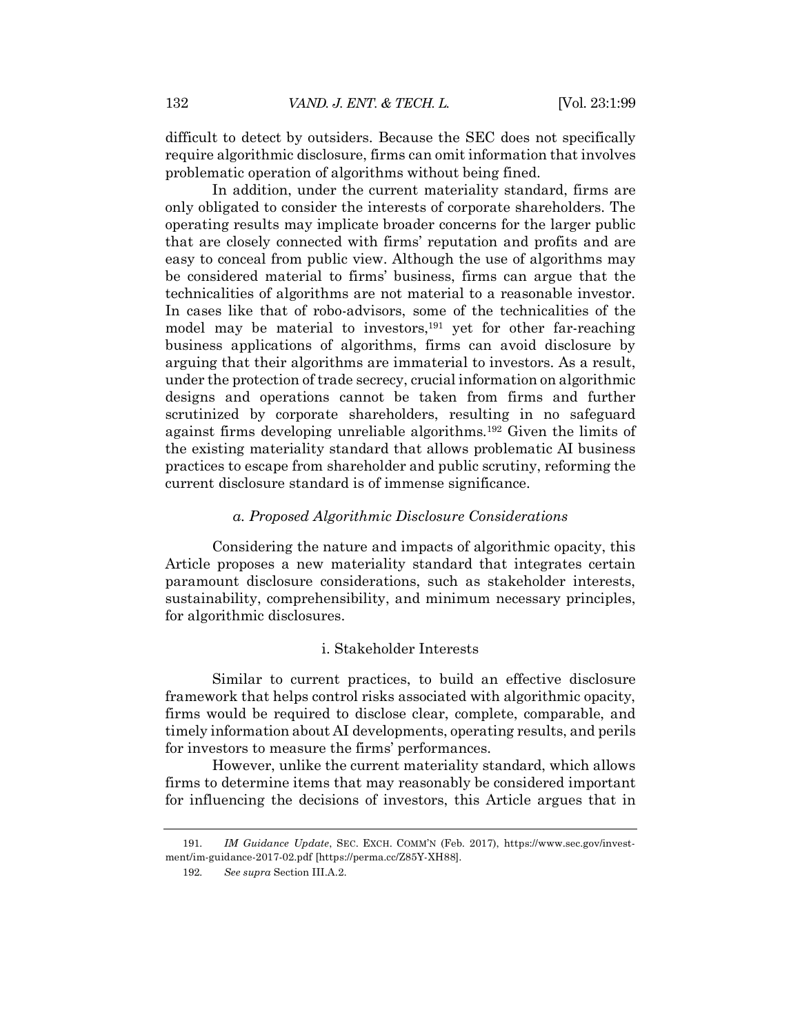difficult to detect by outsiders. Because the SEC does not specifically require algorithmic disclosure, firms can omit information that involves problematic operation of algorithms without being fined.

In addition, under the current materiality standard, firms are only obligated to consider the interests of corporate shareholders. The operating results may implicate broader concerns for the larger public that are closely connected with firms' reputation and profits and are easy to conceal from public view. Although the use of algorithms may be considered material to firms' business, firms can argue that the technicalities of algorithms are not material to a reasonable investor. In cases like that of robo-advisors, some of the technicalities of the model may be material to investors,[191] yet for other far-reaching business applications of algorithms, firms can avoid disclosure by arguing that their algorithms are immaterial to investors. As a result, under the protection of trade secrecy, crucial information on algorithmic designs and operations cannot be taken from firms and further scrutinized by corporate shareholders, resulting in no safeguard against firms developing unreliable algorithms.[192] Given the limits of the existing materiality standard that allows problematic AI business practices to escape from shareholder and public scrutiny, reforming the current disclosure standard is of immense significance.

#### *a. Proposed Algorithmic Disclosure Considerations*

Considering the nature and impacts of algorithmic opacity, this Article proposes a new materiality standard that integrates certain paramount disclosure considerations, such as stakeholder interests, sustainability, comprehensibility, and minimum necessary principles, for algorithmic disclosures.

##### i. Stakeholder Interests

Similar to current practices, to build an effective disclosure framework that helps control risks associated with algorithmic opacity, firms would be required to disclose clear, complete, comparable, and timely information about AI developments, operating results, and perils for investors to measure the firms' performances.

However, unlike the current materiality standard, which allows firms to determine items that may reasonably be considered important for influencing the decisions of investors, this Article argues that in

---

191. *IM Guidance Update*, SEC. EXCH. COMM'N (Feb. 2017), https://www.sec.gov/investment/im-guidance-2017-02.pdf [https://perma.cc/Z85Y-XH88].

192. *See supra* Section III.A.2.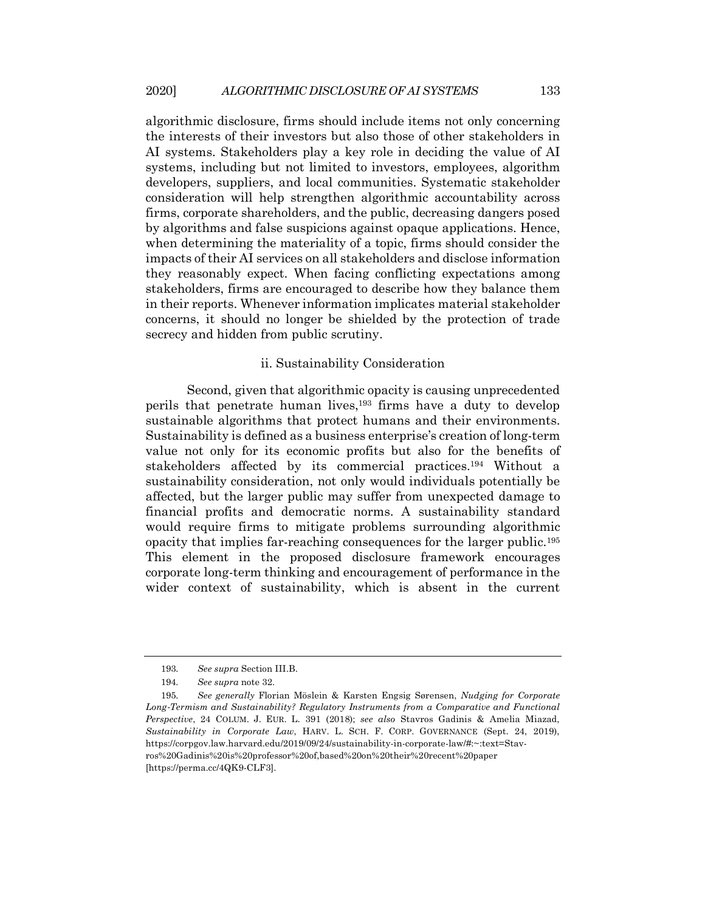algorithmic disclosure, firms should include items not only concerning the interests of their investors but also those of other stakeholders in AI systems. Stakeholders play a key role in deciding the value of AI systems, including but not limited to investors, employees, algorithm developers, suppliers, and local communities. Systematic stakeholder consideration will help strengthen algorithmic accountability across firms, corporate shareholders, and the public, decreasing dangers posed by algorithms and false suspicions against opaque applications. Hence, when determining the materiality of a topic, firms should consider the impacts of their AI services on all stakeholders and disclose information they reasonably expect. When facing conflicting expectations among stakeholders, firms are encouraged to describe how they balance them in their reports. Whenever information implicates material stakeholder concerns, it should no longer be shielded by the protection of trade secrecy and hidden from public scrutiny.

#### ii. Sustainability Consideration

Second, given that algorithmic opacity is causing unprecedented perils that penetrate human lives,[193] firms have a duty to develop sustainable algorithms that protect humans and their environments. Sustainability is defined as a business enterprise's creation of long-term value not only for its economic profits but also for the benefits of stakeholders affected by its commercial practices.[194] Without a sustainability consideration, not only would individuals potentially be affected, but the larger public may suffer from unexpected damage to financial profits and democratic norms. A sustainability standard would require firms to mitigate problems surrounding algorithmic opacity that implies far-reaching consequences for the larger public.[195] This element in the proposed disclosure framework encourages corporate long-term thinking and encouragement of performance in the wider context of sustainability, which is absent in the current

---

193. *See supra* Section III.B.

194. *See supra* note 32.

195. *See generally* Florian Möslein & Karsten Engsig Sørensen, *Nudging for Corporate Long-Termism and Sustainability? Regulatory Instruments from a Comparative and Functional Perspective*, 24 COLUM. J. EUR. L. 391 (2018); *see also* Stavros Gadinis & Amelia Miazad, *Sustainability in Corporate Law*, HARV. L. SCH. F. CORP. GOVERNANCE (Sept. 24, 2019), https://corpgov.law.harvard.edu/2019/09/24/sustainability-in-corporate-law/#:~:text=Stavros%20Gadinis%20is%20professor%20of,based%20on%20their%20recent%20paper [https://perma.cc/4QK9-CLF3].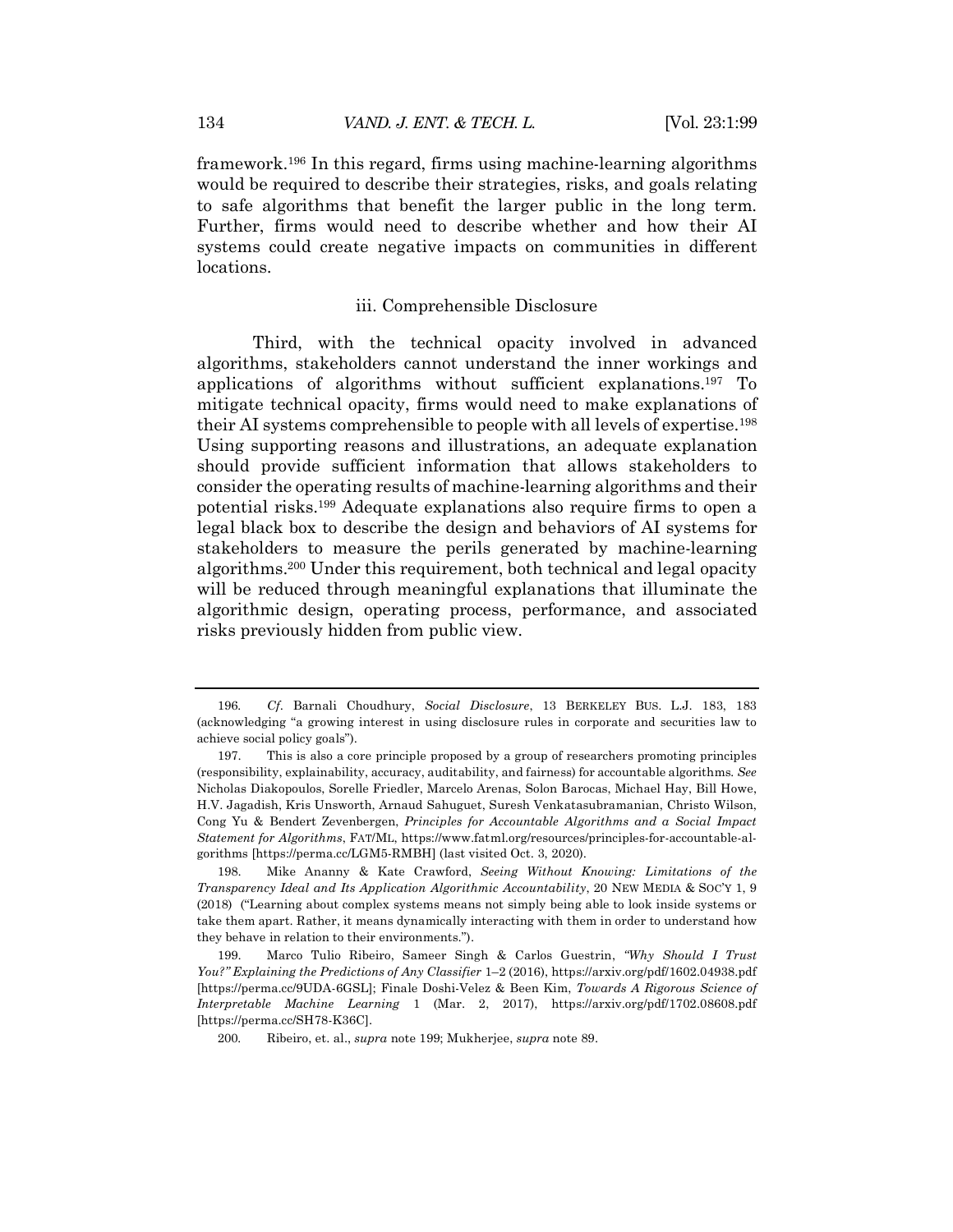framework.[196] In this regard, firms using machine-learning algorithms would be required to describe their strategies, risks, and goals relating to safe algorithms that benefit the larger public in the long term. Further, firms would need to describe whether and how their AI systems could create negative impacts on communities in different locations.

### iii. Comprehensible Disclosure

Third, with the technical opacity involved in advanced algorithms, stakeholders cannot understand the inner workings and applications of algorithms without sufficient explanations.[197] To mitigate technical opacity, firms would need to make explanations of their AI systems comprehensible to people with all levels of expertise.[198] Using supporting reasons and illustrations, an adequate explanation should provide sufficient information that allows stakeholders to consider the operating results of machine-learning algorithms and their potential risks.[199] Adequate explanations also require firms to open a legal black box to describe the design and behaviors of AI systems for stakeholders to measure the perils generated by machine-learning algorithms.[200] Under this requirement, both technical and legal opacity will be reduced through meaningful explanations that illuminate the algorithmic design, operating process, performance, and associated risks previously hidden from public view.

---

196. *Cf.* Barnali Choudhury, *Social Disclosure*, 13 BERKELEY BUS. L.J. 183, 183 (acknowledging "a growing interest in using disclosure rules in corporate and securities law to achieve social policy goals").

197. This is also a core principle proposed by a group of researchers promoting principles (responsibility, explainability, accuracy, auditability, and fairness) for accountable algorithms. *See* Nicholas Diakopoulos, Sorelle Friedler, Marcelo Arenas, Solon Barocas, Michael Hay, Bill Howe, H.V. Jagadish, Kris Unsworth, Arnaud Sahuguet, Suresh Venkatasubramanian, Christo Wilson, Cong Yu & Bendert Zevenbergen, *Principles for Accountable Algorithms and a Social Impact Statement for Algorithms*, FAT/ML, https://www.fatml.org/resources/principles-for-accountable-algorithms [https://perma.cc/LGM5-RMBH] (last visited Oct. 3, 2020).

198. Mike Ananny & Kate Crawford, *Seeing Without Knowing: Limitations of the Transparency Ideal and Its Application Algorithmic Accountability*, 20 NEW MEDIA & SOC'Y 1, 9 (2018) ("Learning about complex systems means not simply being able to look inside systems or take them apart. Rather, it means dynamically interacting with them in order to understand how they behave in relation to their environments.").

199. Marco Tulio Ribeiro, Sameer Singh & Carlos Guestrin, *"Why Should I Trust You?" Explaining the Predictions of Any Classifier* 1–2 (2016), https://arxiv.org/pdf/1602.04938.pdf [https://perma.cc/9UDA-6GSL]; Finale Doshi-Velez & Been Kim, *Towards A Rigorous Science of Interpretable Machine Learning* 1 (Mar. 2, 2017), https://arxiv.org/pdf/1702.08608.pdf [https://perma.cc/SH78-K36C].

200. Ribeiro, et. al., *supra* note 199; Mukherjee, *supra* note 89.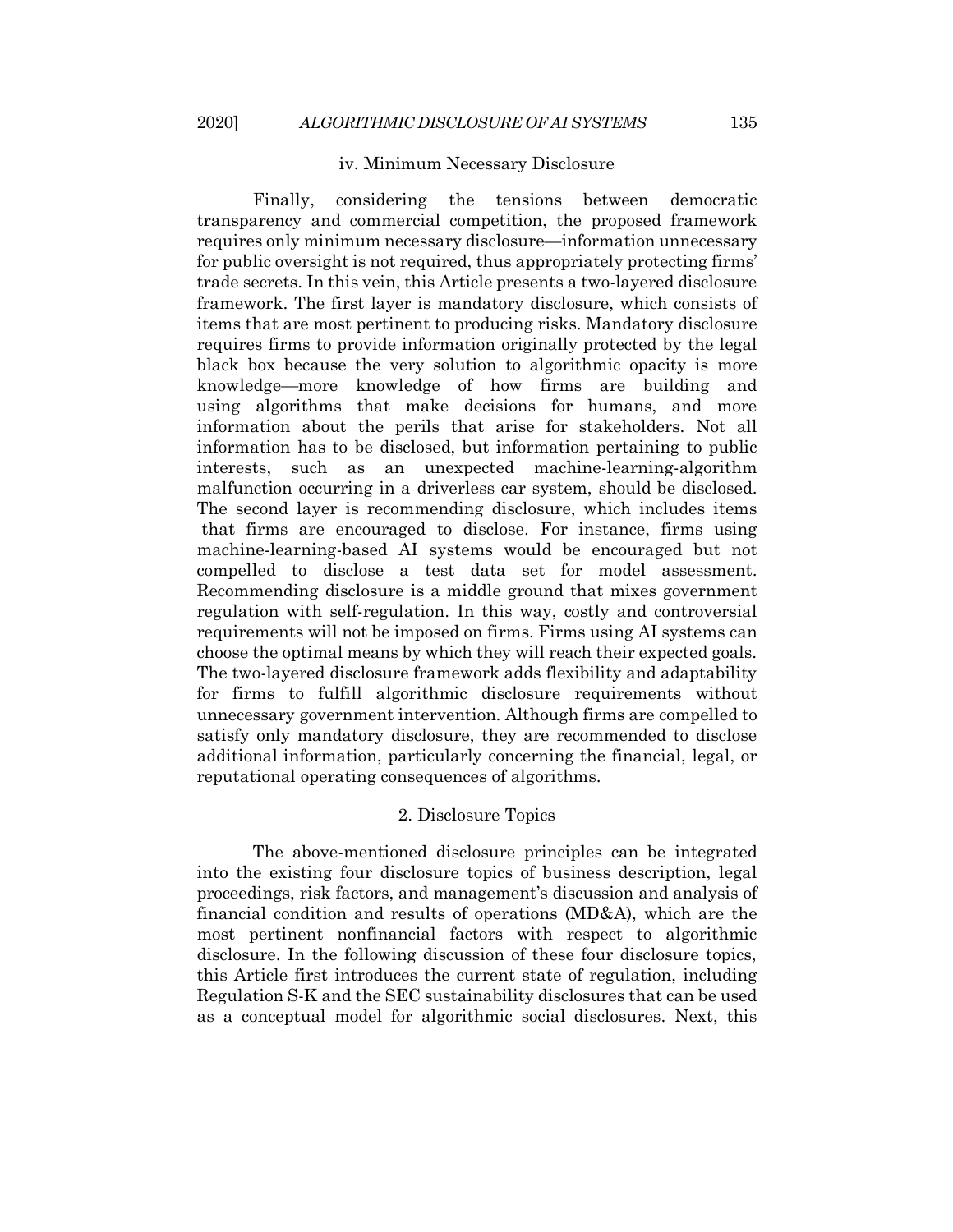#### iv. Minimum Necessary Disclosure

Finally, considering the tensions between democratic transparency and commercial competition, the proposed framework requires only minimum necessary disclosure—information unnecessary for public oversight is not required, thus appropriately protecting firms' trade secrets. In this vein, this Article presents a two-layered disclosure framework. The first layer is mandatory disclosure, which consists of items that are most pertinent to producing risks. Mandatory disclosure requires firms to provide information originally protected by the legal black box because the very solution to algorithmic opacity is more knowledge—more knowledge of how firms are building and using algorithms that make decisions for humans, and more information about the perils that arise for stakeholders. Not all information has to be disclosed, but information pertaining to public interests, such as an unexpected machine-learning-algorithm malfunction occurring in a driverless car system, should be disclosed. The second layer is recommending disclosure, which includes items that firms are encouraged to disclose. For instance, firms using machine-learning-based AI systems would be encouraged but not compelled to disclose a test data set for model assessment. Recommending disclosure is a middle ground that mixes government regulation with self-regulation. In this way, costly and controversial requirements will not be imposed on firms. Firms using AI systems can choose the optimal means by which they will reach their expected goals. The two-layered disclosure framework adds flexibility and adaptability for firms to fulfill algorithmic disclosure requirements without unnecessary government intervention. Although firms are compelled to satisfy only mandatory disclosure, they are recommended to disclose additional information, particularly concerning the financial, legal, or reputational operating consequences of algorithms.

### 2. Disclosure Topics

The above-mentioned disclosure principles can be integrated into the existing four disclosure topics of business description, legal proceedings, risk factors, and management's discussion and analysis of financial condition and results of operations (MD&A), which are the most pertinent nonfinancial factors with respect to algorithmic disclosure. In the following discussion of these four disclosure topics, this Article first introduces the current state of regulation, including Regulation S-K and the SEC sustainability disclosures that can be used as a conceptual model for algorithmic social disclosures. Next, this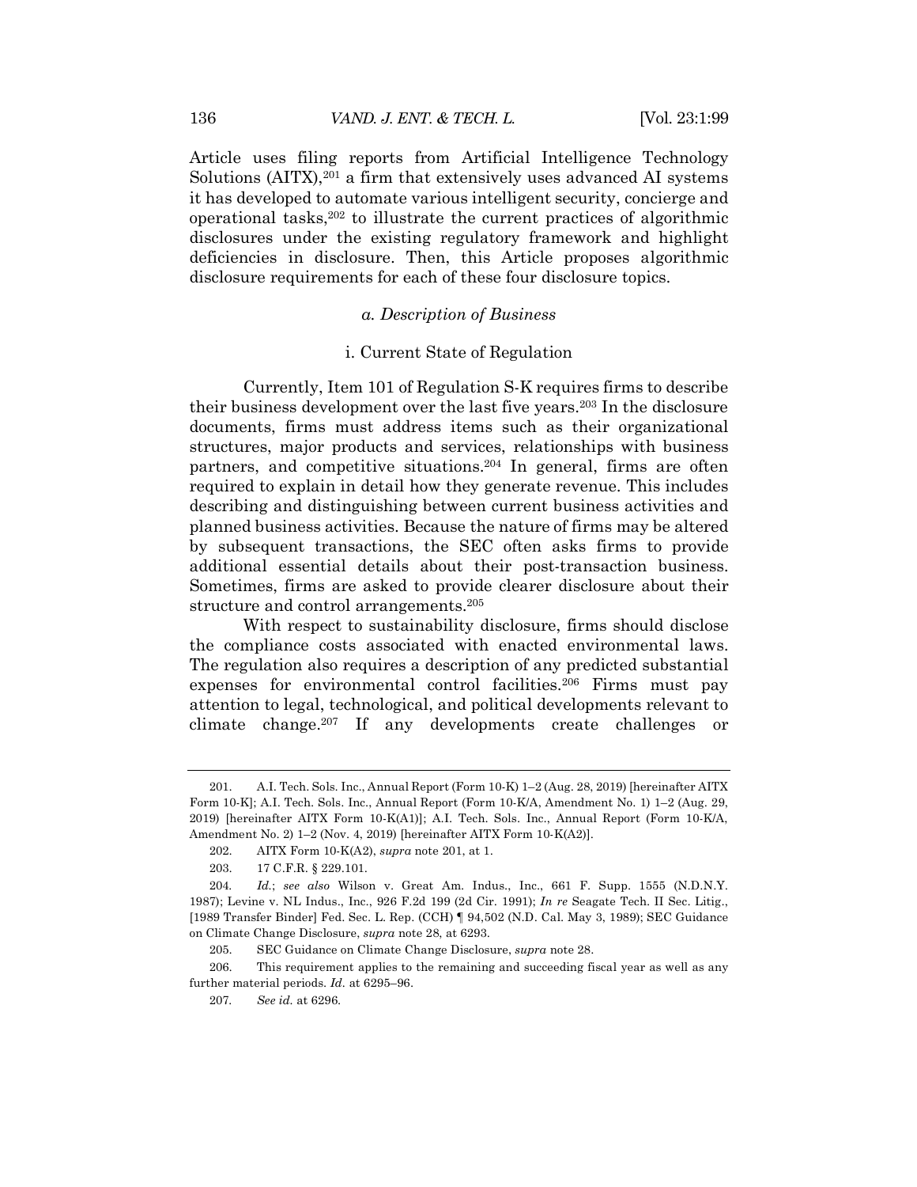Article uses filing reports from Artificial Intelligence Technology Solutions (AITX),[201] a firm that extensively uses advanced AI systems it has developed to automate various intelligent security, concierge and operational tasks,[202] to illustrate the current practices of algorithmic disclosures under the existing regulatory framework and highlight deficiencies in disclosure. Then, this Article proposes algorithmic disclosure requirements for each of these four disclosure topics.

*a. Description of Business*

i. Current State of Regulation

Currently, Item 101 of Regulation S-K requires firms to describe their business development over the last five years.[203] In the disclosure documents, firms must address items such as their organizational structures, major products and services, relationships with business partners, and competitive situations.[204] In general, firms are often required to explain in detail how they generate revenue. This includes describing and distinguishing between current business activities and planned business activities. Because the nature of firms may be altered by subsequent transactions, the SEC often asks firms to provide additional essential details about their post-transaction business. Sometimes, firms are asked to provide clearer disclosure about their structure and control arrangements.[205]

With respect to sustainability disclosure, firms should disclose the compliance costs associated with enacted environmental laws. The regulation also requires a description of any predicted substantial expenses for environmental control facilities.[206] Firms must pay attention to legal, technological, and political developments relevant to climate change.[207] If any developments create challenges or

---

201. A.I. Tech. Sols. Inc., Annual Report (Form 10-K) 1–2 (Aug. 28, 2019) [hereinafter AITX Form 10-K]; A.I. Tech. Sols. Inc., Annual Report (Form 10-K/A, Amendment No. 1) 1–2 (Aug. 29, 2019) [hereinafter AITX Form 10-K(A1)]; A.I. Tech. Sols. Inc., Annual Report (Form 10-K/A, Amendment No. 2) 1–2 (Nov. 4, 2019) [hereinafter AITX Form 10-K(A2)].

202. AITX Form 10-K(A2), *supra* note 201, at 1.

203. 17 C.F.R. § 229.101.

204. *Id.*; *see also* Wilson v. Great Am. Indus., Inc., 661 F. Supp. 1555 (N.D.N.Y. 1987); Levine v. NL Indus., Inc., 926 F.2d 199 (2d Cir. 1991); *In re* Seagate Tech. II Sec. Litig., [1989 Transfer Binder] Fed. Sec. L. Rep. (CCH) ¶ 94,502 (N.D. Cal. May 3, 1989); SEC Guidance on Climate Change Disclosure, *supra* note 28, at 6293.

205. SEC Guidance on Climate Change Disclosure, *supra* note 28.

206. This requirement applies to the remaining and succeeding fiscal year as well as any further material periods. *Id.* at 6295–96.

207. *See id.* at 6296.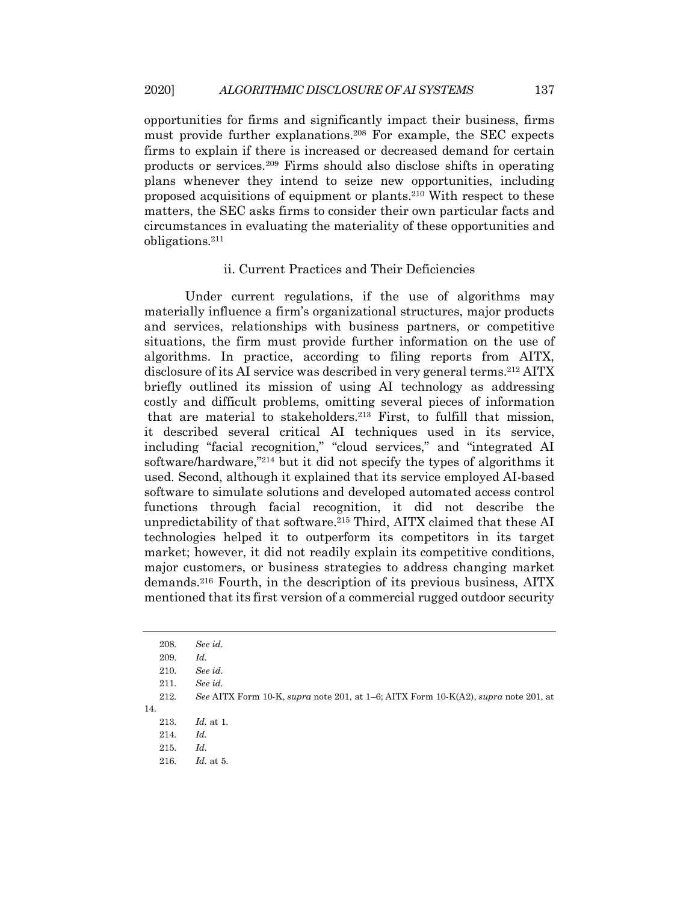opportunities for firms and significantly impact their business, firms must provide further explanations.[208] For example, the SEC expects firms to explain if there is increased or decreased demand for certain products or services.[209] Firms should also disclose shifts in operating plans whenever they intend to seize new opportunities, including proposed acquisitions of equipment or plants.[210] With respect to these matters, the SEC asks firms to consider their own particular facts and circumstances in evaluating the materiality of these opportunities and obligations.[211]

### ii. Current Practices and Their Deficiencies

Under current regulations, if the use of algorithms may materially influence a firm's organizational structures, major products and services, relationships with business partners, or competitive situations, the firm must provide further information on the use of algorithms. In practice, according to filing reports from AITX, disclosure of its AI service was described in very general terms.[212] AITX briefly outlined its mission of using AI technology as addressing costly and difficult problems, omitting several pieces of information that are material to stakeholders.[213] First, to fulfill that mission, it described several critical AI techniques used in its service, including "facial recognition," "cloud services," and "integrated AI software/hardware,"[214] but it did not specify the types of algorithms it used. Second, although it explained that its service employed AI-based software to simulate solutions and developed automated access control functions through facial recognition, it did not describe the unpredictability of that software.[215] Third, AITX claimed that these AI technologies helped it to outperform its competitors in its target market; however, it did not readily explain its competitive conditions, major customers, or business strategies to address changing market demands.[216] Fourth, in the description of its previous business, AITX mentioned that its first version of a commercial rugged outdoor security

---

208. *See id.*

209. *Id.*

210. *See id.*

211. *See id.*

212. *See* AITX Form 10-K, *supra* note 201, at 1–6; AITX Form 10-K(A2), *supra* note 201, at 14.

213. *Id.* at 1.

214. *Id.*

215. *Id.*

216. *Id.* at 5.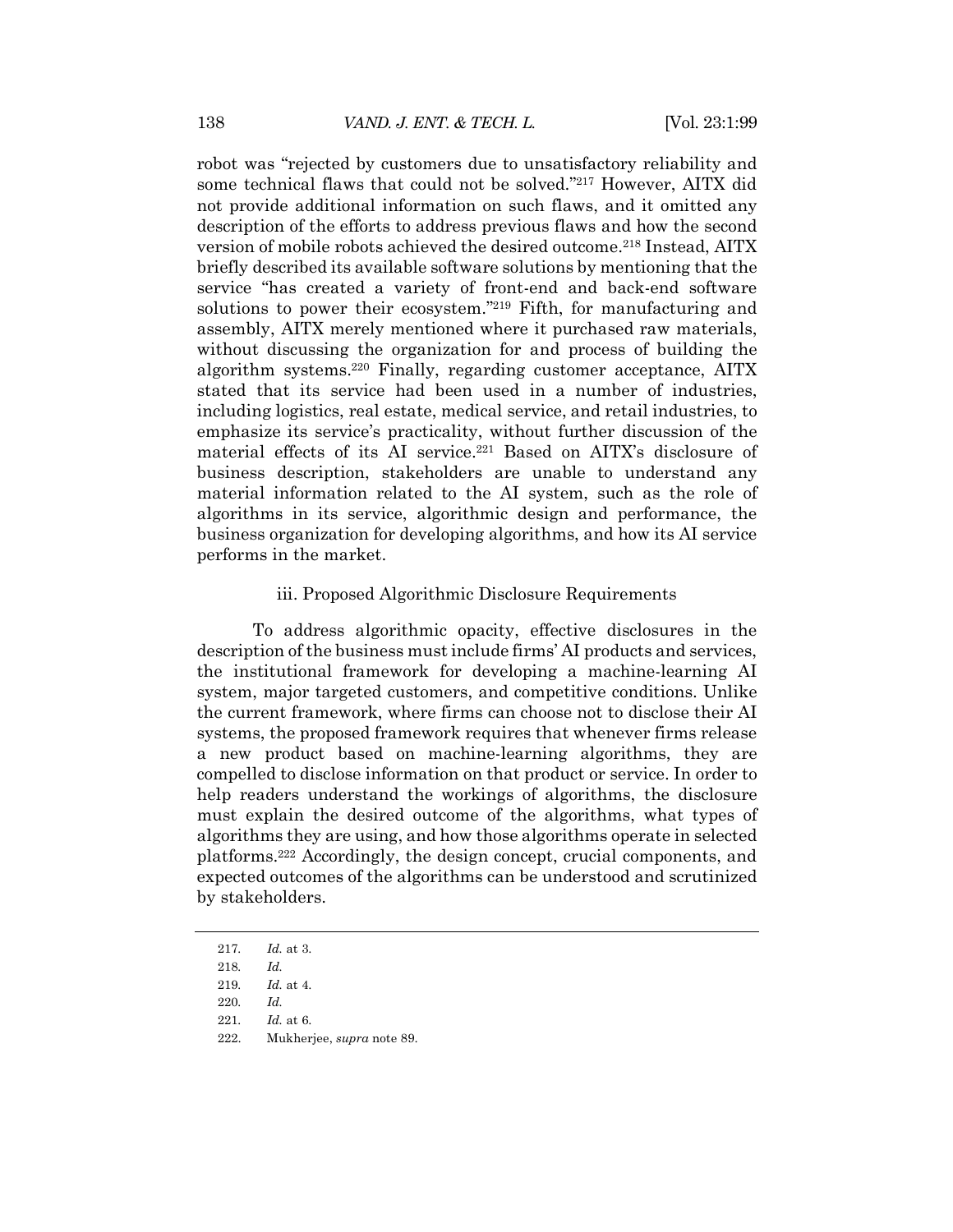robot was "rejected by customers due to unsatisfactory reliability and some technical flaws that could not be solved."[217] However, AITX did not provide additional information on such flaws, and it omitted any description of the efforts to address previous flaws and how the second version of mobile robots achieved the desired outcome.[218] Instead, AITX briefly described its available software solutions by mentioning that the service "has created a variety of front-end and back-end software solutions to power their ecosystem."[219] Fifth, for manufacturing and assembly, AITX merely mentioned where it purchased raw materials, without discussing the organization for and process of building the algorithm systems.[220] Finally, regarding customer acceptance, AITX stated that its service had been used in a number of industries, including logistics, real estate, medical service, and retail industries, to emphasize its service's practicality, without further discussion of the material effects of its AI service.[221] Based on AITX's disclosure of business description, stakeholders are unable to understand any material information related to the AI system, such as the role of algorithms in its service, algorithmic design and performance, the business organization for developing algorithms, and how its AI service performs in the market.

#### iii. Proposed Algorithmic Disclosure Requirements

To address algorithmic opacity, effective disclosures in the description of the business must include firms' AI products and services, the institutional framework for developing a machine-learning AI system, major targeted customers, and competitive conditions. Unlike the current framework, where firms can choose not to disclose their AI systems, the proposed framework requires that whenever firms release a new product based on machine-learning algorithms, they are compelled to disclose information on that product or service. In order to help readers understand the workings of algorithms, the disclosure must explain the desired outcome of the algorithms, what types of algorithms they are using, and how those algorithms operate in selected platforms.[222] Accordingly, the design concept, crucial components, and expected outcomes of the algorithms can be understood and scrutinized by stakeholders.

---

217. *Id.* at 3.
218. *Id.*
219. *Id.* at 4.
220. *Id.*
221. *Id.* at 6.
222. Mukherjee, *supra* note 89.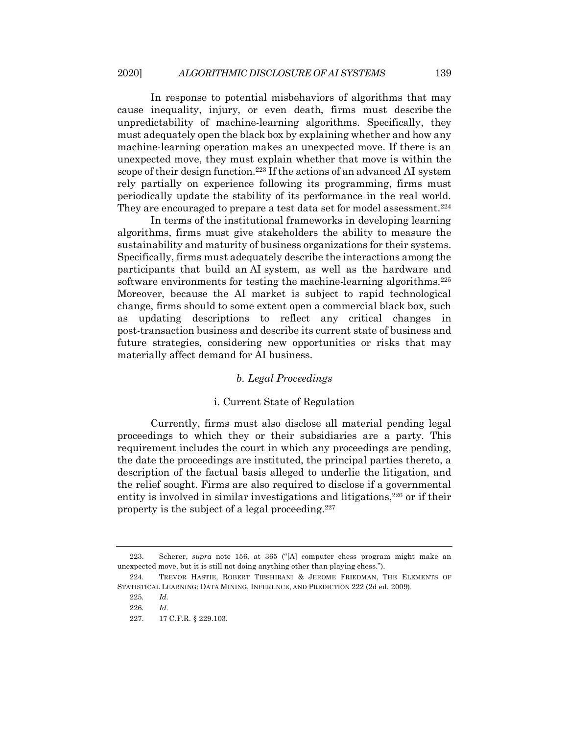In response to potential misbehaviors of algorithms that may cause inequality, injury, or even death, firms must describe the unpredictability of machine-learning algorithms. Specifically, they must adequately open the black box by explaining whether and how any machine-learning operation makes an unexpected move. If there is an unexpected move, they must explain whether that move is within the scope of their design function.[223] If the actions of an advanced AI system rely partially on experience following its programming, firms must periodically update the stability of its performance in the real world. They are encouraged to prepare a test data set for model assessment.[224]

In terms of the institutional frameworks in developing learning algorithms, firms must give stakeholders the ability to measure the sustainability and maturity of business organizations for their systems. Specifically, firms must adequately describe the interactions among the participants that build an AI system, as well as the hardware and software environments for testing the machine-learning algorithms.[225] Moreover, because the AI market is subject to rapid technological change, firms should to some extent open a commercial black box, such as updating descriptions to reflect any critical changes in post-transaction business and describe its current state of business and future strategies, considering new opportunities or risks that may materially affect demand for AI business.

#### *b. Legal Proceedings*

##### i. Current State of Regulation

Currently, firms must also disclose all material pending legal proceedings to which they or their subsidiaries are a party. This requirement includes the court in which any proceedings are pending, the date the proceedings are instituted, the principal parties thereto, a description of the factual basis alleged to underlie the litigation, and the relief sought. Firms are also required to disclose if a governmental entity is involved in similar investigations and litigations,[226] or if their property is the subject of a legal proceeding.[227]

---

223. Scherer, *supra* note 156, at 365 ("[A] computer chess program might make an unexpected move, but it is still not doing anything other than playing chess.").

224. TREVOR HASTIE, ROBERT TIBSHIRANI & JEROME FRIEDMAN, THE ELEMENTS OF STATISTICAL LEARNING: DATA MINING, INFERENCE, AND PREDICTION 222 (2d ed. 2009).

225. *Id.*

226. *Id.*

227. 17 C.F.R. § 229.103.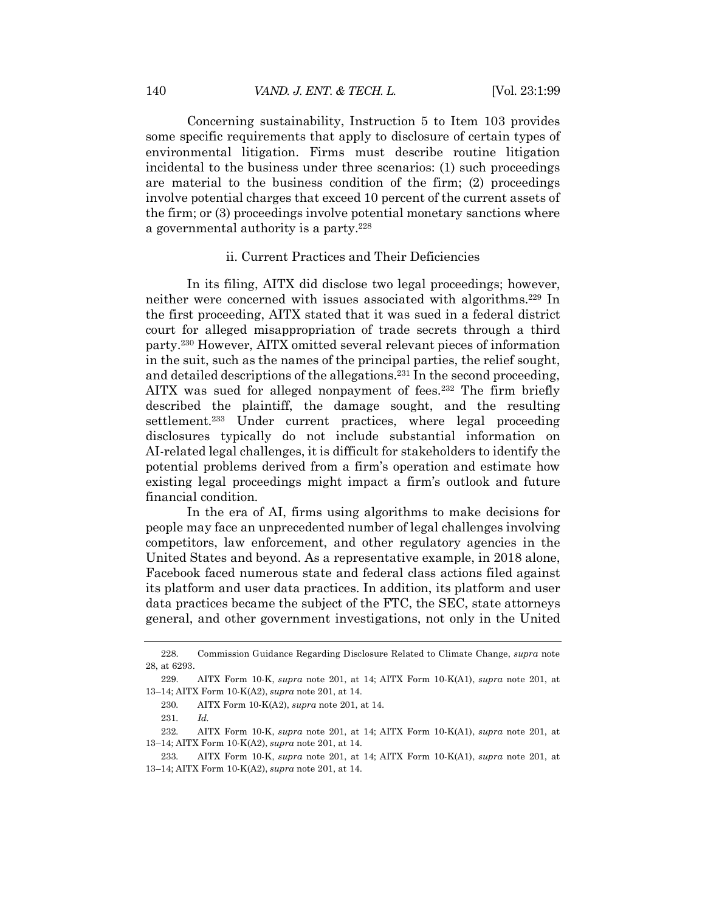Concerning sustainability, Instruction 5 to Item 103 provides some specific requirements that apply to disclosure of certain types of environmental litigation. Firms must describe routine litigation incidental to the business under three scenarios: (1) such proceedings are material to the business condition of the firm; (2) proceedings involve potential charges that exceed 10 percent of the current assets of the firm; or (3) proceedings involve potential monetary sanctions where a governmental authority is a party.[228]

### ii. Current Practices and Their Deficiencies

In its filing, AITX did disclose two legal proceedings; however, neither were concerned with issues associated with algorithms.[229] In the first proceeding, AITX stated that it was sued in a federal district court for alleged misappropriation of trade secrets through a third party.[230] However, AITX omitted several relevant pieces of information in the suit, such as the names of the principal parties, the relief sought, and detailed descriptions of the allegations.[231] In the second proceeding, AITX was sued for alleged nonpayment of fees.[232] The firm briefly described the plaintiff, the damage sought, and the resulting settlement.[233] Under current practices, where legal proceeding disclosures typically do not include substantial information on AI-related legal challenges, it is difficult for stakeholders to identify the potential problems derived from a firm's operation and estimate how existing legal proceedings might impact a firm's outlook and future financial condition.

In the era of AI, firms using algorithms to make decisions for people may face an unprecedented number of legal challenges involving competitors, law enforcement, and other regulatory agencies in the United States and beyond. As a representative example, in 2018 alone, Facebook faced numerous state and federal class actions filed against its platform and user data practices. In addition, its platform and user data practices became the subject of the FTC, the SEC, state attorneys general, and other government investigations, not only in the United

---

228. Commission Guidance Regarding Disclosure Related to Climate Change, *supra* note 28, at 6293.

229. AITX Form 10-K, *supra* note 201, at 14; AITX Form 10-K(A1), *supra* note 201, at 13–14; AITX Form 10-K(A2), *supra* note 201, at 14.

230. AITX Form 10-K(A2), *supra* note 201, at 14.

231. *Id.*

232. AITX Form 10-K, *supra* note 201, at 14; AITX Form 10-K(A1), *supra* note 201, at 13–14; AITX Form 10-K(A2), *supra* note 201, at 14.

233. AITX Form 10-K, *supra* note 201, at 14; AITX Form 10-K(A1), *supra* note 201, at 13–14; AITX Form 10-K(A2), *supra* note 201, at 14.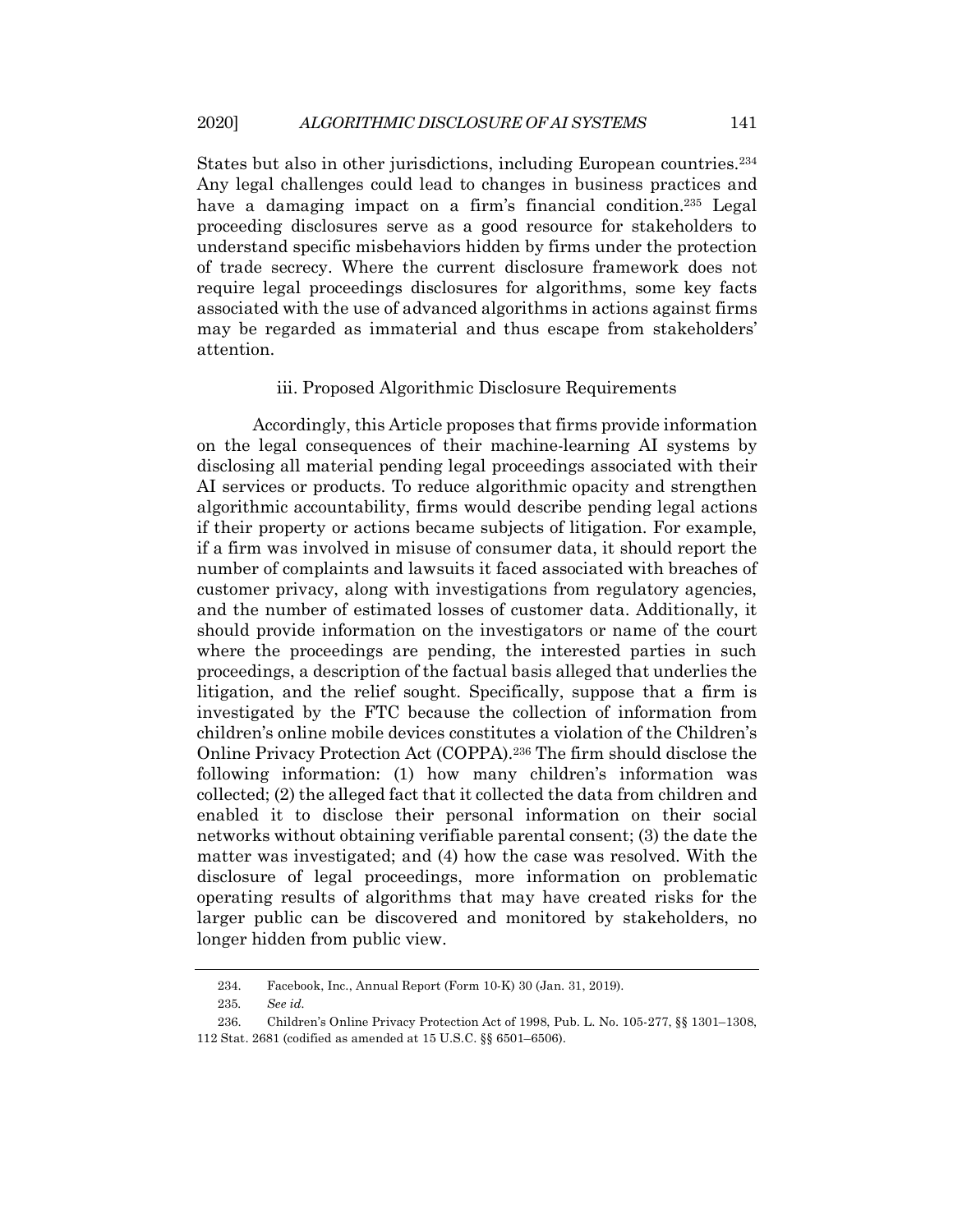States but also in other jurisdictions, including European countries.[234] Any legal challenges could lead to changes in business practices and have a damaging impact on a firm's financial condition.[235] Legal proceeding disclosures serve as a good resource for stakeholders to understand specific misbehaviors hidden by firms under the protection of trade secrecy. Where the current disclosure framework does not require legal proceedings disclosures for algorithms, some key facts associated with the use of advanced algorithms in actions against firms may be regarded as immaterial and thus escape from stakeholders' attention.

#### iii. Proposed Algorithmic Disclosure Requirements

Accordingly, this Article proposes that firms provide information on the legal consequences of their machine-learning AI systems by disclosing all material pending legal proceedings associated with their AI services or products. To reduce algorithmic opacity and strengthen algorithmic accountability, firms would describe pending legal actions if their property or actions became subjects of litigation. For example, if a firm was involved in misuse of consumer data, it should report the number of complaints and lawsuits it faced associated with breaches of customer privacy, along with investigations from regulatory agencies, and the number of estimated losses of customer data. Additionally, it should provide information on the investigators or name of the court where the proceedings are pending, the interested parties in such proceedings, a description of the factual basis alleged that underlies the litigation, and the relief sought. Specifically, suppose that a firm is investigated by the FTC because the collection of information from children's online mobile devices constitutes a violation of the Children's Online Privacy Protection Act (COPPA).[236] The firm should disclose the following information: (1) how many children's information was collected; (2) the alleged fact that it collected the data from children and enabled it to disclose their personal information on their social networks without obtaining verifiable parental consent; (3) the date the matter was investigated; and (4) how the case was resolved. With the disclosure of legal proceedings, more information on problematic operating results of algorithms that may have created risks for the larger public can be discovered and monitored by stakeholders, no longer hidden from public view.

---

234. Facebook, Inc., Annual Report (Form 10-K) 30 (Jan. 31, 2019).

235. *See id.*

236. Children's Online Privacy Protection Act of 1998, Pub. L. No. 105-277, §§ 1301–1308, 112 Stat. 2681 (codified as amended at 15 U.S.C. §§ 6501–6506).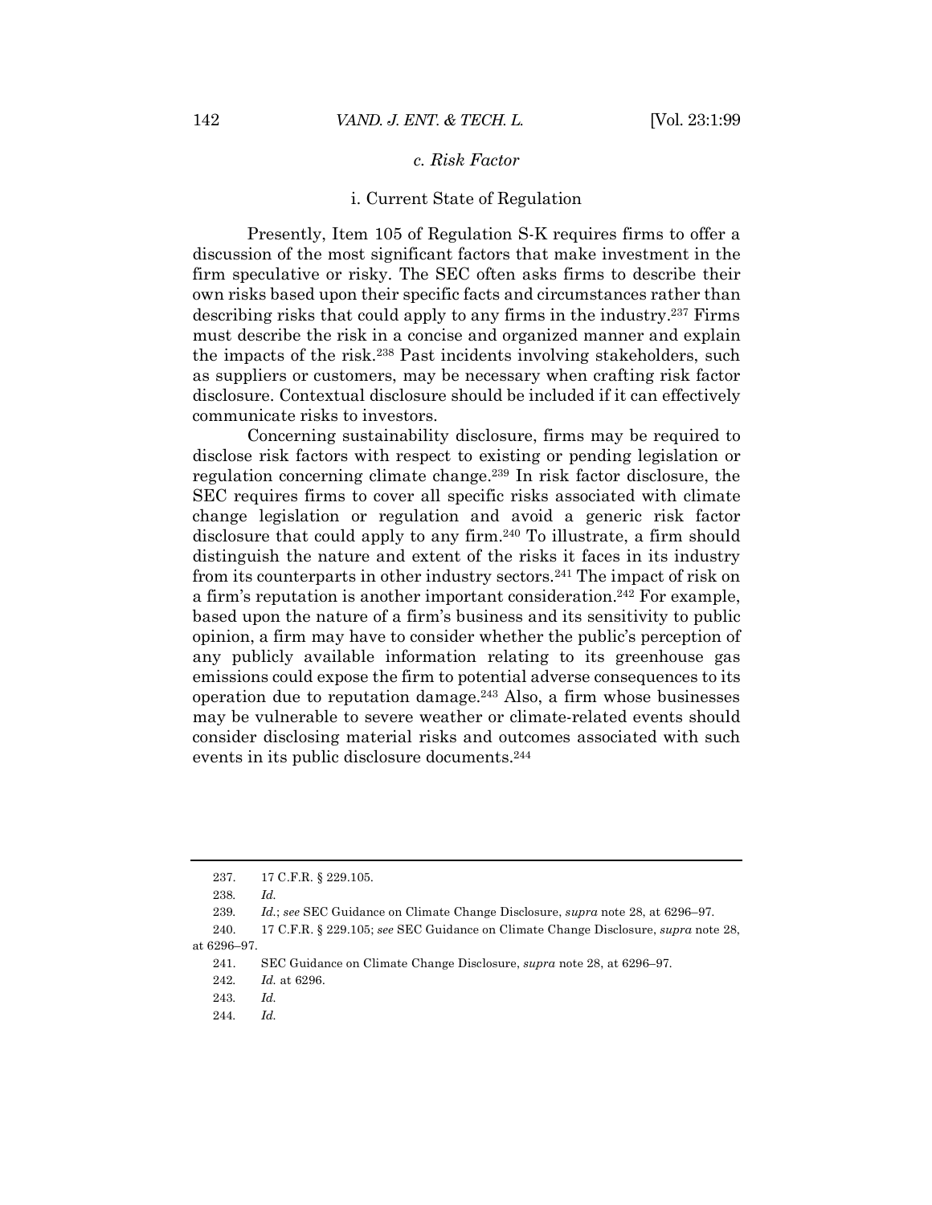#### *c. Risk Factor*

##### i. Current State of Regulation

Presently, Item 105 of Regulation S-K requires firms to offer a discussion of the most significant factors that make investment in the firm speculative or risky. The SEC often asks firms to describe their own risks based upon their specific facts and circumstances rather than describing risks that could apply to any firms in the industry.[237] Firms must describe the risk in a concise and organized manner and explain the impacts of the risk.[238] Past incidents involving stakeholders, such as suppliers or customers, may be necessary when crafting risk factor disclosure. Contextual disclosure should be included if it can effectively communicate risks to investors.

Concerning sustainability disclosure, firms may be required to disclose risk factors with respect to existing or pending legislation or regulation concerning climate change.[239] In risk factor disclosure, the SEC requires firms to cover all specific risks associated with climate change legislation or regulation and avoid a generic risk factor disclosure that could apply to any firm.[240] To illustrate, a firm should distinguish the nature and extent of the risks it faces in its industry from its counterparts in other industry sectors.[241] The impact of risk on a firm's reputation is another important consideration.[242] For example, based upon the nature of a firm's business and its sensitivity to public opinion, a firm may have to consider whether the public's perception of any publicly available information relating to its greenhouse gas emissions could expose the firm to potential adverse consequences to its operation due to reputation damage.[243] Also, a firm whose businesses may be vulnerable to severe weather or climate-related events should consider disclosing material risks and outcomes associated with such events in its public disclosure documents.[244]

---

237. 17 C.F.R. § 229.105.

238. *Id.*

239. *Id.*; *see* SEC Guidance on Climate Change Disclosure, *supra* note 28, at 6296–97.

240. 17 C.F.R. § 229.105; *see* SEC Guidance on Climate Change Disclosure, *supra* note 28, at 6296–97.

241. SEC Guidance on Climate Change Disclosure, *supra* note 28, at 6296–97.

242. *Id.* at 6296.

243. *Id.*

244. *Id.*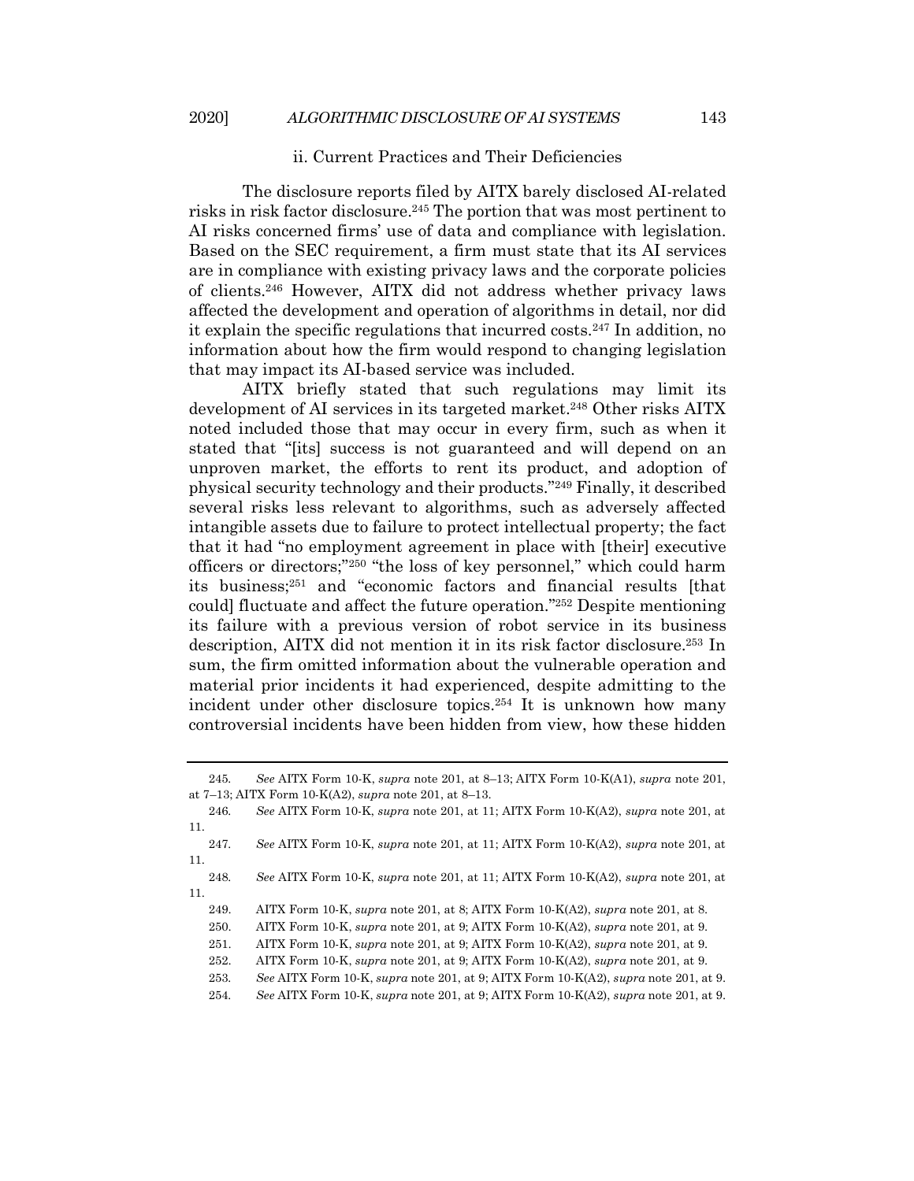### ii. Current Practices and Their Deficiencies

The disclosure reports filed by AITX barely disclosed AI-related risks in risk factor disclosure.[245] The portion that was most pertinent to AI risks concerned firms' use of data and compliance with legislation. Based on the SEC requirement, a firm must state that its AI services are in compliance with existing privacy laws and the corporate policies of clients.[246] However, AITX did not address whether privacy laws affected the development and operation of algorithms in detail, nor did it explain the specific regulations that incurred costs.[247] In addition, no information about how the firm would respond to changing legislation that may impact its AI-based service was included.

AITX briefly stated that such regulations may limit its development of AI services in its targeted market.[248] Other risks AITX noted included those that may occur in every firm, such as when it stated that "[its] success is not guaranteed and will depend on an unproven market, the efforts to rent its product, and adoption of physical security technology and their products."[249] Finally, it described several risks less relevant to algorithms, such as adversely affected intangible assets due to failure to protect intellectual property; the fact that it had "no employment agreement in place with [their] executive officers or directors;"[250] "the loss of key personnel," which could harm its business;[251] and "economic factors and financial results [that could] fluctuate and affect the future operation."[252] Despite mentioning its failure with a previous version of robot service in its business description, AITX did not mention it in its risk factor disclosure.[253] In sum, the firm omitted information about the vulnerable operation and material prior incidents it had experienced, despite admitting to the incident under other disclosure topics.[254] It is unknown how many controversial incidents have been hidden from view, how these hidden

---

245. *See* AITX Form 10-K, *supra* note 201, at 8–13; AITX Form 10-K(A1), *supra* note 201, at 7–13; AITX Form 10-K(A2), *supra* note 201, at 8–13.

246. *See* AITX Form 10-K, *supra* note 201, at 11; AITX Form 10-K(A2), *supra* note 201, at 11.

247. *See* AITX Form 10-K, *supra* note 201, at 11; AITX Form 10-K(A2), *supra* note 201, at 11.

248. *See* AITX Form 10-K, *supra* note 201, at 11; AITX Form 10-K(A2), *supra* note 201, at 11.

249. AITX Form 10-K, *supra* note 201, at 8; AITX Form 10-K(A2), *supra* note 201, at 8.

250. AITX Form 10-K, *supra* note 201, at 9; AITX Form 10-K(A2), *supra* note 201, at 9.

251. AITX Form 10-K, *supra* note 201, at 9; AITX Form 10-K(A2), *supra* note 201, at 9.

252. AITX Form 10-K, *supra* note 201, at 9; AITX Form 10-K(A2), *supra* note 201, at 9.

253. *See* AITX Form 10-K, *supra* note 201, at 9; AITX Form 10-K(A2), *supra* note 201, at 9.

254. *See* AITX Form 10-K, *supra* note 201, at 9; AITX Form 10-K(A2), *supra* note 201, at 9.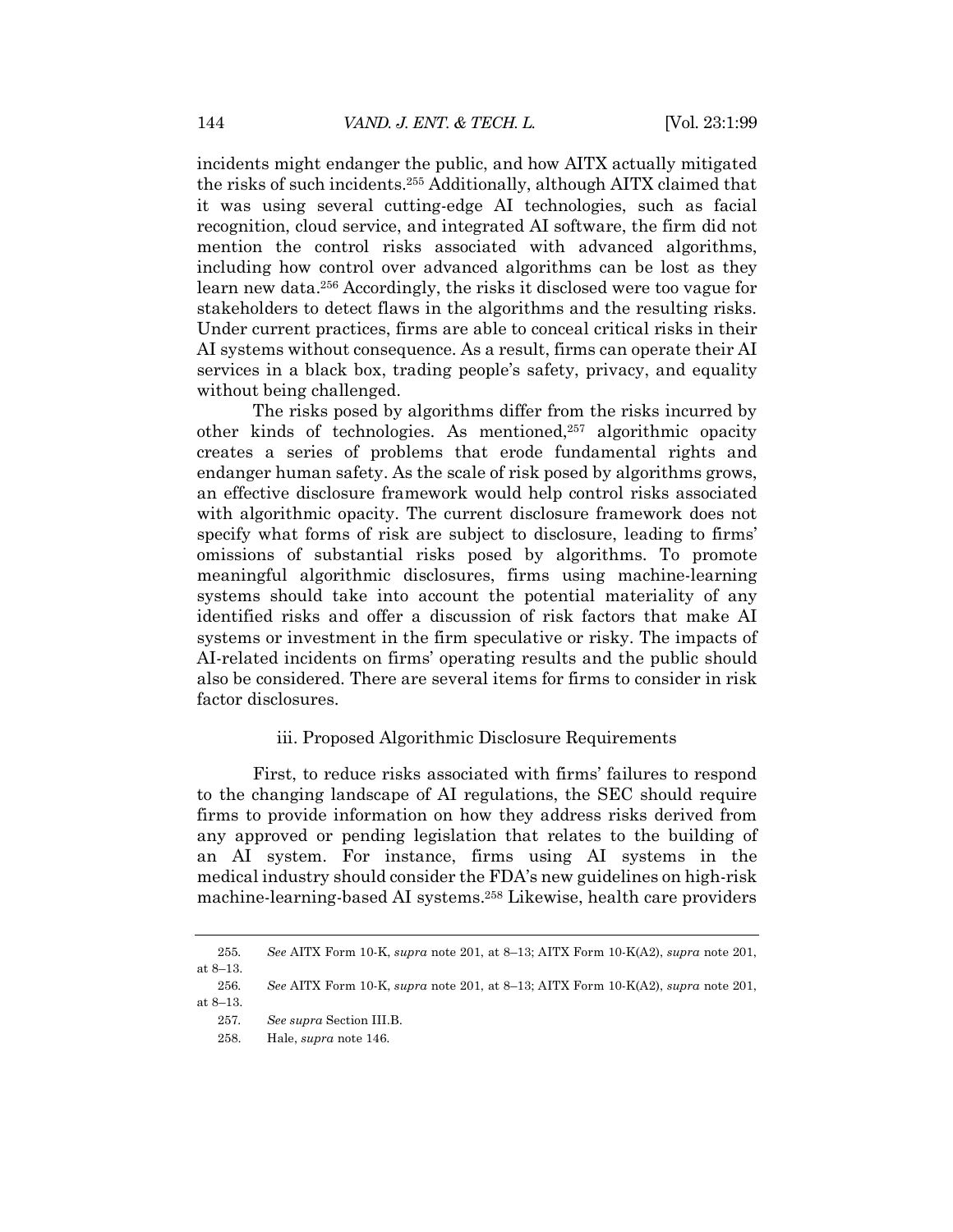incidents might endanger the public, and how AITX actually mitigated the risks of such incidents.[255] Additionally, although AITX claimed that it was using several cutting-edge AI technologies, such as facial recognition, cloud service, and integrated AI software, the firm did not mention the control risks associated with advanced algorithms, including how control over advanced algorithms can be lost as they learn new data.[256] Accordingly, the risks it disclosed were too vague for stakeholders to detect flaws in the algorithms and the resulting risks. Under current practices, firms are able to conceal critical risks in their AI systems without consequence. As a result, firms can operate their AI services in a black box, trading people's safety, privacy, and equality without being challenged.

The risks posed by algorithms differ from the risks incurred by other kinds of technologies. As mentioned,[257] algorithmic opacity creates a series of problems that erode fundamental rights and endanger human safety. As the scale of risk posed by algorithms grows, an effective disclosure framework would help control risks associated with algorithmic opacity. The current disclosure framework does not specify what forms of risk are subject to disclosure, leading to firms' omissions of substantial risks posed by algorithms. To promote meaningful algorithmic disclosures, firms using machine-learning systems should take into account the potential materiality of any identified risks and offer a discussion of risk factors that make AI systems or investment in the firm speculative or risky. The impacts of AI-related incidents on firms' operating results and the public should also be considered. There are several items for firms to consider in risk factor disclosures.

#### iii. Proposed Algorithmic Disclosure Requirements

First, to reduce risks associated with firms' failures to respond to the changing landscape of AI regulations, the SEC should require firms to provide information on how they address risks derived from any approved or pending legislation that relates to the building of an AI system. For instance, firms using AI systems in the medical industry should consider the FDA's new guidelines on high-risk machine-learning-based AI systems.[258] Likewise, health care providers

---

255. *See* AITX Form 10-K, *supra* note 201, at 8–13; AITX Form 10-K(A2), *supra* note 201, at 8–13.

256. *See* AITX Form 10-K, *supra* note 201, at 8–13; AITX Form 10-K(A2), *supra* note 201, at 8–13.

257. *See supra* Section III.B.

258. Hale, *supra* note 146.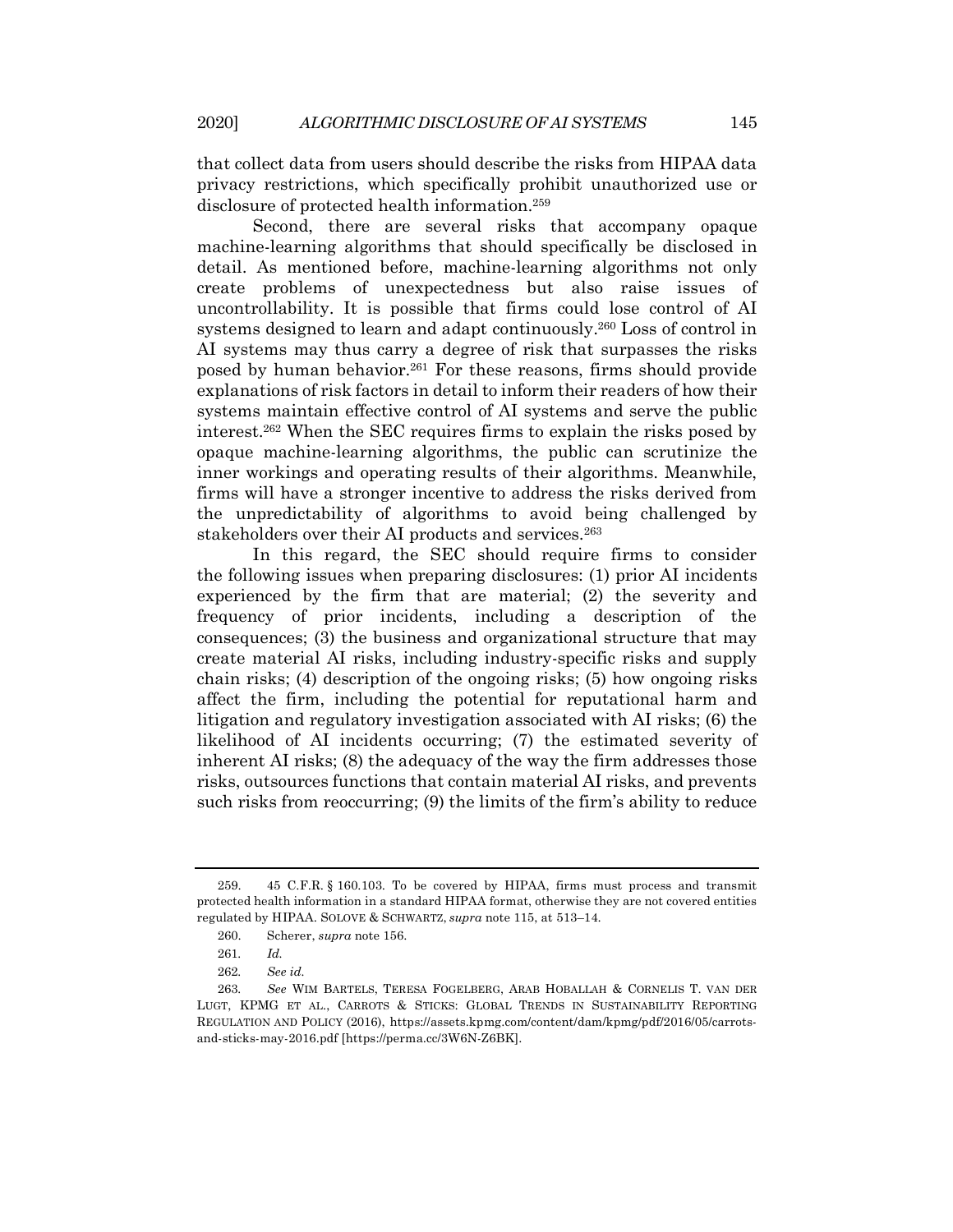that collect data from users should describe the risks from HIPAA data privacy restrictions, which specifically prohibit unauthorized use or disclosure of protected health information.[259]

Second, there are several risks that accompany opaque machine-learning algorithms that should specifically be disclosed in detail. As mentioned before, machine-learning algorithms not only create problems of unexpectedness but also raise issues of uncontrollability. It is possible that firms could lose control of AI systems designed to learn and adapt continuously.[260] Loss of control in AI systems may thus carry a degree of risk that surpasses the risks posed by human behavior.[261] For these reasons, firms should provide explanations of risk factors in detail to inform their readers of how their systems maintain effective control of AI systems and serve the public interest.[262] When the SEC requires firms to explain the risks posed by opaque machine-learning algorithms, the public can scrutinize the inner workings and operating results of their algorithms. Meanwhile, firms will have a stronger incentive to address the risks derived from the unpredictability of algorithms to avoid being challenged by stakeholders over their AI products and services.[263]

In this regard, the SEC should require firms to consider the following issues when preparing disclosures: (1) prior AI incidents experienced by the firm that are material; (2) the severity and frequency of prior incidents, including a description of the consequences; (3) the business and organizational structure that may create material AI risks, including industry-specific risks and supply chain risks; (4) description of the ongoing risks; (5) how ongoing risks affect the firm, including the potential for reputational harm and litigation and regulatory investigation associated with AI risks; (6) the likelihood of AI incidents occurring; (7) the estimated severity of inherent AI risks; (8) the adequacy of the way the firm addresses those risks, outsources functions that contain material AI risks, and prevents such risks from reoccurring; (9) the limits of the firm's ability to reduce

---

259. 45 C.F.R. § 160.103. To be covered by HIPAA, firms must process and transmit protected health information in a standard HIPAA format, otherwise they are not covered entities regulated by HIPAA. SOLOVE & SCHWARTZ, *supra* note 115, at 513–14.

260. Scherer, *supra* note 156.

261. *Id.*

262. *See id.*

263. *See* WIM BARTELS, TERESA FOGELBERG, ARAB HOBALLAH & CORNELIS T. VAN DER LUGT, KPMG ET AL., CARROTS & STICKS: GLOBAL TRENDS IN SUSTAINABILITY REPORTING REGULATION AND POLICY (2016), https://assets.kpmg.com/content/dam/kpmg/pdf/2016/05/carrots-and-sticks-may-2016.pdf [https://perma.cc/3W6N-Z6BK].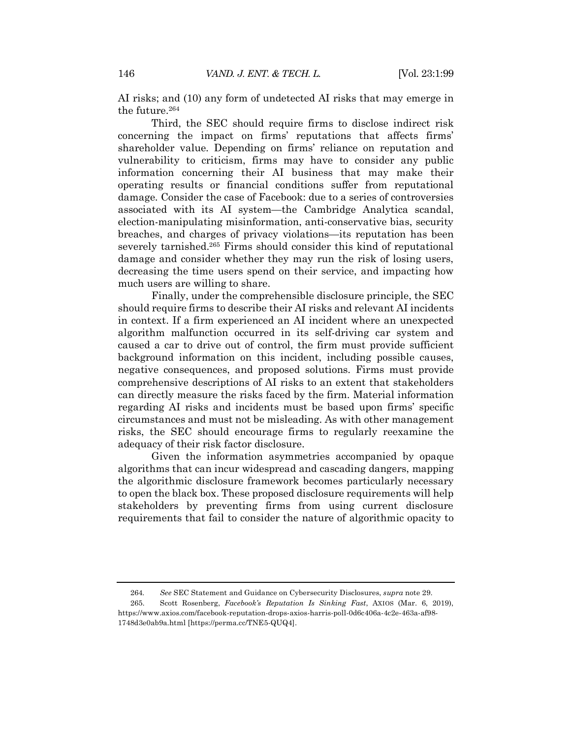AI risks; and (10) any form of undetected AI risks that may emerge in the future.[264]

Third, the SEC should require firms to disclose indirect risk concerning the impact on firms' reputations that affects firms' shareholder value. Depending on firms' reliance on reputation and vulnerability to criticism, firms may have to consider any public information concerning their AI business that may make their operating results or financial conditions suffer from reputational damage. Consider the case of Facebook: due to a series of controversies associated with its AI system—the Cambridge Analytica scandal, election-manipulating misinformation, anti-conservative bias, security breaches, and charges of privacy violations—its reputation has been severely tarnished.[265] Firms should consider this kind of reputational damage and consider whether they may run the risk of losing users, decreasing the time users spend on their service, and impacting how much users are willing to share.

Finally, under the comprehensible disclosure principle, the SEC should require firms to describe their AI risks and relevant AI incidents in context. If a firm experienced an AI incident where an unexpected algorithm malfunction occurred in its self-driving car system and caused a car to drive out of control, the firm must provide sufficient background information on this incident, including possible causes, negative consequences, and proposed solutions. Firms must provide comprehensive descriptions of AI risks to an extent that stakeholders can directly measure the risks faced by the firm. Material information regarding AI risks and incidents must be based upon firms' specific circumstances and must not be misleading. As with other management risks, the SEC should encourage firms to regularly reexamine the adequacy of their risk factor disclosure.

Given the information asymmetries accompanied by opaque algorithms that can incur widespread and cascading dangers, mapping the algorithmic disclosure framework becomes particularly necessary to open the black box. These proposed disclosure requirements will help stakeholders by preventing firms from using current disclosure requirements that fail to consider the nature of algorithmic opacity to

---

264. *See* SEC Statement and Guidance on Cybersecurity Disclosures, *supra* note 29.

265. Scott Rosenberg, *Facebook's Reputation Is Sinking Fast*, AXIOS (Mar. 6, 2019), https://www.axios.com/facebook-reputation-drops-axios-harris-poll-0d6c406a-4c2e-463a-af98-1748d3e0ab9a.html [https://perma.cc/TNE5-QUQ4].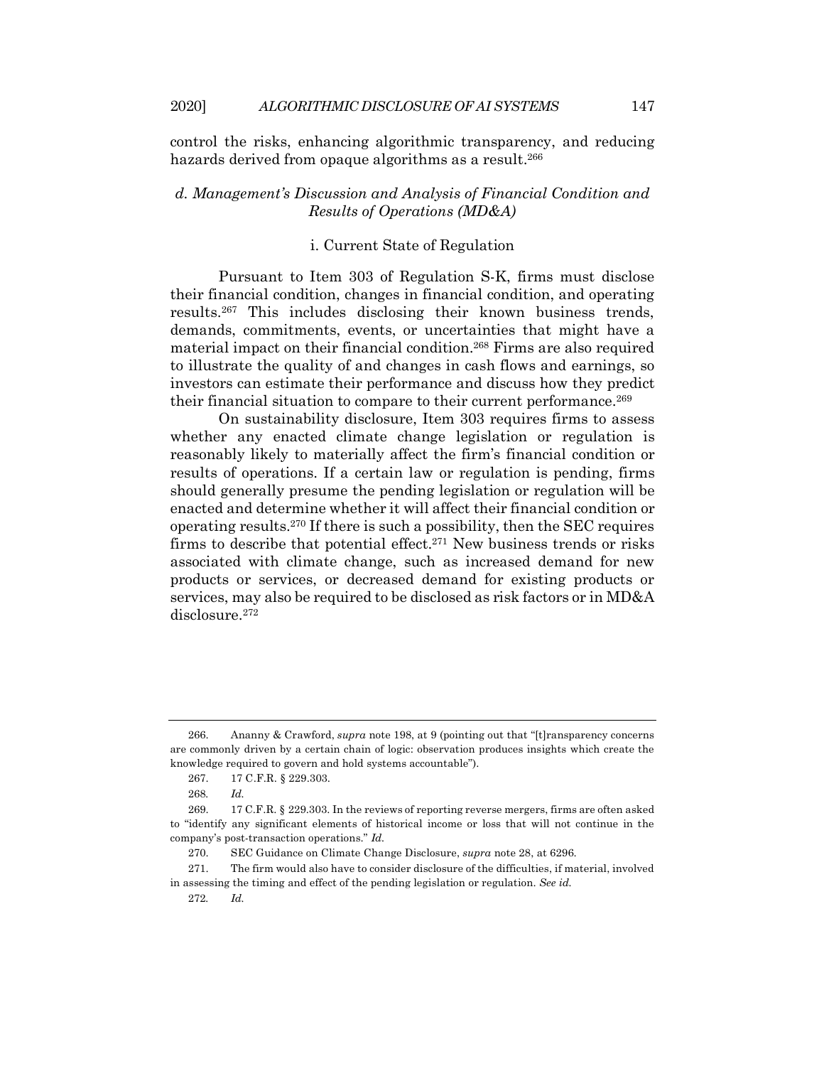control the risks, enhancing algorithmic transparency, and reducing hazards derived from opaque algorithms as a result.[266]

### *d. Management's Discussion and Analysis of Financial Condition and Results of Operations (MD&A)*

#### i. Current State of Regulation

Pursuant to Item 303 of Regulation S-K, firms must disclose their financial condition, changes in financial condition, and operating results.[267] This includes disclosing their known business trends, demands, commitments, events, or uncertainties that might have a material impact on their financial condition.[268] Firms are also required to illustrate the quality of and changes in cash flows and earnings, so investors can estimate their performance and discuss how they predict their financial situation to compare to their current performance.[269]

On sustainability disclosure, Item 303 requires firms to assess whether any enacted climate change legislation or regulation is reasonably likely to materially affect the firm's financial condition or results of operations. If a certain law or regulation is pending, firms should generally presume the pending legislation or regulation will be enacted and determine whether it will affect their financial condition or operating results.[270] If there is such a possibility, then the SEC requires firms to describe that potential effect.[271] New business trends or risks associated with climate change, such as increased demand for new products or services, or decreased demand for existing products or services, may also be required to be disclosed as risk factors or in MD&A disclosure.[272]

---

266. Ananny & Crawford, *supra* note 198, at 9 (pointing out that "[t]ransparency concerns are commonly driven by a certain chain of logic: observation produces insights which create the knowledge required to govern and hold systems accountable").

267. 17 C.F.R. § 229.303.

268. *Id.*

269. 17 C.F.R. § 229.303. In the reviews of reporting reverse mergers, firms are often asked to "identify any significant elements of historical income or loss that will not continue in the company's post-transaction operations." *Id.*

270. SEC Guidance on Climate Change Disclosure, *supra* note 28, at 6296.

271. The firm would also have to consider disclosure of the difficulties, if material, involved in assessing the timing and effect of the pending legislation or regulation. *See id.*

272. *Id.*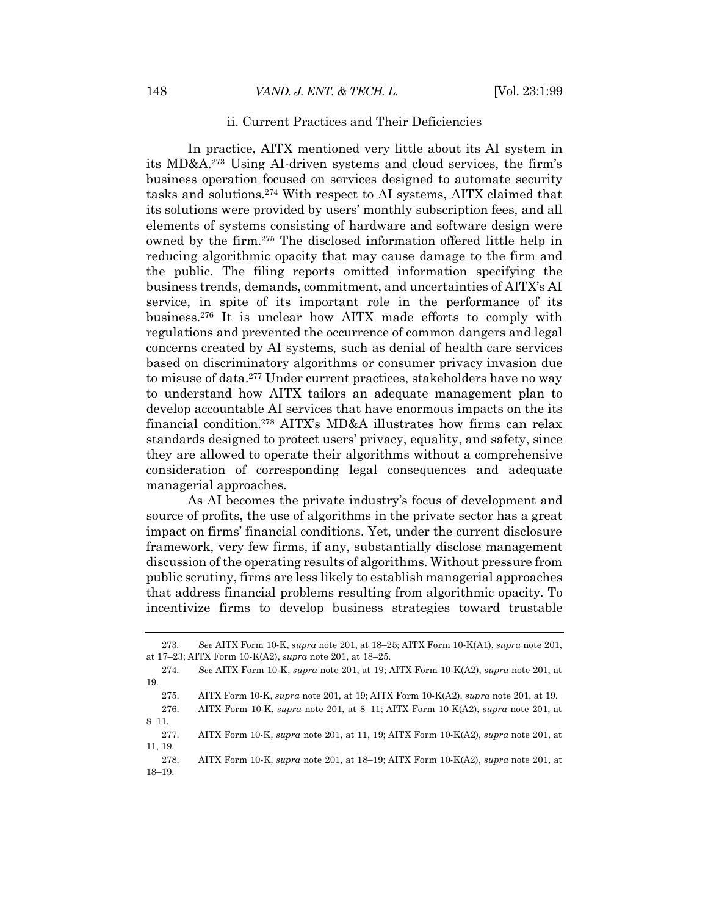#### ii. Current Practices and Their Deficiencies

In practice, AITX mentioned very little about its AI system in its MD&A.[273] Using AI-driven systems and cloud services, the firm's business operation focused on services designed to automate security tasks and solutions.[274] With respect to AI systems, AITX claimed that its solutions were provided by users' monthly subscription fees, and all elements of systems consisting of hardware and software design were owned by the firm.[275] The disclosed information offered little help in reducing algorithmic opacity that may cause damage to the firm and the public. The filing reports omitted information specifying the business trends, demands, commitment, and uncertainties of AITX's AI service, in spite of its important role in the performance of its business.[276] It is unclear how AITX made efforts to comply with regulations and prevented the occurrence of common dangers and legal concerns created by AI systems, such as denial of health care services based on discriminatory algorithms or consumer privacy invasion due to misuse of data.[277] Under current practices, stakeholders have no way to understand how AITX tailors an adequate management plan to develop accountable AI services that have enormous impacts on the its financial condition.[278] AITX's MD&A illustrates how firms can relax standards designed to protect users' privacy, equality, and safety, since they are allowed to operate their algorithms without a comprehensive consideration of corresponding legal consequences and adequate managerial approaches.

As AI becomes the private industry's focus of development and source of profits, the use of algorithms in the private sector has a great impact on firms' financial conditions. Yet, under the current disclosure framework, very few firms, if any, substantially disclose management discussion of the operating results of algorithms. Without pressure from public scrutiny, firms are less likely to establish managerial approaches that address financial problems resulting from algorithmic opacity. To incentivize firms to develop business strategies toward trustable

---

273. *See* AITX Form 10-K, *supra* note 201, at 18–25; AITX Form 10-K(A1), *supra* note 201, at 17–23; AITX Form 10-K(A2), *supra* note 201, at 18–25.

274. *See* AITX Form 10-K, *supra* note 201, at 19; AITX Form 10-K(A2), *supra* note 201, at 19.

275. AITX Form 10-K, *supra* note 201, at 19; AITX Form 10-K(A2), *supra* note 201, at 19.

276. AITX Form 10-K, *supra* note 201, at 8–11; AITX Form 10-K(A2), *supra* note 201, at 8–11.

277. AITX Form 10-K, *supra* note 201, at 11, 19; AITX Form 10-K(A2), *supra* note 201, at 11, 19.

278. AITX Form 10-K, *supra* note 201, at 18–19; AITX Form 10-K(A2), *supra* note 201, at 18–19.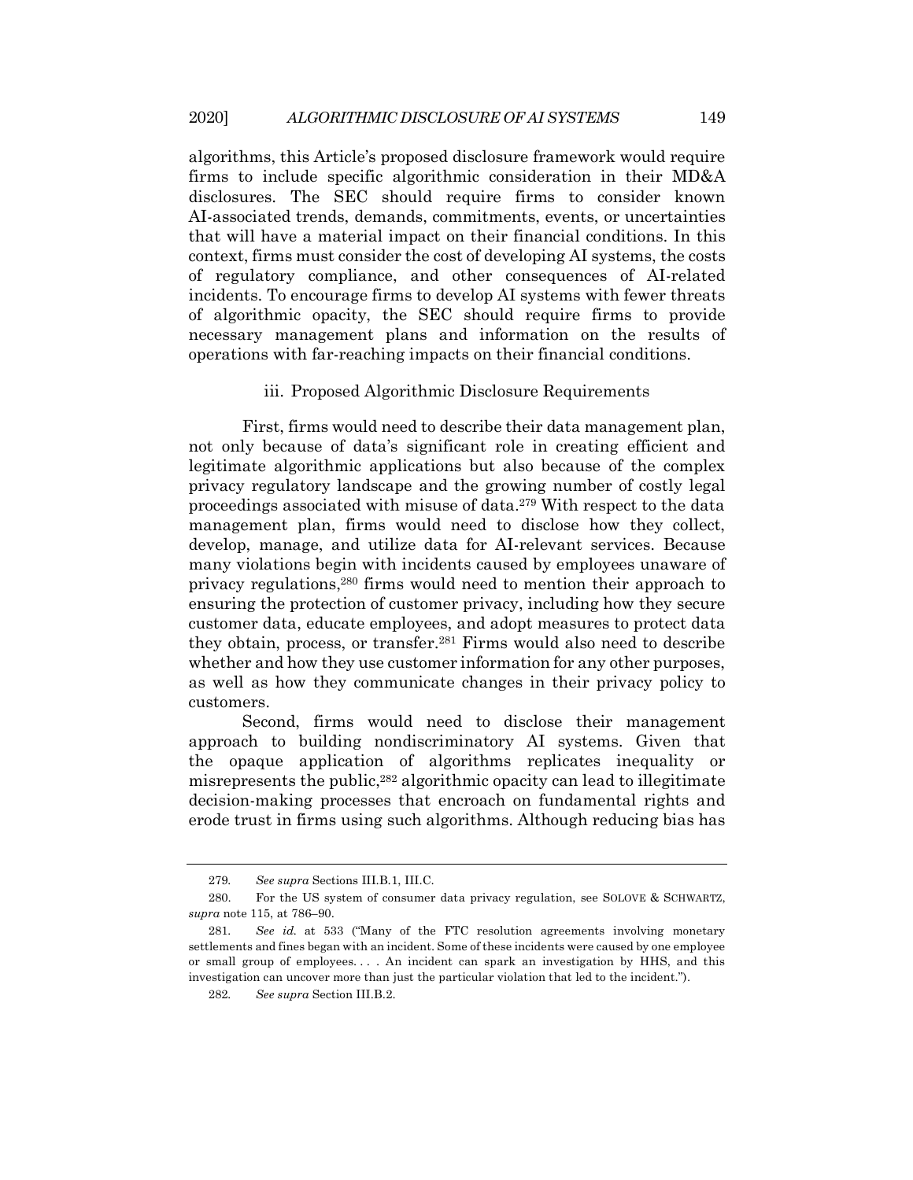algorithms, this Article's proposed disclosure framework would require firms to include specific algorithmic consideration in their MD&A disclosures. The SEC should require firms to consider known AI-associated trends, demands, commitments, events, or uncertainties that will have a material impact on their financial conditions. In this context, firms must consider the cost of developing AI systems, the costs of regulatory compliance, and other consequences of AI-related incidents. To encourage firms to develop AI systems with fewer threats of algorithmic opacity, the SEC should require firms to provide necessary management plans and information on the results of operations with far-reaching impacts on their financial conditions.

#### iii. Proposed Algorithmic Disclosure Requirements

First, firms would need to describe their data management plan, not only because of data's significant role in creating efficient and legitimate algorithmic applications but also because of the complex privacy regulatory landscape and the growing number of costly legal proceedings associated with misuse of data.[279] With respect to the data management plan, firms would need to disclose how they collect, develop, manage, and utilize data for AI-relevant services. Because many violations begin with incidents caused by employees unaware of privacy regulations,[280] firms would need to mention their approach to ensuring the protection of customer privacy, including how they secure customer data, educate employees, and adopt measures to protect data they obtain, process, or transfer.[281] Firms would also need to describe whether and how they use customer information for any other purposes, as well as how they communicate changes in their privacy policy to customers.

Second, firms would need to disclose their management approach to building nondiscriminatory AI systems. Given that the opaque application of algorithms replicates inequality or misrepresents the public,[282] algorithmic opacity can lead to illegitimate decision-making processes that encroach on fundamental rights and erode trust in firms using such algorithms. Although reducing bias has

---

279. *See supra* Sections III.B.1, III.C.

280. For the US system of consumer data privacy regulation, see SOLOVE & SCHWARTZ, *supra* note 115, at 786–90.

281. *See id.* at 533 ("Many of the FTC resolution agreements involving monetary settlements and fines began with an incident. Some of these incidents were caused by one employee or small group of employees. . . . An incident can spark an investigation by HHS, and this investigation can uncover more than just the particular violation that led to the incident.").

282. *See supra* Section III.B.2.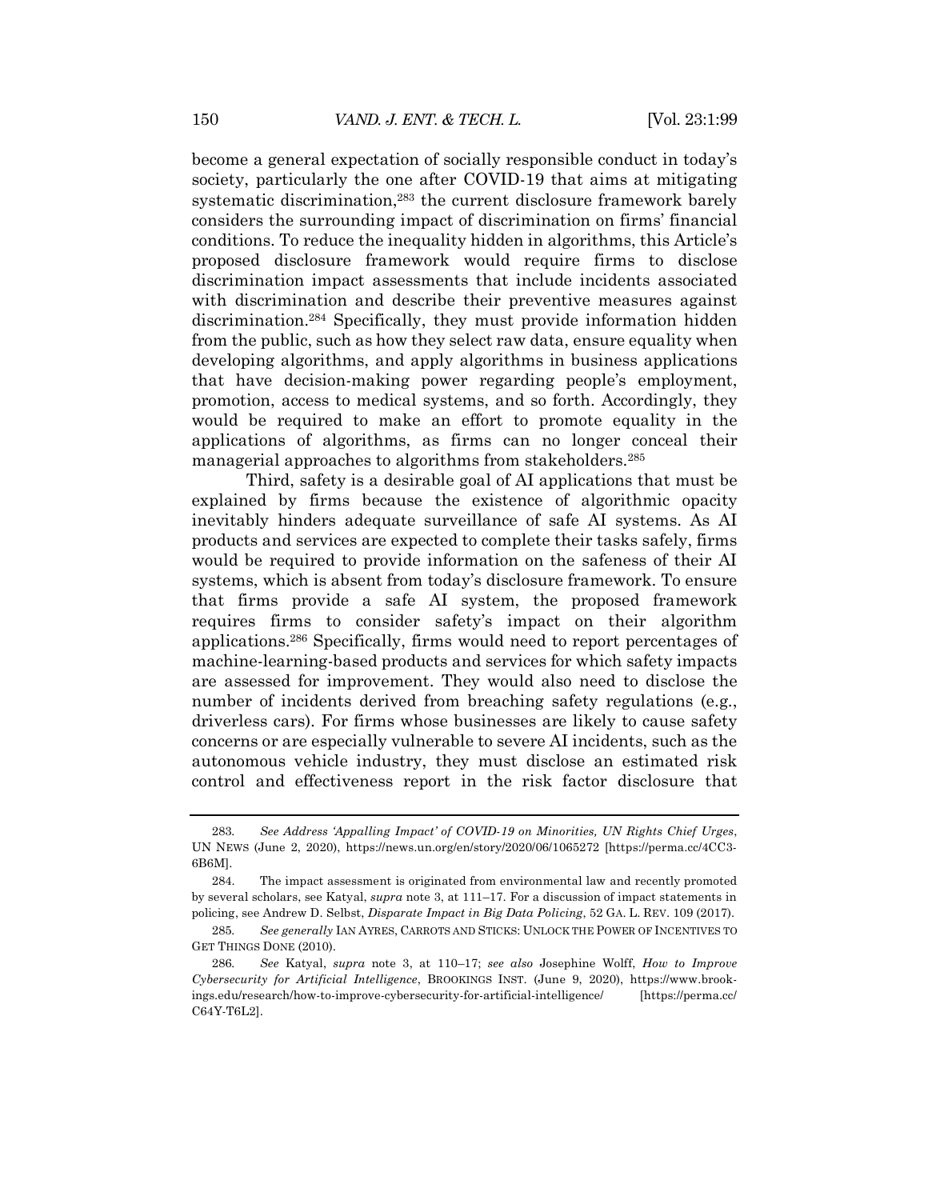become a general expectation of socially responsible conduct in today's society, particularly the one after COVID-19 that aims at mitigating systematic discrimination,[283] the current disclosure framework barely considers the surrounding impact of discrimination on firms' financial conditions. To reduce the inequality hidden in algorithms, this Article's proposed disclosure framework would require firms to disclose discrimination impact assessments that include incidents associated with discrimination and describe their preventive measures against discrimination.[284] Specifically, they must provide information hidden from the public, such as how they select raw data, ensure equality when developing algorithms, and apply algorithms in business applications that have decision-making power regarding people's employment, promotion, access to medical systems, and so forth. Accordingly, they would be required to make an effort to promote equality in the applications of algorithms, as firms can no longer conceal their managerial approaches to algorithms from stakeholders.[285]

Third, safety is a desirable goal of AI applications that must be explained by firms because the existence of algorithmic opacity inevitably hinders adequate surveillance of safe AI systems. As AI products and services are expected to complete their tasks safely, firms would be required to provide information on the safeness of their AI systems, which is absent from today's disclosure framework. To ensure that firms provide a safe AI system, the proposed framework requires firms to consider safety's impact on their algorithm applications.[286] Specifically, firms would need to report percentages of machine-learning-based products and services for which safety impacts are assessed for improvement. They would also need to disclose the number of incidents derived from breaching safety regulations (e.g., driverless cars). For firms whose businesses are likely to cause safety concerns or are especially vulnerable to severe AI incidents, such as the autonomous vehicle industry, they must disclose an estimated risk control and effectiveness report in the risk factor disclosure that

---

283. *See Address 'Appalling Impact' of COVID-19 on Minorities, UN Rights Chief Urges*, UN NEWS (June 2, 2020), https://news.un.org/en/story/2020/06/1065272 [https://perma.cc/4CC3-6B6M].

284. The impact assessment is originated from environmental law and recently promoted by several scholars, see Katyal, *supra* note 3, at 111–17. For a discussion of impact statements in policing, see Andrew D. Selbst, *Disparate Impact in Big Data Policing*, 52 GA. L. REV. 109 (2017).

285. *See generally* IAN AYRES, CARROTS AND STICKS: UNLOCK THE POWER OF INCENTIVES TO GET THINGS DONE (2010).

286. *See* Katyal, *supra* note 3, at 110–17; *see also* Josephine Wolff, *How to Improve Cybersecurity for Artificial Intelligence*, BROOKINGS INST. (June 9, 2020), https://www.brookings.edu/research/how-to-improve-cybersecurity-for-artificial-intelligence/ [https://perma.cc/C64Y-T6L2].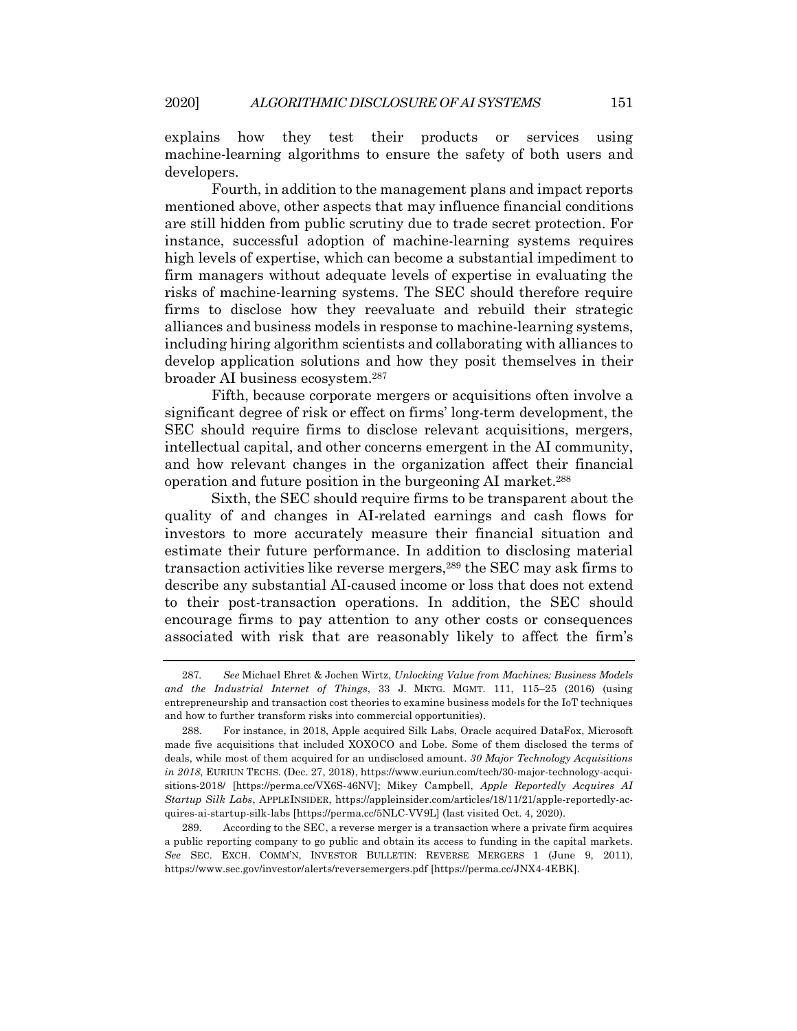explains how they test their products or services using machine-learning algorithms to ensure the safety of both users and developers.

Fourth, in addition to the management plans and impact reports mentioned above, other aspects that may influence financial conditions are still hidden from public scrutiny due to trade secret protection. For instance, successful adoption of machine-learning systems requires high levels of expertise, which can become a substantial impediment to firm managers without adequate levels of expertise in evaluating the risks of machine-learning systems. The SEC should therefore require firms to disclose how they reevaluate and rebuild their strategic alliances and business models in response to machine-learning systems, including hiring algorithm scientists and collaborating with alliances to develop application solutions and how they posit themselves in their broader AI business ecosystem.[287]

Fifth, because corporate mergers or acquisitions often involve a significant degree of risk or effect on firms' long-term development, the SEC should require firms to disclose relevant acquisitions, mergers, intellectual capital, and other concerns emergent in the AI community, and how relevant changes in the organization affect their financial operation and future position in the burgeoning AI market.[288]

Sixth, the SEC should require firms to be transparent about the quality of and changes in AI-related earnings and cash flows for investors to more accurately measure their financial situation and estimate their future performance. In addition to disclosing material transaction activities like reverse mergers,[289] the SEC may ask firms to describe any substantial AI-caused income or loss that does not extend to their post-transaction operations. In addition, the SEC should encourage firms to pay attention to any other costs or consequences associated with risk that are reasonably likely to affect the firm's

---

287. *See* Michael Ehret & Jochen Wirtz, *Unlocking Value from Machines: Business Models and the Industrial Internet of Things*, 33 J. MKTG. MGMT. 111, 115–25 (2016) (using entrepreneurship and transaction cost theories to examine business models for the IoT techniques and how to further transform risks into commercial opportunities).

288. For instance, in 2018, Apple acquired Silk Labs, Oracle acquired DataFox, Microsoft made five acquisitions that included XOXOCO and Lobe. Some of them disclosed the terms of deals, while most of them acquired for an undisclosed amount. *30 Major Technology Acquisitions in 2018*, EURIUN TECHS. (Dec. 27, 2018), https://www.euriun.com/tech/30-major-technology-acquisitions-2018/ [https://perma.cc/VX6S-46NV]; Mikey Campbell, *Apple Reportedly Acquires AI Startup Silk Labs*, APPLEINSIDER, https://appleinsider.com/articles/18/11/21/apple-reportedly-acquires-ai-startup-silk-labs [https://perma.cc/5NLC-VV9L] (last visited Oct. 4, 2020).

289. According to the SEC, a reverse merger is a transaction where a private firm acquires a public reporting company to go public and obtain its access to funding in the capital markets. *See* SEC. EXCH. COMM'N, INVESTOR BULLETIN: REVERSE MERGERS 1 (June 9, 2011), https://www.sec.gov/investor/alerts/reversemergers.pdf [https://perma.cc/JNX4-4EBK].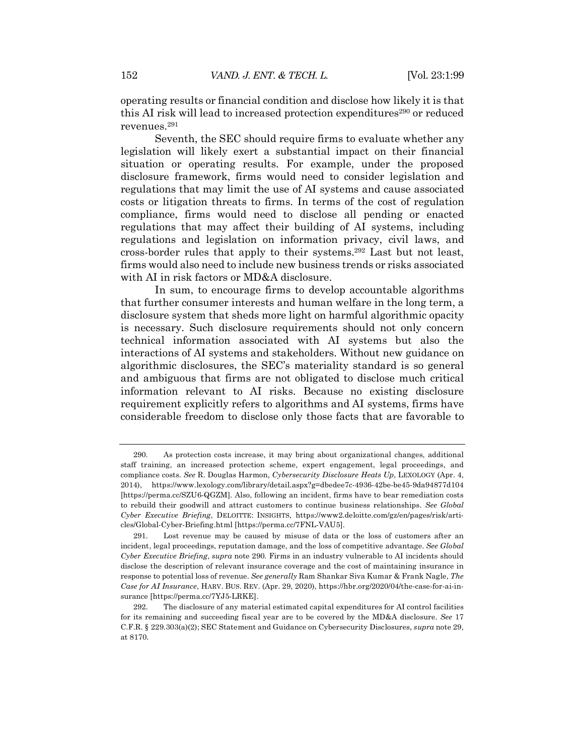operating results or financial condition and disclose how likely it is that this AI risk will lead to increased protection expenditures[290] or reduced revenues.[291]

Seventh, the SEC should require firms to evaluate whether any legislation will likely exert a substantial impact on their financial situation or operating results. For example, under the proposed disclosure framework, firms would need to consider legislation and regulations that may limit the use of AI systems and cause associated costs or litigation threats to firms. In terms of the cost of regulation compliance, firms would need to disclose all pending or enacted regulations that may affect their building of AI systems, including regulations and legislation on information privacy, civil laws, and cross-border rules that apply to their systems.[292] Last but not least, firms would also need to include new business trends or risks associated with AI in risk factors or MD&A disclosure.

In sum, to encourage firms to develop accountable algorithms that further consumer interests and human welfare in the long term, a disclosure system that sheds more light on harmful algorithmic opacity is necessary. Such disclosure requirements should not only concern technical information associated with AI systems but also the interactions of AI systems and stakeholders. Without new guidance on algorithmic disclosures, the SEC's materiality standard is so general and ambiguous that firms are not obligated to disclose much critical information relevant to AI risks. Because no existing disclosure requirement explicitly refers to algorithms and AI systems, firms have considerable freedom to disclose only those facts that are favorable to

---

290. As protection costs increase, it may bring about organizational changes, additional staff training, an increased protection scheme, expert engagement, legal proceedings, and compliance costs. *See* R. Douglas Harmon, *Cybersecurity Disclosure Heats Up*, LEXOLOGY (Apr. 4, 2014), https://www.lexology.com/library/detail.aspx?g=dbedee7c-4936-42be-be45-9da94877d104 [https://perma.cc/SZU6-QGZM]. Also, following an incident, firms have to bear remediation costs to rebuild their goodwill and attract customers to continue business relationships. *See Global Cyber Executive Briefing*, DELOITTE: INSIGHTS, https://www2.deloitte.com/gz/en/pages/risk/articles/Global-Cyber-Briefing.html [https://perma.cc/7FNL-VAU5].

291. Lost revenue may be caused by misuse of data or the loss of customers after an incident, legal proceedings, reputation damage, and the loss of competitive advantage. *See Global Cyber Executive Briefing*, *supra* note 290. Firms in an industry vulnerable to AI incidents should disclose the description of relevant insurance coverage and the cost of maintaining insurance in response to potential loss of revenue. *See generally* Ram Shankar Siva Kumar & Frank Nagle, *The Case for AI Insurance*, HARV. BUS. REV. (Apr. 29, 2020), https://hbr.org/2020/04/the-case-for-ai-insurance [https://perma.cc/7YJ5-LRKE].

292. The disclosure of any material estimated capital expenditures for AI control facilities for its remaining and succeeding fiscal year are to be covered by the MD&A disclosure. *See* 17 C.F.R. § 229.303(a)(2); SEC Statement and Guidance on Cybersecurity Disclosures, *supra* note 29, at 8170.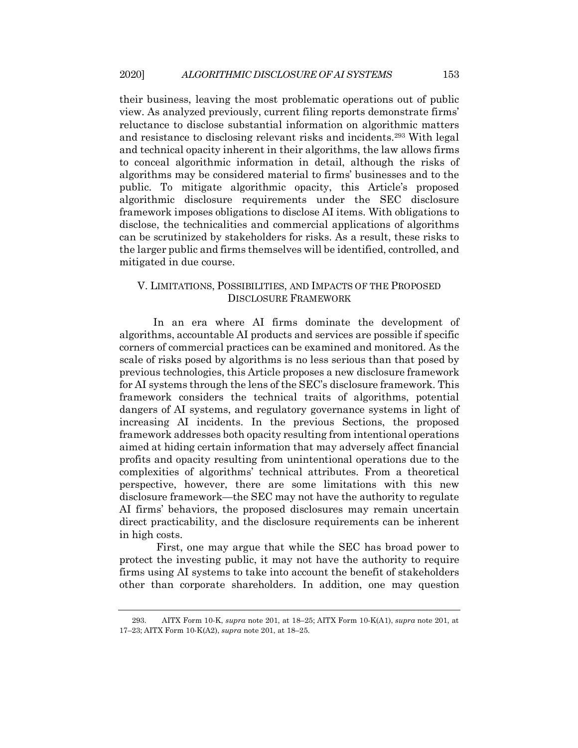their business, leaving the most problematic operations out of public view. As analyzed previously, current filing reports demonstrate firms' reluctance to disclose substantial information on algorithmic matters and resistance to disclosing relevant risks and incidents.[293] With legal and technical opacity inherent in their algorithms, the law allows firms to conceal algorithmic information in detail, although the risks of algorithms may be considered material to firms' businesses and to the public. To mitigate algorithmic opacity, this Article's proposed algorithmic disclosure requirements under the SEC disclosure framework imposes obligations to disclose AI items. With obligations to disclose, the technicalities and commercial applications of algorithms can be scrutinized by stakeholders for risks. As a result, these risks to the larger public and firms themselves will be identified, controlled, and mitigated in due course.

## V. LIMITATIONS, POSSIBILITIES, AND IMPACTS OF THE PROPOSED DISCLOSURE FRAMEWORK

In an era where AI firms dominate the development of algorithms, accountable AI products and services are possible if specific corners of commercial practices can be examined and monitored. As the scale of risks posed by algorithms is no less serious than that posed by previous technologies, this Article proposes a new disclosure framework for AI systems through the lens of the SEC's disclosure framework. This framework considers the technical traits of algorithms, potential dangers of AI systems, and regulatory governance systems in light of increasing AI incidents. In the previous Sections, the proposed framework addresses both opacity resulting from intentional operations aimed at hiding certain information that may adversely affect financial profits and opacity resulting from unintentional operations due to the complexities of algorithms' technical attributes. From a theoretical perspective, however, there are some limitations with this new disclosure framework—the SEC may not have the authority to regulate AI firms' behaviors, the proposed disclosures may remain uncertain direct practicability, and the disclosure requirements can be inherent in high costs.

First, one may argue that while the SEC has broad power to protect the investing public, it may not have the authority to require firms using AI systems to take into account the benefit of stakeholders other than corporate shareholders. In addition, one may question

---

293. AITX Form 10-K, *supra* note 201, at 18–25; AITX Form 10-K(A1), *supra* note 201, at 17–23; AITX Form 10-K(A2), *supra* note 201, at 18–25.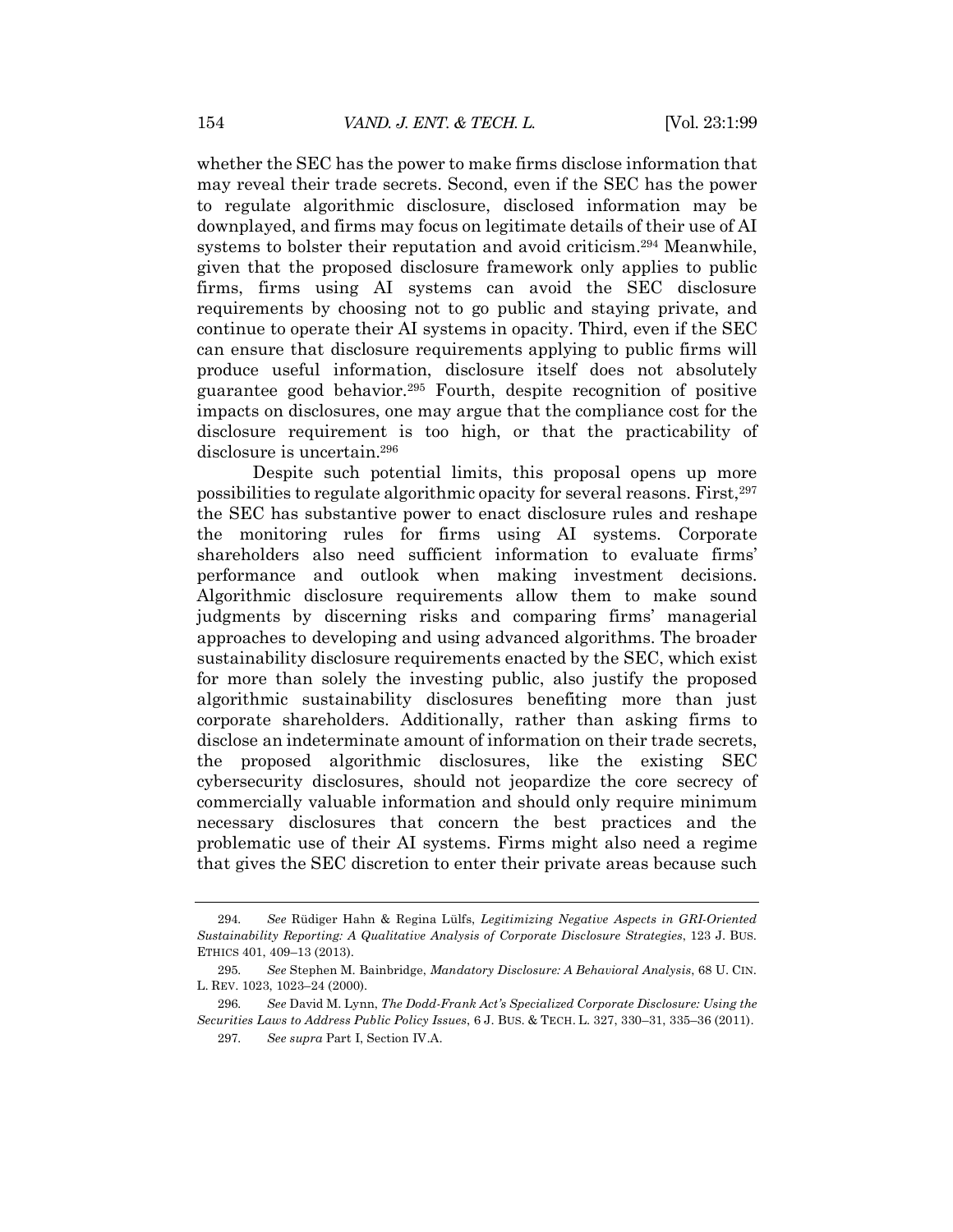whether the SEC has the power to make firms disclose information that may reveal their trade secrets. Second, even if the SEC has the power to regulate algorithmic disclosure, disclosed information may be downplayed, and firms may focus on legitimate details of their use of AI systems to bolster their reputation and avoid criticism.[294] Meanwhile, given that the proposed disclosure framework only applies to public firms, firms using AI systems can avoid the SEC disclosure requirements by choosing not to go public and staying private, and continue to operate their AI systems in opacity. Third, even if the SEC can ensure that disclosure requirements applying to public firms will produce useful information, disclosure itself does not absolutely guarantee good behavior.[295] Fourth, despite recognition of positive impacts on disclosures, one may argue that the compliance cost for the disclosure requirement is too high, or that the practicability of disclosure is uncertain.[296]

Despite such potential limits, this proposal opens up more possibilities to regulate algorithmic opacity for several reasons. First,[297] the SEC has substantive power to enact disclosure rules and reshape the monitoring rules for firms using AI systems. Corporate shareholders also need sufficient information to evaluate firms' performance and outlook when making investment decisions. Algorithmic disclosure requirements allow them to make sound judgments by discerning risks and comparing firms' managerial approaches to developing and using advanced algorithms. The broader sustainability disclosure requirements enacted by the SEC, which exist for more than solely the investing public, also justify the proposed algorithmic sustainability disclosures benefiting more than just corporate shareholders. Additionally, rather than asking firms to disclose an indeterminate amount of information on their trade secrets, the proposed algorithmic disclosures, like the existing SEC cybersecurity disclosures, should not jeopardize the core secrecy of commercially valuable information and should only require minimum necessary disclosures that concern the best practices and the problematic use of their AI systems. Firms might also need a regime that gives the SEC discretion to enter their private areas because such

---

294. *See* Rüdiger Hahn & Regina Lülfs, *Legitimizing Negative Aspects in GRI-Oriented Sustainability Reporting: A Qualitative Analysis of Corporate Disclosure Strategies*, 123 J. BUS. ETHICS 401, 409–13 (2013).

295. *See* Stephen M. Bainbridge, *Mandatory Disclosure: A Behavioral Analysis*, 68 U. CIN. L. REV. 1023, 1023–24 (2000).

296. *See* David M. Lynn, *The Dodd-Frank Act's Specialized Corporate Disclosure: Using the Securities Laws to Address Public Policy Issues*, 6 J. BUS. & TECH. L. 327, 330–31, 335–36 (2011).

297. *See supra* Part I, Section IV.A.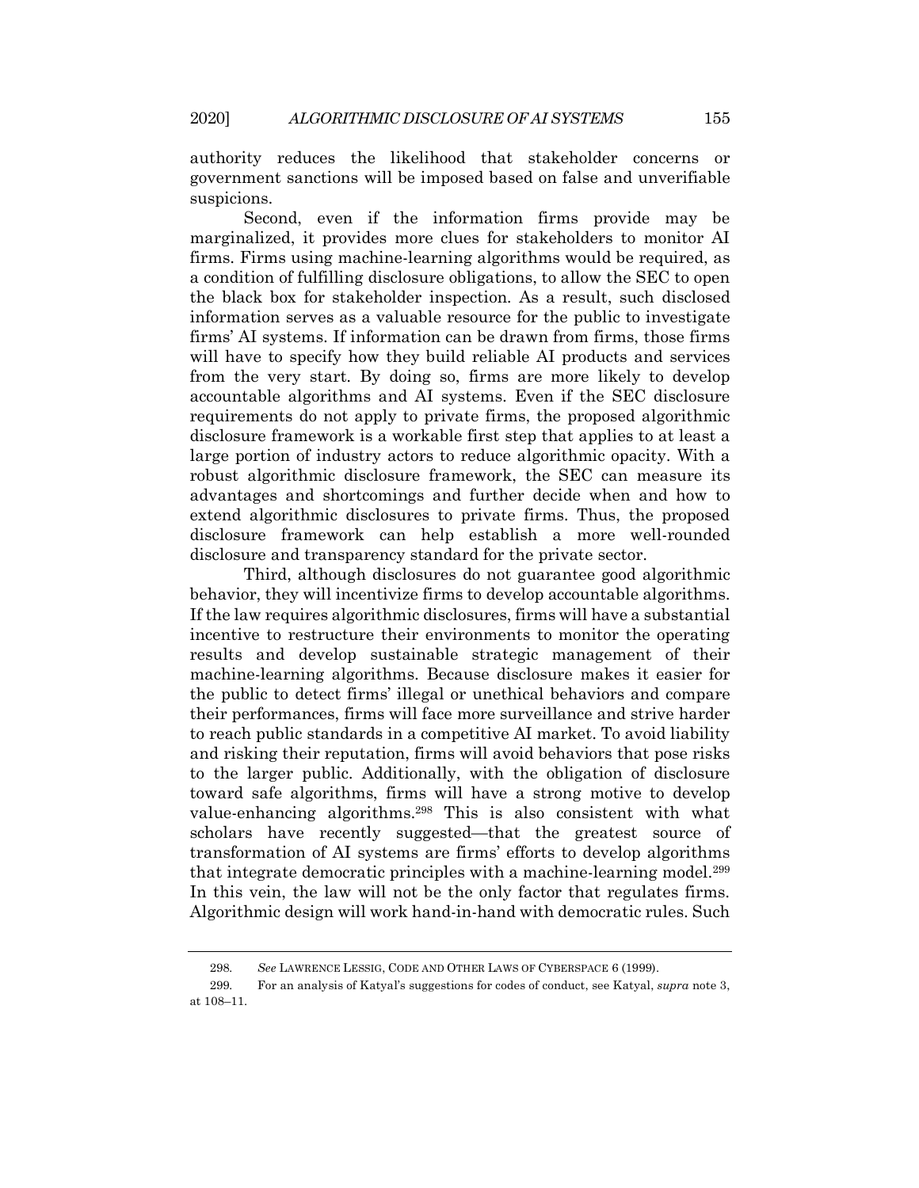authority reduces the likelihood that stakeholder concerns or government sanctions will be imposed based on false and unverifiable suspicions.

Second, even if the information firms provide may be marginalized, it provides more clues for stakeholders to monitor AI firms. Firms using machine-learning algorithms would be required, as a condition of fulfilling disclosure obligations, to allow the SEC to open the black box for stakeholder inspection. As a result, such disclosed information serves as a valuable resource for the public to investigate firms' AI systems. If information can be drawn from firms, those firms will have to specify how they build reliable AI products and services from the very start. By doing so, firms are more likely to develop accountable algorithms and AI systems. Even if the SEC disclosure requirements do not apply to private firms, the proposed algorithmic disclosure framework is a workable first step that applies to at least a large portion of industry actors to reduce algorithmic opacity. With a robust algorithmic disclosure framework, the SEC can measure its advantages and shortcomings and further decide when and how to extend algorithmic disclosures to private firms. Thus, the proposed disclosure framework can help establish a more well-rounded disclosure and transparency standard for the private sector.

Third, although disclosures do not guarantee good algorithmic behavior, they will incentivize firms to develop accountable algorithms. If the law requires algorithmic disclosures, firms will have a substantial incentive to restructure their environments to monitor the operating results and develop sustainable strategic management of their machine-learning algorithms. Because disclosure makes it easier for the public to detect firms' illegal or unethical behaviors and compare their performances, firms will face more surveillance and strive harder to reach public standards in a competitive AI market. To avoid liability and risking their reputation, firms will avoid behaviors that pose risks to the larger public. Additionally, with the obligation of disclosure toward safe algorithms, firms will have a strong motive to develop value-enhancing algorithms.[298] This is also consistent with what scholars have recently suggested—that the greatest source of transformation of AI systems are firms' efforts to develop algorithms that integrate democratic principles with a machine-learning model.[299] In this vein, the law will not be the only factor that regulates firms. Algorithmic design will work hand-in-hand with democratic rules. Such

298. *See* LAWRENCE LESSIG, CODE AND OTHER LAWS OF CYBERSPACE 6 (1999).

299. For an analysis of Katyal's suggestions for codes of conduct, see Katyal, *supra* note 3, at 108–11.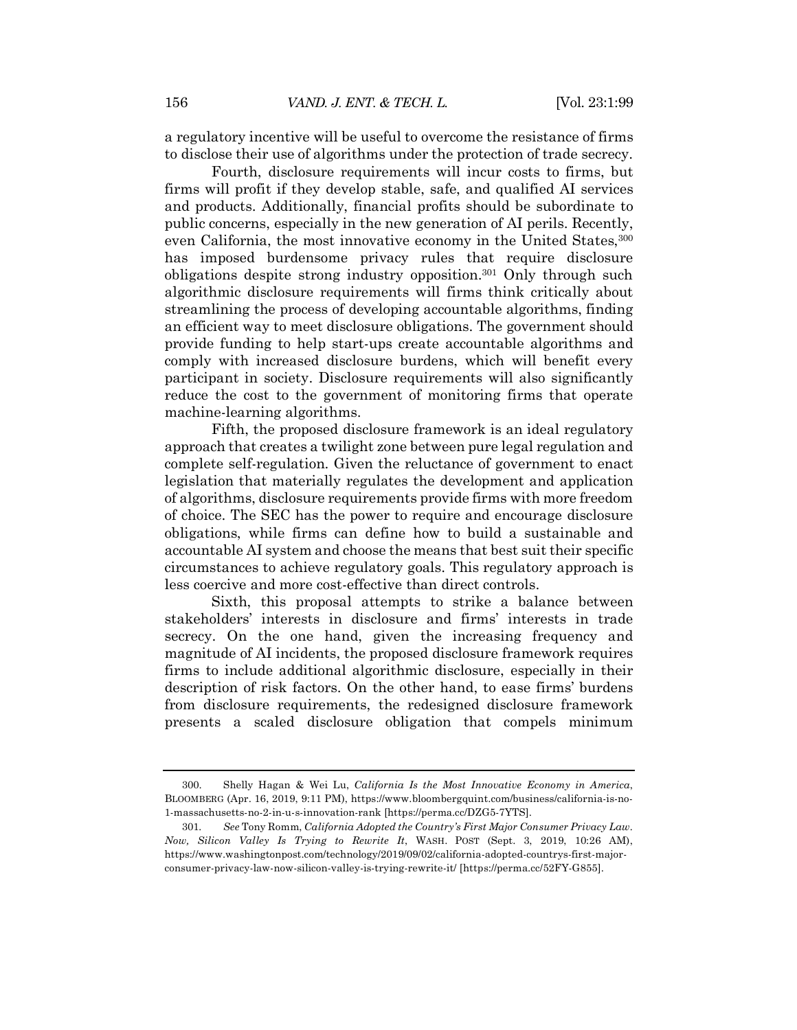a regulatory incentive will be useful to overcome the resistance of firms to disclose their use of algorithms under the protection of trade secrecy.

Fourth, disclosure requirements will incur costs to firms, but firms will profit if they develop stable, safe, and qualified AI services and products. Additionally, financial profits should be subordinate to public concerns, especially in the new generation of AI perils. Recently, even California, the most innovative economy in the United States,[300] has imposed burdensome privacy rules that require disclosure obligations despite strong industry opposition.[301] Only through such algorithmic disclosure requirements will firms think critically about streamlining the process of developing accountable algorithms, finding an efficient way to meet disclosure obligations. The government should provide funding to help start-ups create accountable algorithms and comply with increased disclosure burdens, which will benefit every participant in society. Disclosure requirements will also significantly reduce the cost to the government of monitoring firms that operate machine-learning algorithms.

Fifth, the proposed disclosure framework is an ideal regulatory approach that creates a twilight zone between pure legal regulation and complete self-regulation. Given the reluctance of government to enact legislation that materially regulates the development and application of algorithms, disclosure requirements provide firms with more freedom of choice. The SEC has the power to require and encourage disclosure obligations, while firms can define how to build a sustainable and accountable AI system and choose the means that best suit their specific circumstances to achieve regulatory goals. This regulatory approach is less coercive and more cost-effective than direct controls.

Sixth, this proposal attempts to strike a balance between stakeholders' interests in disclosure and firms' interests in trade secrecy. On the one hand, given the increasing frequency and magnitude of AI incidents, the proposed disclosure framework requires firms to include additional algorithmic disclosure, especially in their description of risk factors. On the other hand, to ease firms' burdens from disclosure requirements, the redesigned disclosure framework presents a scaled disclosure obligation that compels minimum

---

300. Shelly Hagan & Wei Lu, *California Is the Most Innovative Economy in America*, BLOOMBERG (Apr. 16, 2019, 9:11 PM), https://www.bloombergquint.com/business/california-is-no-1-massachusetts-no-2-in-u-s-innovation-rank [https://perma.cc/DZG5-7YTS].

301. *See* Tony Romm, *California Adopted the Country's First Major Consumer Privacy Law. Now, Silicon Valley Is Trying to Rewrite It*, WASH. POST (Sept. 3, 2019, 10:26 AM), https://www.washingtonpost.com/technology/2019/09/02/california-adopted-countrys-first-major-consumer-privacy-law-now-silicon-valley-is-trying-rewrite-it/ [https://perma.cc/52FY-G855].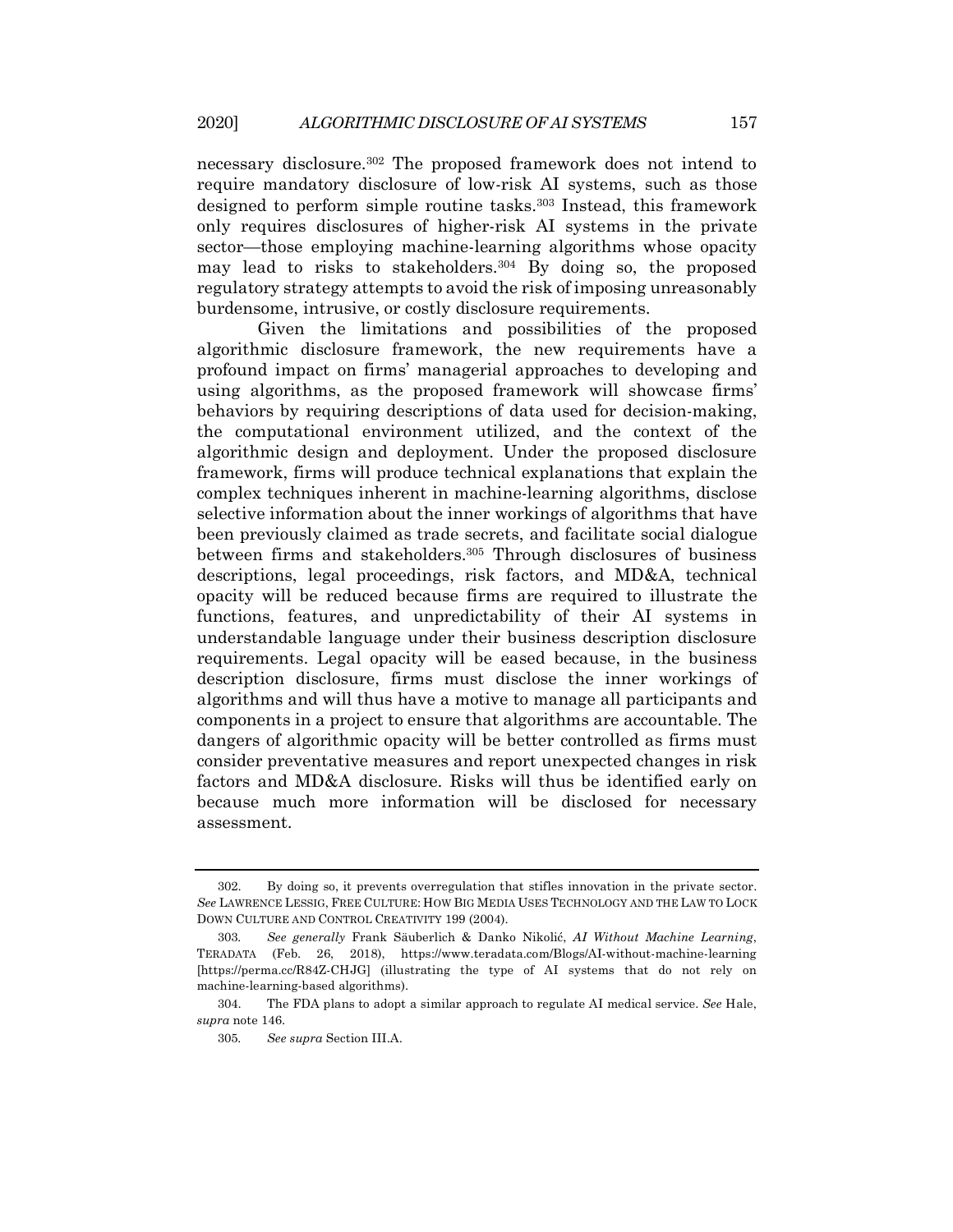necessary disclosure.[302] The proposed framework does not intend to require mandatory disclosure of low-risk AI systems, such as those designed to perform simple routine tasks.[303] Instead, this framework only requires disclosures of higher-risk AI systems in the private sector—those employing machine-learning algorithms whose opacity may lead to risks to stakeholders.[304] By doing so, the proposed regulatory strategy attempts to avoid the risk of imposing unreasonably burdensome, intrusive, or costly disclosure requirements.

Given the limitations and possibilities of the proposed algorithmic disclosure framework, the new requirements have a profound impact on firms' managerial approaches to developing and using algorithms, as the proposed framework will showcase firms' behaviors by requiring descriptions of data used for decision-making, the computational environment utilized, and the context of the algorithmic design and deployment. Under the proposed disclosure framework, firms will produce technical explanations that explain the complex techniques inherent in machine-learning algorithms, disclose selective information about the inner workings of algorithms that have been previously claimed as trade secrets, and facilitate social dialogue between firms and stakeholders.[305] Through disclosures of business descriptions, legal proceedings, risk factors, and MD&A, technical opacity will be reduced because firms are required to illustrate the functions, features, and unpredictability of their AI systems in understandable language under their business description disclosure requirements. Legal opacity will be eased because, in the business description disclosure, firms must disclose the inner workings of algorithms and will thus have a motive to manage all participants and components in a project to ensure that algorithms are accountable. The dangers of algorithmic opacity will be better controlled as firms must consider preventative measures and report unexpected changes in risk factors and MD&A disclosure. Risks will thus be identified early on because much more information will be disclosed for necessary assessment.

---

302. By doing so, it prevents overregulation that stifles innovation in the private sector. *See* LAWRENCE LESSIG, FREE CULTURE: HOW BIG MEDIA USES TECHNOLOGY AND THE LAW TO LOCK DOWN CULTURE AND CONTROL CREATIVITY 199 (2004).

303. *See generally* Frank Säuberlich & Danko Nikolić, *AI Without Machine Learning*, TERADATA (Feb. 26, 2018), https://www.teradata.com/Blogs/AI-without-machine-learning [https://perma.cc/R84Z-CHJG] (illustrating the type of AI systems that do not rely on machine-learning-based algorithms).

304. The FDA plans to adopt a similar approach to regulate AI medical service. *See* Hale, *supra* note 146.

305. *See supra* Section III.A.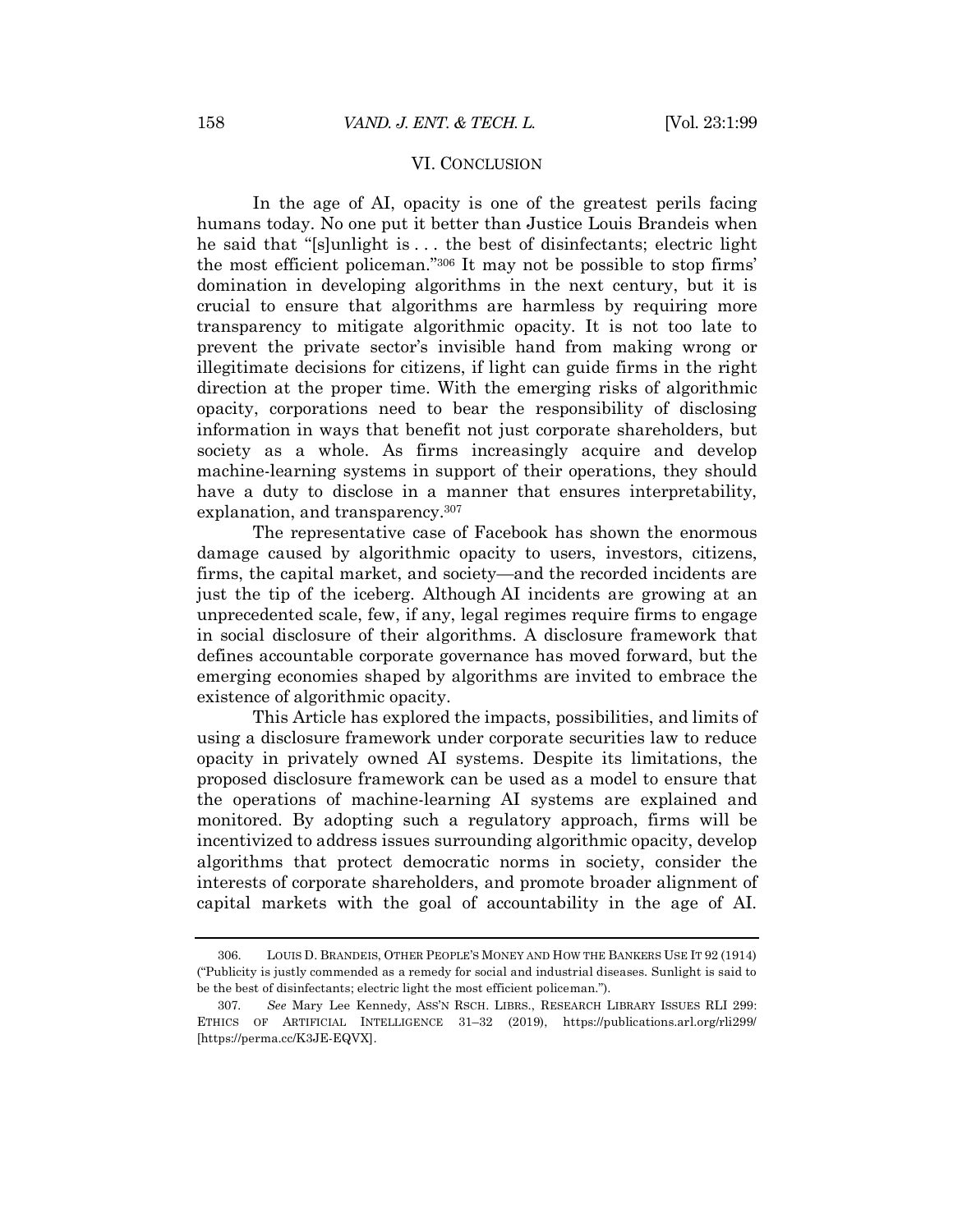## VI. CONCLUSION

In the age of AI, opacity is one of the greatest perils facing humans today. No one put it better than Justice Louis Brandeis when he said that "[s]unlight is . . . the best of disinfectants; electric light the most efficient policeman."[306] It may not be possible to stop firms' domination in developing algorithms in the next century, but it is crucial to ensure that algorithms are harmless by requiring more transparency to mitigate algorithmic opacity. It is not too late to prevent the private sector's invisible hand from making wrong or illegitimate decisions for citizens, if light can guide firms in the right direction at the proper time. With the emerging risks of algorithmic opacity, corporations need to bear the responsibility of disclosing information in ways that benefit not just corporate shareholders, but society as a whole. As firms increasingly acquire and develop machine-learning systems in support of their operations, they should have a duty to disclose in a manner that ensures interpretability, explanation, and transparency.[307]

The representative case of Facebook has shown the enormous damage caused by algorithmic opacity to users, investors, citizens, firms, the capital market, and society—and the recorded incidents are just the tip of the iceberg. Although AI incidents are growing at an unprecedented scale, few, if any, legal regimes require firms to engage in social disclosure of their algorithms. A disclosure framework that defines accountable corporate governance has moved forward, but the emerging economies shaped by algorithms are invited to embrace the existence of algorithmic opacity.

This Article has explored the impacts, possibilities, and limits of using a disclosure framework under corporate securities law to reduce opacity in privately owned AI systems. Despite its limitations, the proposed disclosure framework can be used as a model to ensure that the operations of machine-learning AI systems are explained and monitored. By adopting such a regulatory approach, firms will be incentivized to address issues surrounding algorithmic opacity, develop algorithms that protect democratic norms in society, consider the interests of corporate shareholders, and promote broader alignment of capital markets with the goal of accountability in the age of AI.

---

306. LOUIS D. BRANDEIS, OTHER PEOPLE'S MONEY AND HOW THE BANKERS USE IT 92 (1914) ("Publicity is justly commended as a remedy for social and industrial diseases. Sunlight is said to be the best of disinfectants; electric light the most efficient policeman.").

307. *See* Mary Lee Kennedy, ASS'N RSCH. LIBRS., RESEARCH LIBRARY ISSUES RLI 299: ETHICS OF ARTIFICIAL INTELLIGENCE 31–32 (2019), https://publications.arl.org/rli299/ [https://perma.cc/K3JE-EQVX].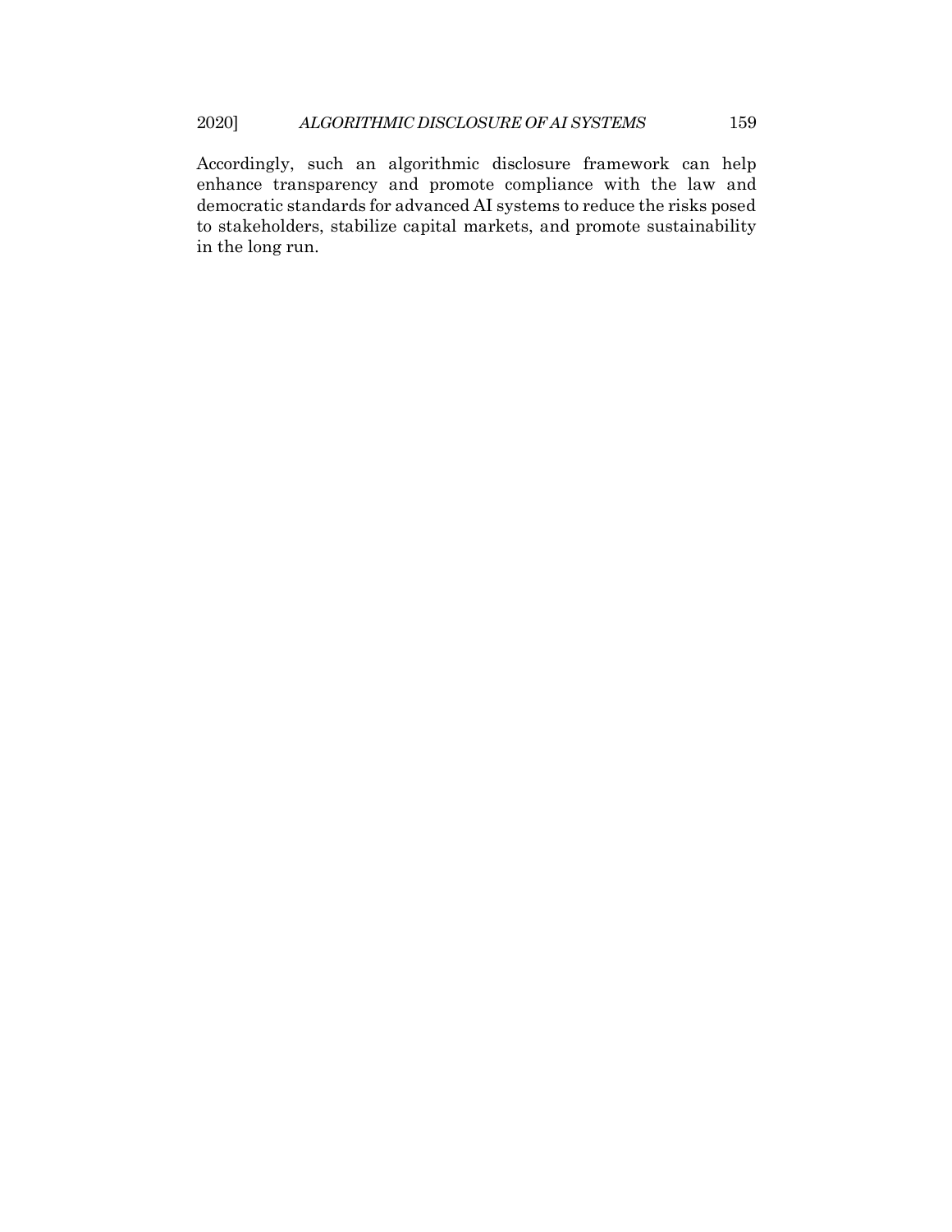Accordingly, such an algorithmic disclosure framework can help enhance transparency and promote compliance with the law and democratic standards for advanced AI systems to reduce the risks posed to stakeholders, stabilize capital markets, and promote sustainability in the long run.